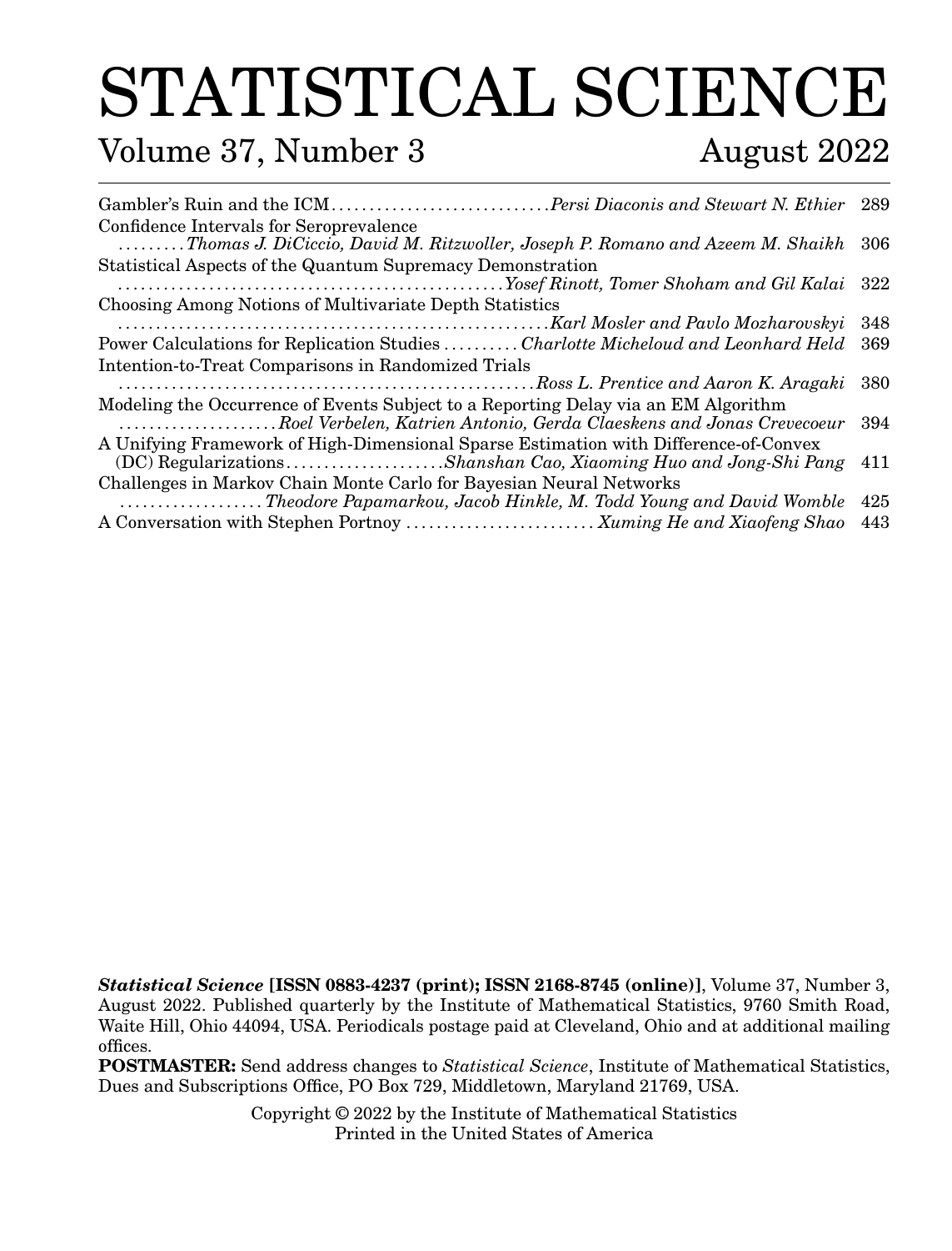# STATISTICAL SCIENCE

## Volume 37, Number 3 August 2022

| | | |
|---|---|---|
| Gambler's Ruin and the ICM | *Persi Diaconis and Stewart N. Ethier* | 289 |
| Confidence Intervals for Seroprevalence | *Thomas J. DiCiccio, David M. Ritzwoller, Joseph P. Romano and Azeem M. Shaikh* | 306 |
| Statistical Aspects of the Quantum Supremacy Demonstration | *Yosef Rinott, Tomer Shoham and Gil Kalai* | 322 |
| Choosing Among Notions of Multivariate Depth Statistics | *Karl Mosler and Pavlo Mozharovskyi* | 348 |
| Power Calculations for Replication Studies | *Charlotte Micheloud and Leonhard Held* | 369 |
| Intention-to-Treat Comparisons in Randomized Trials | *Ross L. Prentice and Aaron K. Aragaki* | 380 |
| Modeling the Occurrence of Events Subject to a Reporting Delay via an EM Algorithm | *Roel Verbelen, Katrien Antonio, Gerda Claeskens and Jonas Crevecoeur* | 394 |
| A Unifying Framework of High-Dimensional Sparse Estimation with Difference-of-Convex (DC) Regularizations | *Shanshan Cao, Xiaoming Huo and Jong-Shi Pang* | 411 |
| Challenges in Markov Chain Monte Carlo for Bayesian Neural Networks | *Theodore Papamarkou, Jacob Hinkle, M. Todd Young and David Womble* | 425 |
| A Conversation with Stephen Portnoy | *Xuming He and Xiaofeng Shao* | 443 |

***Statistical Science*** **[ISSN 0883-4237 (print); ISSN 2168-8745 (online)]**, Volume 37, Number 3, August 2022. Published quarterly by the Institute of Mathematical Statistics, 9760 Smith Road, Waite Hill, Ohio 44094, USA. Periodicals postage paid at Cleveland, Ohio and at additional mailing offices.

**POSTMASTER:** Send address changes to *Statistical Science*, Institute of Mathematical Statistics, Dues and Subscriptions Office, PO Box 729, Middletown, Maryland 21769, USA.

Copyright © 2022 by the Institute of Mathematical Statistics
Printed in the United States of America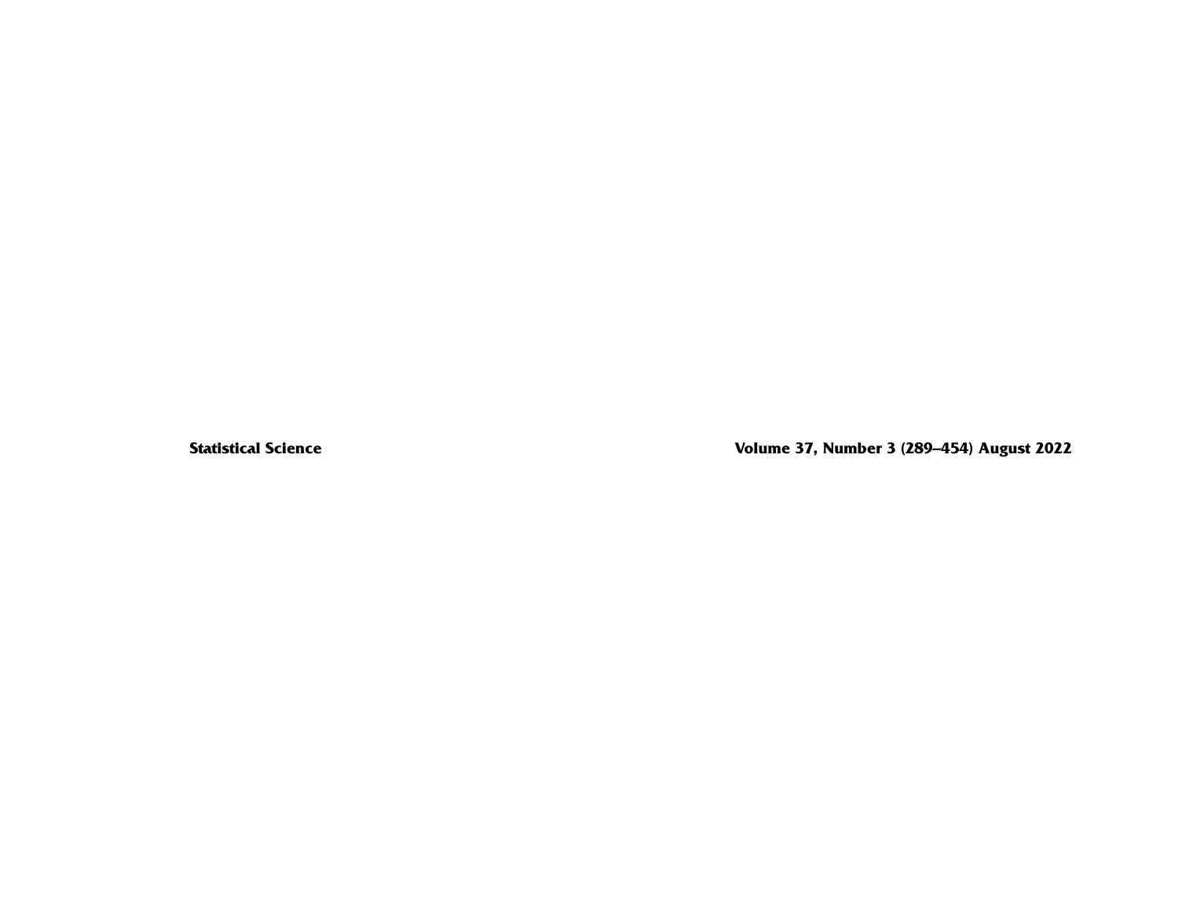**Statistical Science** **Volume 37, Number 3 (289–454) August 2022**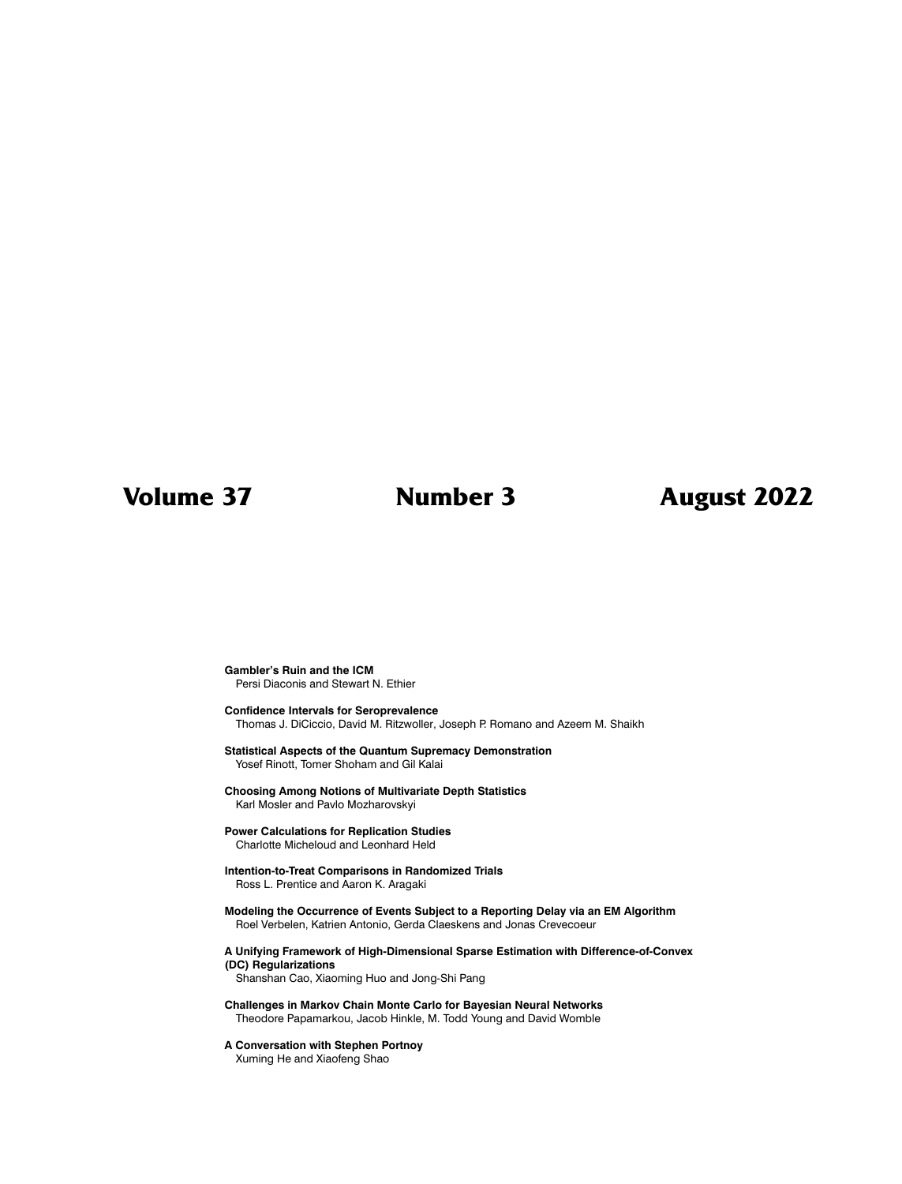**Volume 37 Number 3 August 2022**

**Gambler's Ruin and the ICM**
Persi Diaconis and Stewart N. Ethier

**Confidence Intervals for Seroprevalence**
Thomas J. DiCiccio, David M. Ritzwoller, Joseph P. Romano and Azeem M. Shaikh

**Statistical Aspects of the Quantum Supremacy Demonstration**
Yosef Rinott, Tomer Shoham and Gil Kalai

**Choosing Among Notions of Multivariate Depth Statistics**
Karl Mosler and Pavlo Mozharovskyi

**Power Calculations for Replication Studies**
Charlotte Micheloud and Leonhard Held

**Intention-to-Treat Comparisons in Randomized Trials**
Ross L. Prentice and Aaron K. Aragaki

**Modeling the Occurrence of Events Subject to a Reporting Delay via an EM Algorithm**
Roel Verbelen, Katrien Antonio, Gerda Claeskens and Jonas Crevecoeur

**A Unifying Framework of High-Dimensional Sparse Estimation with Difference-of-Convex (DC) Regularizations**
Shanshan Cao, Xiaoming Huo and Jong-Shi Pang

**Challenges in Markov Chain Monte Carlo for Bayesian Neural Networks**
Theodore Papamarkou, Jacob Hinkle, M. Todd Young and David Womble

**A Conversation with Stephen Portnoy**
Xuming He and Xiaofeng Shao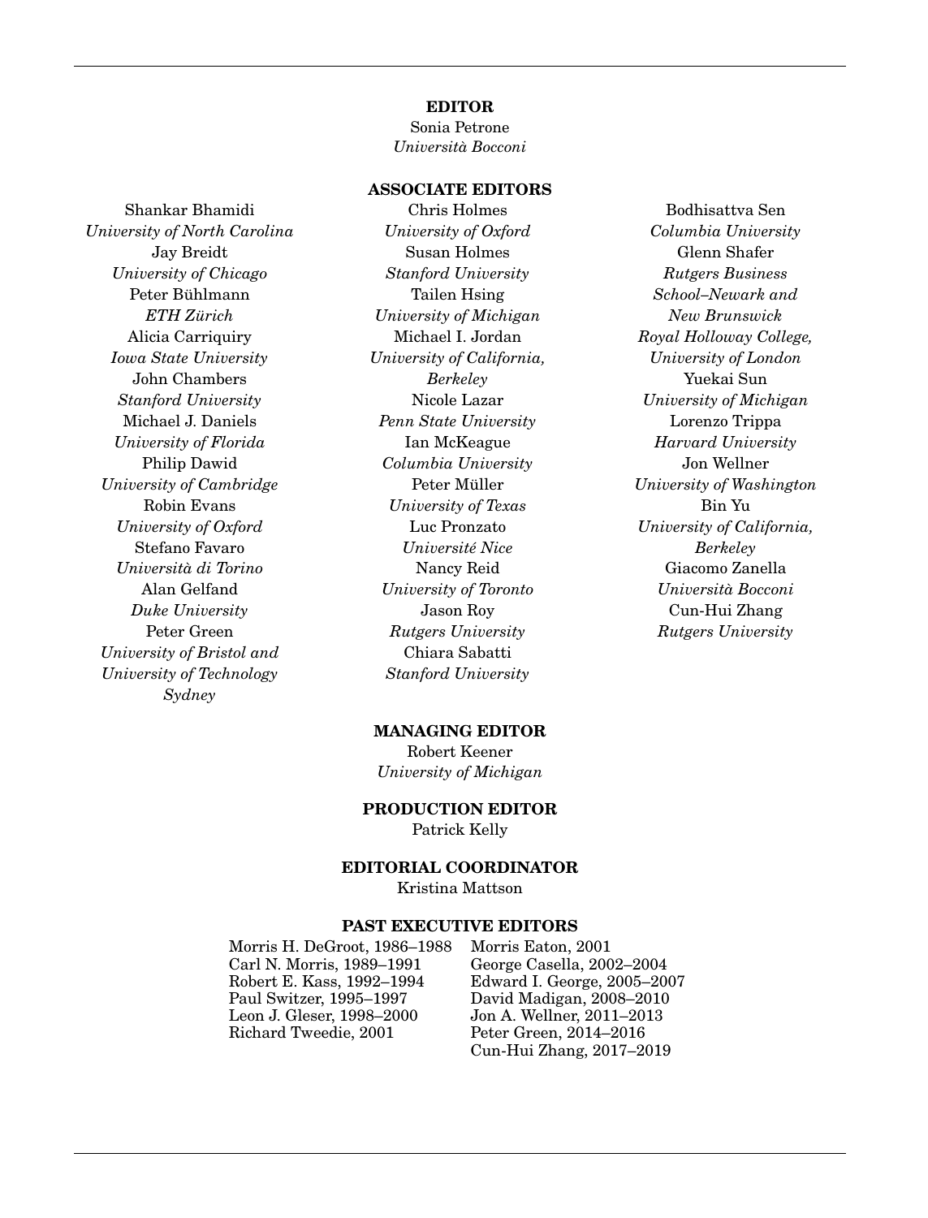**EDITOR**

Sonia Petrone
*Università Bocconi*

**ASSOCIATE EDITORS**

Shankar Bhamidi
*University of North Carolina*

Jay Breidt
*University of Chicago*

Peter Bühlmann
*ETH Zürich*

Alicia Carriquiry
*Iowa State University*

John Chambers
*Stanford University*

Michael J. Daniels
*University of Florida*

Philip Dawid
*University of Cambridge*

Robin Evans
*University of Oxford*

Stefano Favaro
*Università di Torino*

Alan Gelfand
*Duke University*

Peter Green
*University of Bristol and University of Technology Sydney*

Chris Holmes
*University of Oxford*

Susan Holmes
*Stanford University*

Tailen Hsing
*University of Michigan*

Michael I. Jordan
*University of California, Berkeley*

Nicole Lazar
*Penn State University*

Ian McKeague
*Columbia University*

Peter Müller
*University of Texas*

Luc Pronzato
*Université Nice*

Nancy Reid
*University of Toronto*

Jason Roy
*Rutgers University*

Chiara Sabatti
*Stanford University*

Bodhisattva Sen
*Columbia University*

Glenn Shafer
*Rutgers Business School–Newark and New Brunswick*
*Royal Holloway College, University of London*

Yuekai Sun
*University of Michigan*

Lorenzo Trippa
*Harvard University*

Jon Wellner
*University of Washington*

Bin Yu
*University of California, Berkeley*

Giacomo Zanella
*Università Bocconi*

Cun-Hui Zhang
*Rutgers University*

**MANAGING EDITOR**

Robert Keener
*University of Michigan*

**PRODUCTION EDITOR**

Patrick Kelly

**EDITORIAL COORDINATOR**

Kristina Mattson

**PAST EXECUTIVE EDITORS**

Morris H. DeGroot, 1986–1988
Carl N. Morris, 1989–1991
Robert E. Kass, 1992–1994
Paul Switzer, 1995–1997
Leon J. Gleser, 1998–2000
Richard Tweedie, 2001
Morris Eaton, 2001
George Casella, 2002–2004
Edward I. George, 2005–2007
David Madigan, 2008–2010
Jon A. Wellner, 2011–2013
Peter Green, 2014–2016
Cun-Hui Zhang, 2017–2019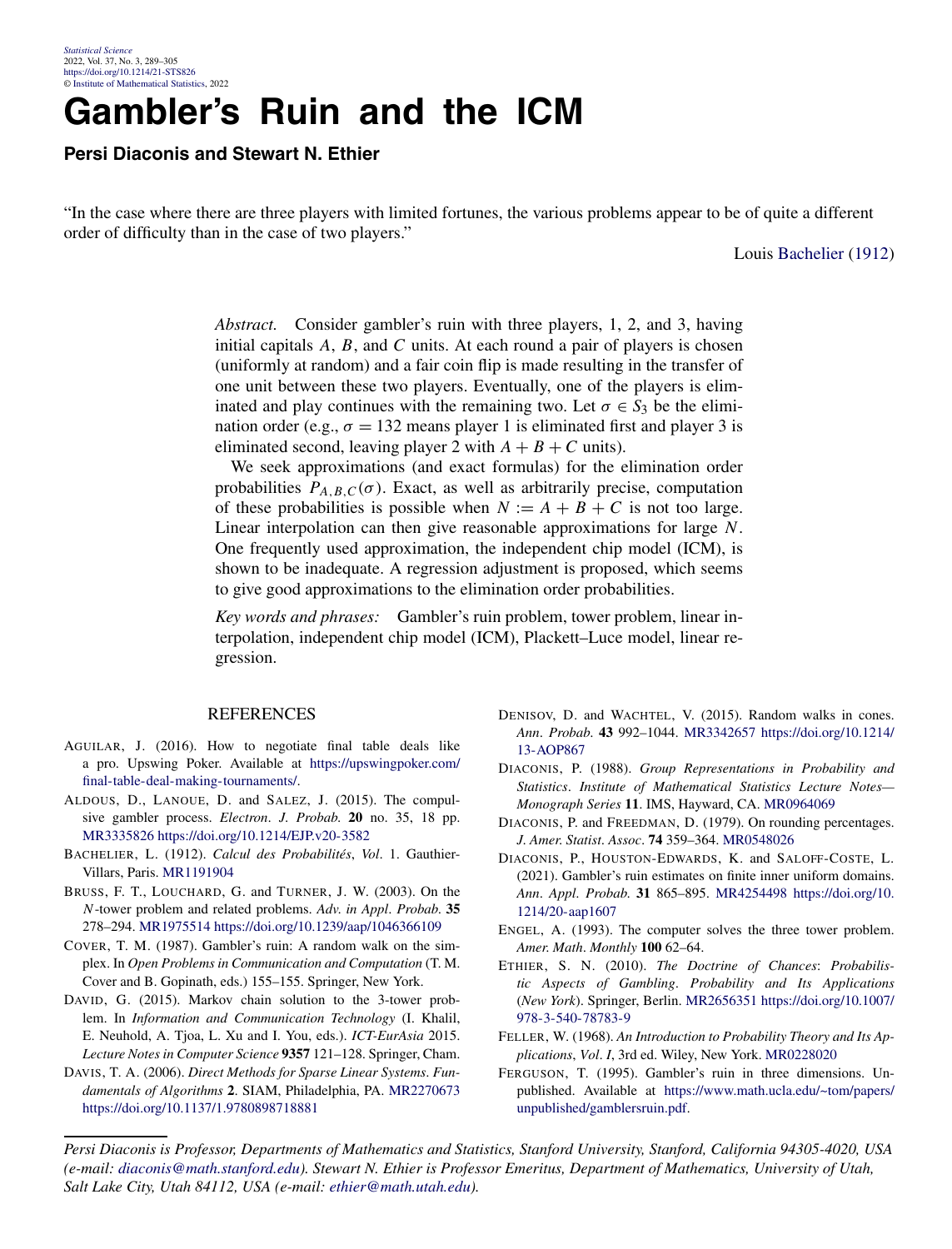# Gambler's Ruin and the ICM

**Persi Diaconis and Stewart N. Ethier**

"In the case where there are three players with limited fortunes, the various problems appear to be of quite a different order of difficulty than in the case of two players."

Louis Bachelier (1912)

*Abstract.* Consider gambler's ruin with three players, 1, 2, and 3, having initial capitals $A$, $B$, and $C$ units. At each round a pair of players is chosen (uniformly at random) and a fair coin flip is made resulting in the transfer of one unit between these two players. Eventually, one of the players is eliminated and play continues with the remaining two. Let $\sigma \in S_3$ be the elimination order (e.g., $\sigma = 132$ means player 1 is eliminated first and player 3 is eliminated second, leaving player 2 with $A + B + C$ units).

We seek approximations (and exact formulas) for the elimination order probabilities $P_{A,B,C}(\sigma)$. Exact, as well as arbitrarily precise, computation of these probabilities is possible when $N := A + B + C$ is not too large. Linear interpolation can then give reasonable approximations for large $N$. One frequently used approximation, the independent chip model (ICM), is shown to be inadequate. A regression adjustment is proposed, which seems to give good approximations to the elimination order probabilities.

*Key words and phrases:* Gambler's ruin problem, tower problem, linear interpolation, independent chip model (ICM), Plackett–Luce model, linear regression.

## REFERENCES

AGUILAR, J. (2016). How to negotiate final table deals like a pro. Upswing Poker. Available at https://upswingpoker.com/final-table-deal-making-tournaments/.

ALDOUS, D., LANOUE, D. and SALEZ, J. (2015). The compulsive gambler process. *Electron. J. Probab.* **20** no. 35, 18 pp. MR3335826 https://doi.org/10.1214/EJP.v20-3582

BACHELIER, L. (1912). *Calcul des Probabilités*, *Vol*. 1. Gauthier-Villars, Paris. MR1191904

BRUSS, F. T., LOUCHARD, G. and TURNER, J. W. (2003). On the $N$-tower problem and related problems. *Adv. in Appl. Probab.* **35** 278–294. MR1975514 https://doi.org/10.1239/aap/1046366109

COVER, T. M. (1987). Gambler's ruin: A random walk on the simplex. In *Open Problems in Communication and Computation* (T. M. Cover and B. Gopinath, eds.) 155–155. Springer, New York.

DAVID, G. (2015). Markov chain solution to the 3-tower problem. In *Information and Communication Technology* (I. Khalil, E. Neuhold, A. Tjoa, L. Xu and I. You, eds.). *ICT-EurAsia* 2015. *Lecture Notes in Computer Science* **9357** 121–128. Springer, Cham.

DAVIS, T. A. (2006). *Direct Methods for Sparse Linear Systems*. *Fundamentals of Algorithms* **2**. SIAM, Philadelphia, PA. MR2270673 https://doi.org/10.1137/1.9780898718881

DENISOV, D. and WACHTEL, V. (2015). Random walks in cones. *Ann. Probab.* **43** 992–1044. MR3342657 https://doi.org/10.1214/13-AOP867

DIACONIS, P. (1988). *Group Representations in Probability and Statistics*. *Institute of Mathematical Statistics Lecture Notes—Monograph Series* **11**. IMS, Hayward, CA. MR0964069

DIACONIS, P. and FREEDMAN, D. (1979). On rounding percentages. *J. Amer. Statist. Assoc.* **74** 359–364. MR0548026

DIACONIS, P., HOUSTON-EDWARDS, K. and SALOFF-COSTE, L. (2021). Gambler's ruin estimates on finite inner uniform domains. *Ann. Appl. Probab.* **31** 865–895. MR4254498 https://doi.org/10.1214/20-aap1607

ENGEL, A. (1993). The computer solves the three tower problem. *Amer. Math. Monthly* **100** 62–64.

ETHIER, S. N. (2010). *The Doctrine of Chances*: *Probabilistic Aspects of Gambling*. *Probability and Its Applications* (*New York*). Springer, Berlin. MR2656351 https://doi.org/10.1007/978-3-540-78783-9

FELLER, W. (1968). *An Introduction to Probability Theory and Its Applications*, *Vol*. *I*, 3rd ed. Wiley, New York. MR0228020

FERGUSON, T. (1995). Gambler's ruin in three dimensions. Unpublished. Available at https://www.math.ucla.edu/~tom/papers/unpublished/gamblersruin.pdf.

*Persi Diaconis is Professor, Departments of Mathematics and Statistics, Stanford University, Stanford, California 94305-4020, USA (e-mail: diaconis@math.stanford.edu). Stewart N. Ethier is Professor Emeritus, Department of Mathematics, University of Utah, Salt Lake City, Utah 84112, USA (e-mail: ethier@math.utah.edu).*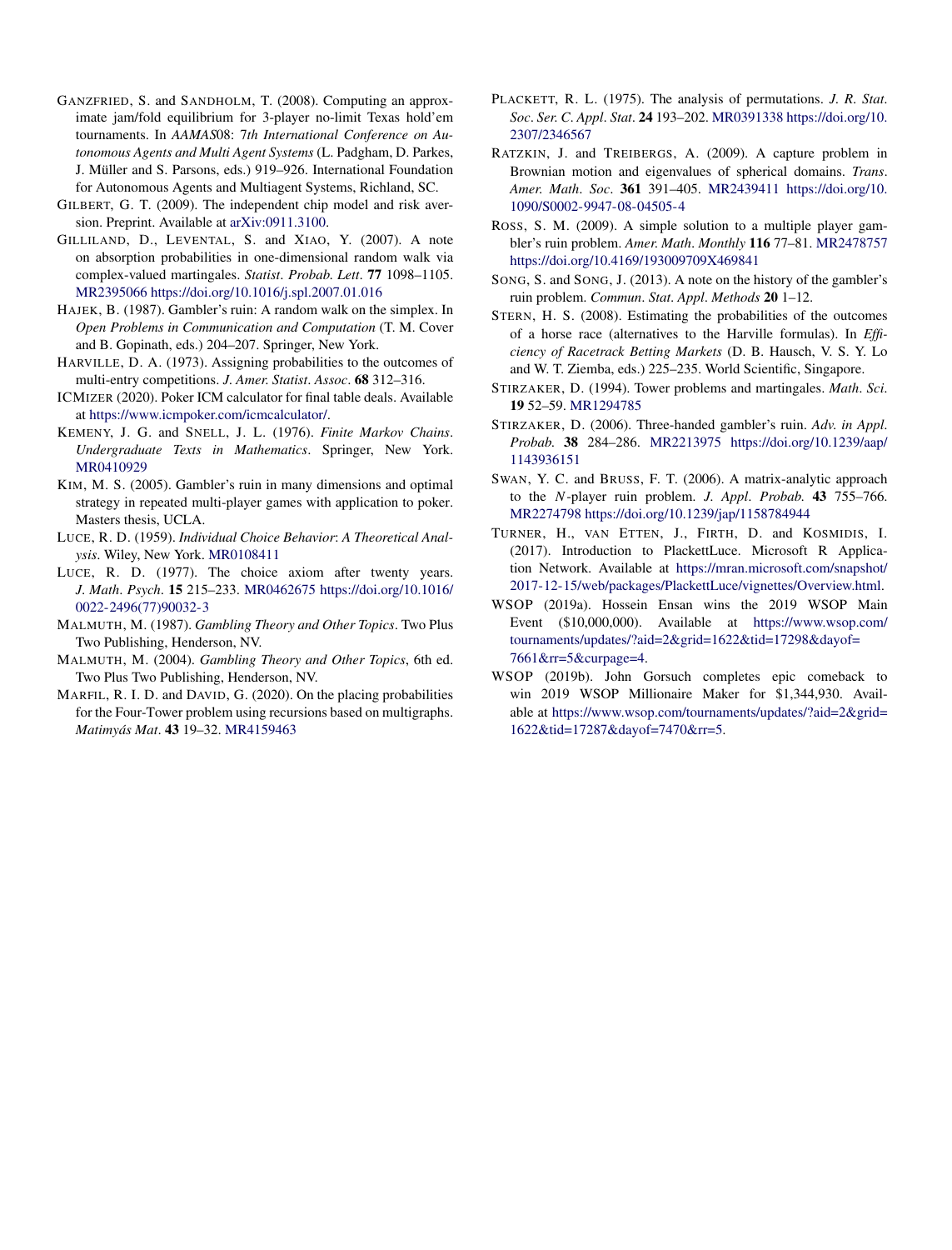GANZFRIED, S. and SANDHOLM, T. (2008). Computing an approximate jam/fold equilibrium for 3-player no-limit Texas hold'em tournaments. In *AAMAS08: 7th International Conference on Autonomous Agents and Multi Agent Systems* (L. Padgham, D. Parkes, J. Müller and S. Parsons, eds.) 919–926. International Foundation for Autonomous Agents and Multiagent Systems, Richland, SC.

GILBERT, G. T. (2009). The independent chip model and risk aversion. Preprint. Available at arXiv:0911.3100.

GILLILAND, D., LEVENTAL, S. and XIAO, Y. (2007). A note on absorption probabilities in one-dimensional random walk via complex-valued martingales. *Statist. Probab. Lett.* **77** 1098–1105. MR2395066 https://doi.org/10.1016/j.spl.2007.01.016

HAJEK, B. (1987). Gambler's ruin: A random walk on the simplex. In *Open Problems in Communication and Computation* (T. M. Cover and B. Gopinath, eds.) 204–207. Springer, New York.

HARVILLE, D. A. (1973). Assigning probabilities to the outcomes of multi-entry competitions. *J. Amer. Statist. Assoc.* **68** 312–316.

ICMIZER (2020). Poker ICM calculator for final table deals. Available at https://www.icmpoker.com/icmcalculator/.

KEMENY, J. G. and SNELL, J. L. (1976). *Finite Markov Chains. Undergraduate Texts in Mathematics*. Springer, New York. MR0410929

KIM, M. S. (2005). Gambler's ruin in many dimensions and optimal strategy in repeated multi-player games with application to poker. Masters thesis, UCLA.

LUCE, R. D. (1959). *Individual Choice Behavior: A Theoretical Analysis*. Wiley, New York. MR0108411

LUCE, R. D. (1977). The choice axiom after twenty years. *J. Math. Psych.* **15** 215–233. MR0462675 https://doi.org/10.1016/0022-2496(77)90032-3

MALMUTH, M. (1987). *Gambling Theory and Other Topics*. Two Plus Two Publishing, Henderson, NV.

MALMUTH, M. (2004). *Gambling Theory and Other Topics*, 6th ed. Two Plus Two Publishing, Henderson, NV.

MARFIL, R. I. D. and DAVID, G. (2020). On the placing probabilities for the Four-Tower problem using recursions based on multigraphs. *Matimyás Mat.* **43** 19–32. MR4159463

PLACKETT, R. L. (1975). The analysis of permutations. *J. R. Stat. Soc. Ser. C. Appl. Stat.* **24** 193–202. MR0391338 https://doi.org/10.2307/2346567

RATZKIN, J. and TREIBERGS, A. (2009). A capture problem in Brownian motion and eigenvalues of spherical domains. *Trans. Amer. Math. Soc.* **361** 391–405. MR2439411 https://doi.org/10.1090/S0002-9947-08-04505-4

ROSS, S. M. (2009). A simple solution to a multiple player gambler's ruin problem. *Amer. Math. Monthly* **116** 77–81. MR2478757 https://doi.org/10.4169/193009709X469841

SONG, S. and SONG, J. (2013). A note on the history of the gambler's ruin problem. *Commun. Stat. Appl. Methods* **20** 1–12.

STERN, H. S. (2008). Estimating the probabilities of the outcomes of a horse race (alternatives to the Harville formulas). In *Efficiency of Racetrack Betting Markets* (D. B. Hausch, V. S. Y. Lo and W. T. Ziemba, eds.) 225–235. World Scientific, Singapore.

STIRZAKER, D. (1994). Tower problems and martingales. *Math. Sci.* **19** 52–59. MR1294785

STIRZAKER, D. (2006). Three-handed gambler's ruin. *Adv. in Appl. Probab.* **38** 284–286. MR2213975 https://doi.org/10.1239/aap/1143936151

SWAN, Y. C. and BRUSS, F. T. (2006). A matrix-analytic approach to the $N$-player ruin problem. *J. Appl. Probab.* **43** 755–766. MR2274798 https://doi.org/10.1239/jap/1158784944

TURNER, H., VAN ETTEN, J., FIRTH, D. and KOSMIDIS, I. (2017). Introduction to PlackettLuce. Microsoft R Application Network. Available at https://mran.microsoft.com/snapshot/2017-12-15/web/packages/PlackettLuce/vignettes/Overview.html.

WSOP (2019a). Hossein Ensan wins the 2019 WSOP Main Event ($10,000,000). Available at https://www.wsop.com/tournaments/updates/?aid=2&grid=1622&tid=17298&dayof=7661&rr=5&curpage=4.

WSOP (2019b). John Gorsuch completes epic comeback to win 2019 WSOP Millionaire Maker for $1,344,930. Available at https://www.wsop.com/tournaments/updates/?aid=2&grid=1622&tid=17287&dayof=7470&rr=5.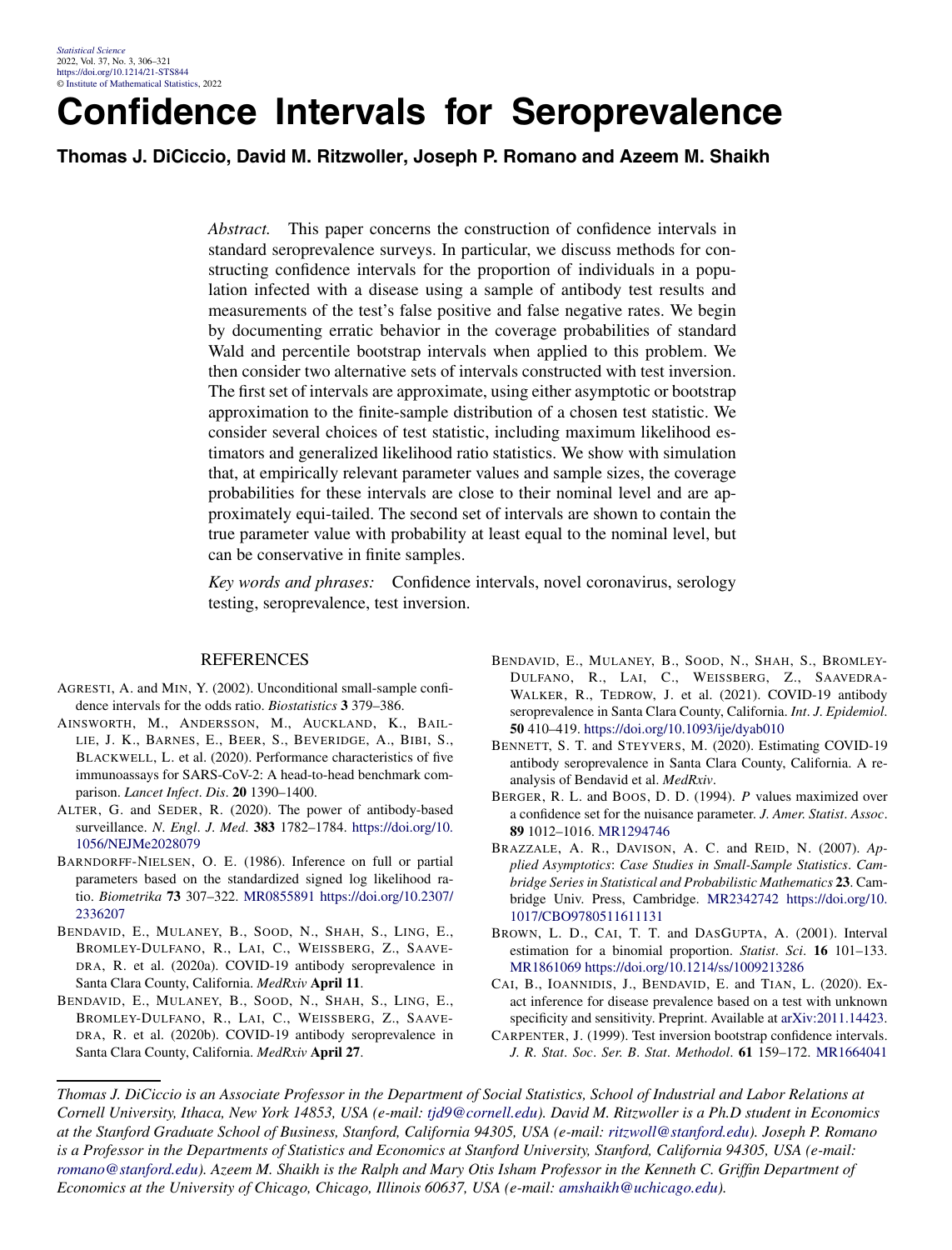# Confidence Intervals for Seroprevalence

**Thomas J. DiCiccio, David M. Ritzwoller, Joseph P. Romano and Azeem M. Shaikh**

*Abstract.* This paper concerns the construction of confidence intervals in standard seroprevalence surveys. In particular, we discuss methods for constructing confidence intervals for the proportion of individuals in a population infected with a disease using a sample of antibody test results and measurements of the test's false positive and false negative rates. We begin by documenting erratic behavior in the coverage probabilities of standard Wald and percentile bootstrap intervals when applied to this problem. We then consider two alternative sets of intervals constructed with test inversion. The first set of intervals are approximate, using either asymptotic or bootstrap approximation to the finite-sample distribution of a chosen test statistic. We consider several choices of test statistic, including maximum likelihood estimators and generalized likelihood ratio statistics. We show with simulation that, at empirically relevant parameter values and sample sizes, the coverage probabilities for these intervals are close to their nominal level and are approximately equi-tailed. The second set of intervals are shown to contain the true parameter value with probability at least equal to the nominal level, but can be conservative in finite samples.

*Key words and phrases:* Confidence intervals, novel coronavirus, serology testing, seroprevalence, test inversion.

## REFERENCES

AGRESTI, A. and MIN, Y. (2002). Unconditional small-sample confidence intervals for the odds ratio. *Biostatistics* **3** 379–386.

AINSWORTH, M., ANDERSSON, M., AUCKLAND, K., BAILLIE, J. K., BARNES, E., BEER, S., BEVERIDGE, A., BIBI, S., BLACKWELL, L. et al. (2020). Performance characteristics of five immunoassays for SARS-CoV-2: A head-to-head benchmark comparison. *Lancet Infect*. *Dis*. **20** 1390–1400.

ALTER, G. and SEDER, R. (2020). The power of antibody-based surveillance. *N*. *Engl*. *J*. *Med*. **383** 1782–1784. https://doi.org/10.1056/NEJMe2028079

BARNDORFF-NIELSEN, O. E. (1986). Inference on full or partial parameters based on the standardized signed log likelihood ratio. *Biometrika* **73** 307–322. MR0855891 https://doi.org/10.2307/2336207

BENDAVID, E., MULANEY, B., SOOD, N., SHAH, S., LING, E., BROMLEY-DULFANO, R., LAI, C., WEISSBERG, Z., SAAVEDRA, R. et al. (2020a). COVID-19 antibody seroprevalence in Santa Clara County, California. *MedRxiv* **April 11**.

BENDAVID, E., MULANEY, B., SOOD, N., SHAH, S., LING, E., BROMLEY-DULFANO, R., LAI, C., WEISSBERG, Z., SAAVEDRA, R. et al. (2020b). COVID-19 antibody seroprevalence in Santa Clara County, California. *MedRxiv* **April 27**.

BENDAVID, E., MULANEY, B., SOOD, N., SHAH, S., BROMLEY-DULFANO, R., LAI, C., WEISSBERG, Z., SAAVEDRA-WALKER, R., TEDROW, J. et al. (2021). COVID-19 antibody seroprevalence in Santa Clara County, California. *Int*. *J*. *Epidemiol*. **50** 410–419. https://doi.org/10.1093/ije/dyab010

BENNETT, S. T. and STEYVERS, M. (2020). Estimating COVID-19 antibody seroprevalence in Santa Clara County, California. A reanalysis of Bendavid et al. *MedRxiv*.

BERGER, R. L. and BOOS, D. D. (1994). *P* values maximized over a confidence set for the nuisance parameter. *J*. *Amer*. *Statist*. *Assoc*. **89** 1012–1016. MR1294746

BRAZZALE, A. R., DAVISON, A. C. and REID, N. (2007). *Applied Asymptotics*: *Case Studies in Small-Sample Statistics*. *Cambridge Series in Statistical and Probabilistic Mathematics* **23**. Cambridge Univ. Press, Cambridge. MR2342742 https://doi.org/10.1017/CBO9780511611131

BROWN, L. D., CAI, T. T. and DASGUPTA, A. (2001). Interval estimation for a binomial proportion. *Statist*. *Sci*. **16** 101–133. MR1861069 https://doi.org/10.1214/ss/1009213286

CAI, B., IOANNIDIS, J., BENDAVID, E. and TIAN, L. (2020). Exact inference for disease prevalence based on a test with unknown specificity and sensitivity. Preprint. Available at arXiv:2011.14423.

CARPENTER, J. (1999). Test inversion bootstrap confidence intervals. *J*. *R*. *Stat*. *Soc*. *Ser*. *B*. *Stat*. *Methodol*. **61** 159–172. MR1664041

---

*Thomas J. DiCiccio is an Associate Professor in the Department of Social Statistics, School of Industrial and Labor Relations at Cornell University, Ithaca, New York 14853, USA (e-mail: tjd9@cornell.edu). David M. Ritzwoller is a Ph.D student in Economics at the Stanford Graduate School of Business, Stanford, California 94305, USA (e-mail: ritzwoll@stanford.edu). Joseph P. Romano is a Professor in the Departments of Statistics and Economics at Stanford University, Stanford, California 94305, USA (e-mail: romano@stanford.edu). Azeem M. Shaikh is the Ralph and Mary Otis Isham Professor in the Kenneth C. Griffin Department of Economics at the University of Chicago, Chicago, Illinois 60637, USA (e-mail: amshaikh@uchicago.edu).*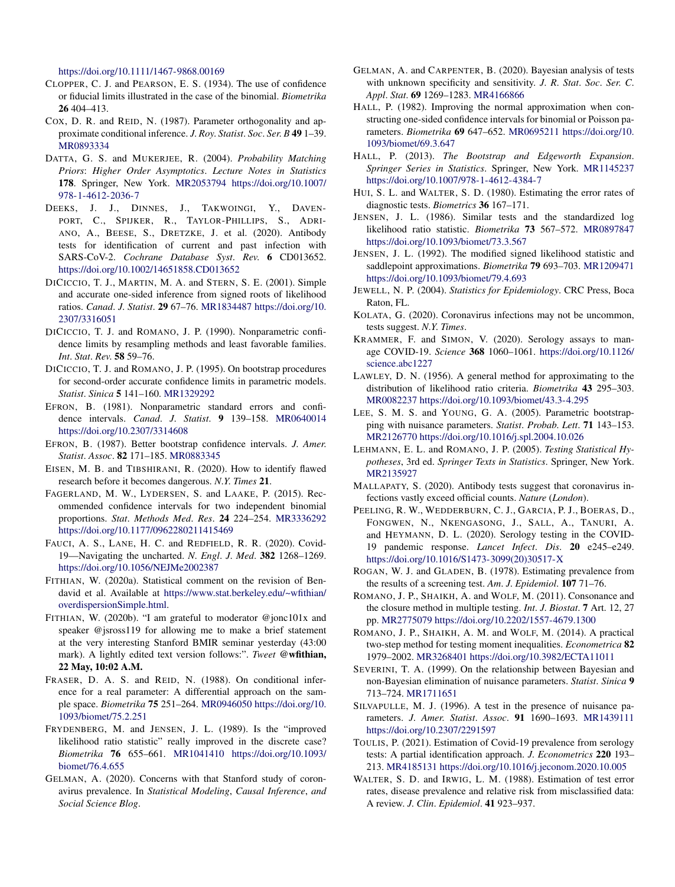https://doi.org/10.1111/1467-9868.00169

Clopper, C. J. and Pearson, E. S. (1934). The use of confidence or fiducial limits illustrated in the case of the binomial. *Biometrika* **26** 404–413.

Cox, D. R. and Reid, N. (1987). Parameter orthogonality and approximate conditional inference. *J. Roy. Statist. Soc. Ser. B* **49** 1–39. MR0893334

Datta, G. S. and Mukerjee, R. (2004). *Probability Matching Priors: Higher Order Asymptotics. Lecture Notes in Statistics* **178**. Springer, New York. MR2053794 https://doi.org/10.1007/978-1-4612-2036-7

Deeks, J. J., Dinnes, J., Takwoingi, Y., Davenport, C., Spijker, R., Taylor-Phillips, S., Adriano, A., Beese, S., Dretzke, J. et al. (2020). Antibody tests for identification of current and past infection with SARS-CoV-2. *Cochrane Database Syst. Rev.* **6** CD013652. https://doi.org/10.1002/14651858.CD013652

DiCiccio, T. J., Martin, M. A. and Stern, S. E. (2001). Simple and accurate one-sided inference from signed roots of likelihood ratios. *Canad. J. Statist.* **29** 67–76. MR1834487 https://doi.org/10.2307/3316051

DiCiccio, T. J. and Romano, J. P. (1990). Nonparametric confidence limits by resampling methods and least favorable families. *Int. Stat. Rev.* **58** 59–76.

DiCiccio, T. J. and Romano, J. P. (1995). On bootstrap procedures for second-order accurate confidence limits in parametric models. *Statist. Sinica* **5** 141–160. MR1329292

Efron, B. (1981). Nonparametric standard errors and confidence intervals. *Canad. J. Statist.* **9** 139–158. MR0640014 https://doi.org/10.2307/3314608

Efron, B. (1987). Better bootstrap confidence intervals. *J. Amer. Statist. Assoc.* **82** 171–185. MR0883345

Eisen, M. B. and Tibshirani, R. (2020). How to identify flawed research before it becomes dangerous. *N.Y. Times* **21**.

Fagerland, M. W., Lydersen, S. and Laake, P. (2015). Recommended confidence intervals for two independent binomial proportions. *Stat. Methods Med. Res.* **24** 224–254. MR3336292 https://doi.org/10.1177/0962280211415469

Fauci, A. S., Lane, H. C. and Redfield, R. R. (2020). Covid-19—Navigating the uncharted. *N. Engl. J. Med.* **382** 1268–1269. https://doi.org/10.1056/NEJMe2002387

Fithian, W. (2020a). Statistical comment on the revision of Bendavid et al. Available at https://www.stat.berkeley.edu/~wfithian/overdispersionSimple.html.

Fithian, W. (2020b). "I am grateful to moderator @jonc101x and speaker @jsross119 for allowing me to make a brief statement at the very interesting Stanford BMIR seminar yesterday (43:00 mark). A lightly edited text version follows:". *Tweet* **@wfithian, 22 May, 10:02 A.M.**

Fraser, D. A. S. and Reid, N. (1988). On conditional inference for a real parameter: A differential approach on the sample space. *Biometrika* **75** 251–264. MR0946050 https://doi.org/10.1093/biomet/75.2.251

Frydenberg, M. and Jensen, J. L. (1989). Is the "improved likelihood ratio statistic" really improved in the discrete case? *Biometrika* **76** 655–661. MR1041410 https://doi.org/10.1093/biomet/76.4.655

Gelman, A. (2020). Concerns with that Stanford study of coronavirus prevalence. In *Statistical Modeling, Causal Inference, and Social Science Blog*.

Gelman, A. and Carpenter, B. (2020). Bayesian analysis of tests with unknown specificity and sensitivity. *J. R. Stat. Soc. Ser. C. Appl. Stat.* **69** 1269–1283. MR4166866

Hall, P. (1982). Improving the normal approximation when constructing one-sided confidence intervals for binomial or Poisson parameters. *Biometrika* **69** 647–652. MR0695211 https://doi.org/10.1093/biomet/69.3.647

Hall, P. (2013). *The Bootstrap and Edgeworth Expansion*. *Springer Series in Statistics*. Springer, New York. MR1145237 https://doi.org/10.1007/978-1-4612-4384-7

Hui, S. L. and Walter, S. D. (1980). Estimating the error rates of diagnostic tests. *Biometrics* **36** 167–171.

Jensen, J. L. (1986). Similar tests and the standardized log likelihood ratio statistic. *Biometrika* **73** 567–572. MR0897847 https://doi.org/10.1093/biomet/73.3.567

Jensen, J. L. (1992). The modified signed likelihood statistic and saddlepoint approximations. *Biometrika* **79** 693–703. MR1209471 https://doi.org/10.1093/biomet/79.4.693

Jewell, N. P. (2004). *Statistics for Epidemiology*. CRC Press, Boca Raton, FL.

Kolata, G. (2020). Coronavirus infections may not be uncommon, tests suggest. *N.Y. Times*.

Krammer, F. and Simon, V. (2020). Serology assays to manage COVID-19. *Science* **368** 1060–1061. https://doi.org/10.1126/science.abc1227

Lawley, D. N. (1956). A general method for approximating to the distribution of likelihood ratio criteria. *Biometrika* **43** 295–303. MR0082237 https://doi.org/10.1093/biomet/43.3-4.295

Lee, S. M. S. and Young, G. A. (2005). Parametric bootstrapping with nuisance parameters. *Statist. Probab. Lett.* **71** 143–153. MR2126770 https://doi.org/10.1016/j.spl.2004.10.026

Lehmann, E. L. and Romano, J. P. (2005). *Testing Statistical Hypotheses*, 3rd ed. *Springer Texts in Statistics*. Springer, New York. MR2135927

Mallapaty, S. (2020). Antibody tests suggest that coronavirus infections vastly exceed official counts. *Nature* (*London*).

Peeling, R. W., Wedderburn, C. J., Garcia, P. J., Boeras, D., Fongwen, N., Nkengasong, J., Sall, A., Tanuri, A. and Heymann, D. L. (2020). Serology testing in the COVID-19 pandemic response. *Lancet Infect. Dis.* **20** e245–e249. https://doi.org/10.1016/S1473-3099(20)30517-X

Rogan, W. J. and Gladen, B. (1978). Estimating prevalence from the results of a screening test. *Am. J. Epidemiol.* **107** 71–76.

Romano, J. P., Shaikh, A. and Wolf, M. (2011). Consonance and the closure method in multiple testing. *Int. J. Biostat.* **7** Art. 12, 27 pp. MR2775079 https://doi.org/10.2202/1557-4679.1300

Romano, J. P., Shaikh, A. M. and Wolf, M. (2014). A practical two-step method for testing moment inequalities. *Econometrica* **82** 1979–2002. MR3268401 https://doi.org/10.3982/ECTA11011

Severini, T. A. (1999). On the relationship between Bayesian and non-Bayesian elimination of nuisance parameters. *Statist. Sinica* **9** 713–724. MR1711651

Silvapulle, M. J. (1996). A test in the presence of nuisance parameters. *J. Amer. Statist. Assoc.* **91** 1690–1693. MR1439111 https://doi.org/10.2307/2291597

Toulis, P. (2021). Estimation of Covid-19 prevalence from serology tests: A partial identification approach. *J. Econometrics* **220** 193–213. MR4185131 https://doi.org/10.1016/j.jeconom.2020.10.005

Walter, S. D. and Irwig, L. M. (1988). Estimation of test error rates, disease prevalence and relative risk from misclassified data: A review. *J. Clin. Epidemiol.* **41** 923–937.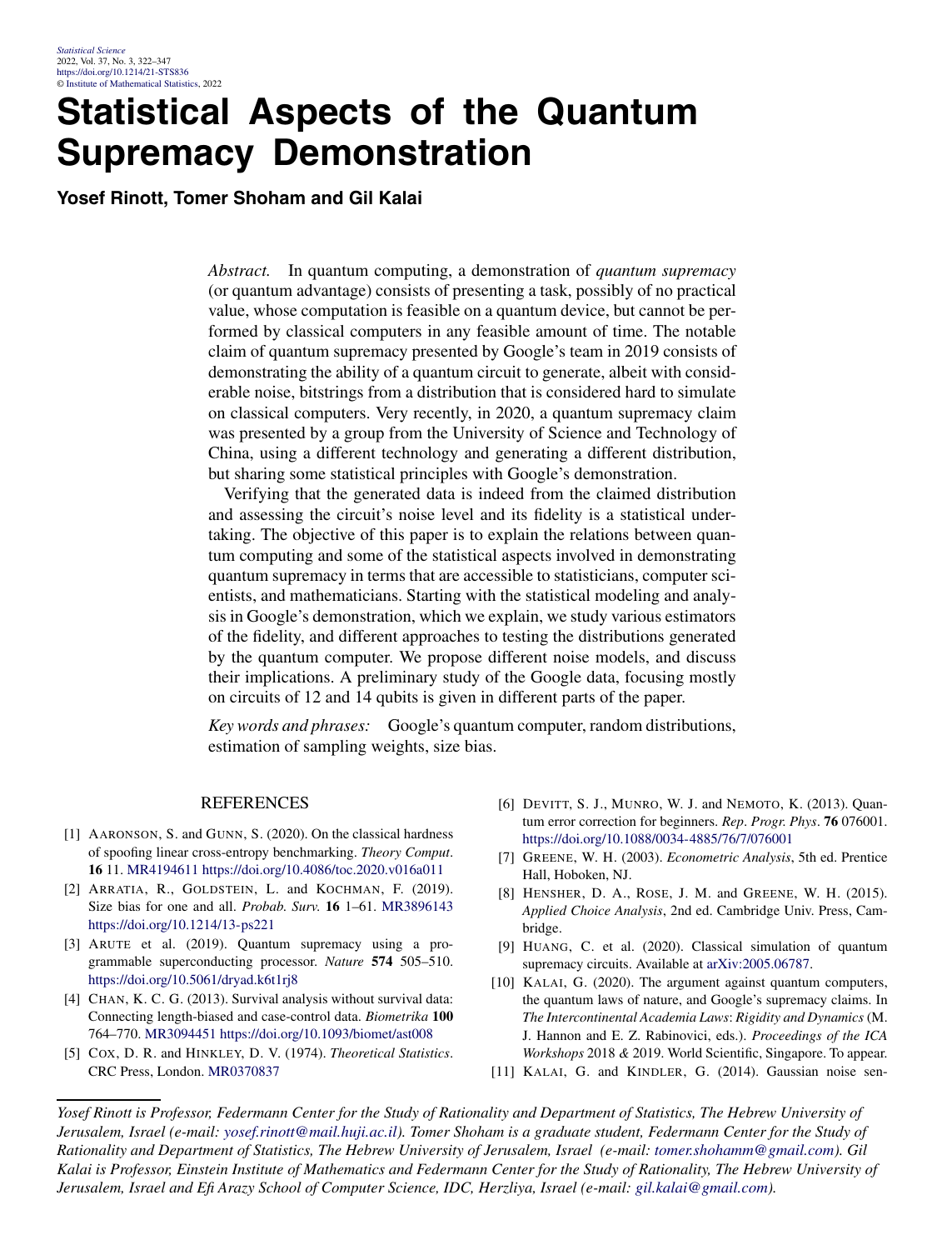# Statistical Aspects of the Quantum Supremacy Demonstration

**Yosef Rinott, Tomer Shoham and Gil Kalai**

*Abstract.* In quantum computing, a demonstration of *quantum supremacy* (or quantum advantage) consists of presenting a task, possibly of no practical value, whose computation is feasible on a quantum device, but cannot be performed by classical computers in any feasible amount of time. The notable claim of quantum supremacy presented by Google's team in 2019 consists of demonstrating the ability of a quantum circuit to generate, albeit with considerable noise, bitstrings from a distribution that is considered hard to simulate on classical computers. Very recently, in 2020, a quantum supremacy claim was presented by a group from the University of Science and Technology of China, using a different technology and generating a different distribution, but sharing some statistical principles with Google's demonstration.

Verifying that the generated data is indeed from the claimed distribution and assessing the circuit's noise level and its fidelity is a statistical undertaking. The objective of this paper is to explain the relations between quantum computing and some of the statistical aspects involved in demonstrating quantum supremacy in terms that are accessible to statisticians, computer scientists, and mathematicians. Starting with the statistical modeling and analysis in Google's demonstration, which we explain, we study various estimators of the fidelity, and different approaches to testing the distributions generated by the quantum computer. We propose different noise models, and discuss their implications. A preliminary study of the Google data, focusing mostly on circuits of 12 and 14 qubits is given in different parts of the paper.

*Key words and phrases:* Google's quantum computer, random distributions, estimation of sampling weights, size bias.

## REFERENCES

[1] AARONSON, S. and GUNN, S. (2020). On the classical hardness of spoofing linear cross-entropy benchmarking. *Theory Comput.* **16** 11. MR4194611 https://doi.org/10.4086/toc.2020.v016a011

[2] ARRATIA, R., GOLDSTEIN, L. and KOCHMAN, F. (2019). Size bias for one and all. *Probab. Surv.* **16** 1–61. MR3896143 https://doi.org/10.1214/13-ps221

[3] ARUTE et al. (2019). Quantum supremacy using a programmable superconducting processor. *Nature* **574** 505–510. https://doi.org/10.5061/dryad.k6t1rj8

[4] CHAN, K. C. G. (2013). Survival analysis without survival data: Connecting length-biased and case-control data. *Biometrika* **100** 764–770. MR3094451 https://doi.org/10.1093/biomet/ast008

[5] COX, D. R. and HINKLEY, D. V. (1974). *Theoretical Statistics*. CRC Press, London. MR0370837

[6] DEVITT, S. J., MUNRO, W. J. and NEMOTO, K. (2013). Quantum error correction for beginners. *Rep. Progr. Phys.* **76** 076001. https://doi.org/10.1088/0034-4885/76/7/076001

[7] GREENE, W. H. (2003). *Econometric Analysis*, 5th ed. Prentice Hall, Hoboken, NJ.

[8] HENSHER, D. A., ROSE, J. M. and GREENE, W. H. (2015). *Applied Choice Analysis*, 2nd ed. Cambridge Univ. Press, Cambridge.

[9] HUANG, C. et al. (2020). Classical simulation of quantum supremacy circuits. Available at arXiv:2005.06787.

[10] KALAI, G. (2020). The argument against quantum computers, the quantum laws of nature, and Google's supremacy claims. In *The Intercontinental Academia Laws*: *Rigidity and Dynamics* (M. J. Hannon and E. Z. Rabinovici, eds.). *Proceedings of the ICA Workshops* 2018 & 2019. World Scientific, Singapore. To appear.

[11] KALAI, G. and KINDLER, G. (2014). Gaussian noise sen-

*Yosef Rinott is Professor, Federmann Center for the Study of Rationality and Department of Statistics, The Hebrew University of Jerusalem, Israel (e-mail: yosef.rinott@mail.huji.ac.il). Tomer Shoham is a graduate student, Federmann Center for the Study of Rationality and Department of Statistics, The Hebrew University of Jerusalem, Israel (e-mail: tomer.shohamm@gmail.com). Gil Kalai is Professor, Einstein Institute of Mathematics and Federmann Center for the Study of Rationality, The Hebrew University of Jerusalem, Israel and Efi Arazy School of Computer Science, IDC, Herzliya, Israel (e-mail: gil.kalai@gmail.com).*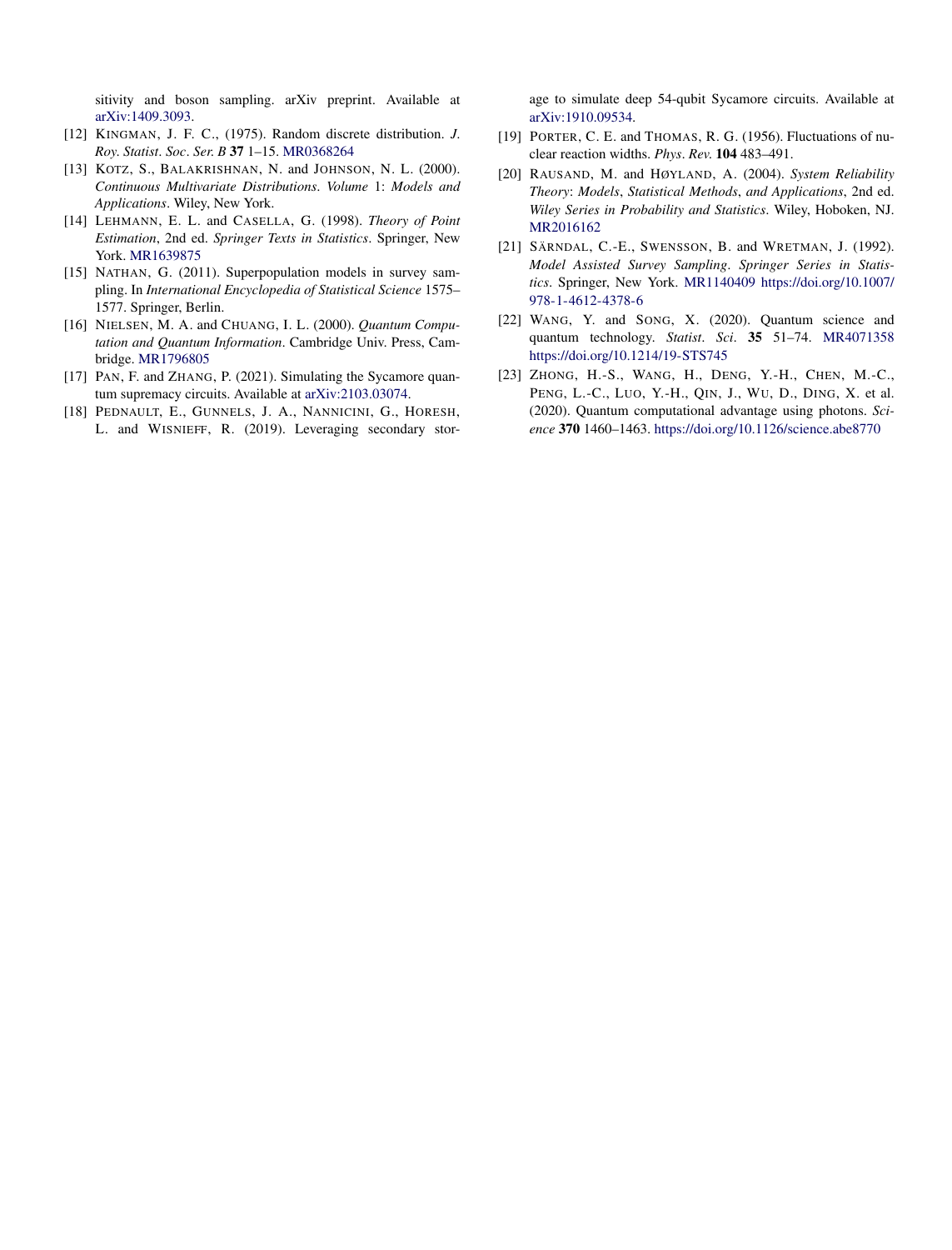sitivity and boson sampling. arXiv preprint. Available at arXiv:1409.3093.

[12] KINGMAN, J. F. C., (1975). Random discrete distribution. *J. Roy. Statist. Soc. Ser. B* **37** 1–15. MR0368264

[13] KOTZ, S., BALAKRISHNAN, N. and JOHNSON, N. L. (2000). *Continuous Multivariate Distributions. Volume* 1: *Models and Applications*. Wiley, New York.

[14] LEHMANN, E. L. and CASELLA, G. (1998). *Theory of Point Estimation*, 2nd ed. *Springer Texts in Statistics*. Springer, New York. MR1639875

[15] NATHAN, G. (2011). Superpopulation models in survey sampling. In *International Encyclopedia of Statistical Science* 1575–1577. Springer, Berlin.

[16] NIELSEN, M. A. and CHUANG, I. L. (2000). *Quantum Computation and Quantum Information*. Cambridge Univ. Press, Cambridge. MR1796805

[17] PAN, F. and ZHANG, P. (2021). Simulating the Sycamore quantum supremacy circuits. Available at arXiv:2103.03074.

[18] PEDNAULT, E., GUNNELS, J. A., NANNICINI, G., HORESH, L. and WISNIEFF, R. (2019). Leveraging secondary storage to simulate deep 54-qubit Sycamore circuits. Available at arXiv:1910.09534.

[19] PORTER, C. E. and THOMAS, R. G. (1956). Fluctuations of nuclear reaction widths. *Phys. Rev.* **104** 483–491.

[20] RAUSAND, M. and HØYLAND, A. (2004). *System Reliability Theory: Models, Statistical Methods, and Applications*, 2nd ed. *Wiley Series in Probability and Statistics*. Wiley, Hoboken, NJ. MR2016162

[21] SÄRNDAL, C.-E., SWENSSON, B. and WRETMAN, J. (1992). *Model Assisted Survey Sampling*. *Springer Series in Statistics*. Springer, New York. MR1140409 https://doi.org/10.1007/978-1-4612-4378-6

[22] WANG, Y. and SONG, X. (2020). Quantum science and quantum technology. *Statist. Sci.* **35** 51–74. MR4071358 https://doi.org/10.1214/19-STS745

[23] ZHONG, H.-S., WANG, H., DENG, Y.-H., CHEN, M.-C., PENG, L.-C., LUO, Y.-H., QIN, J., WU, D., DING, X. et al. (2020). Quantum computational advantage using photons. *Science* **370** 1460–1463. https://doi.org/10.1126/science.abe8770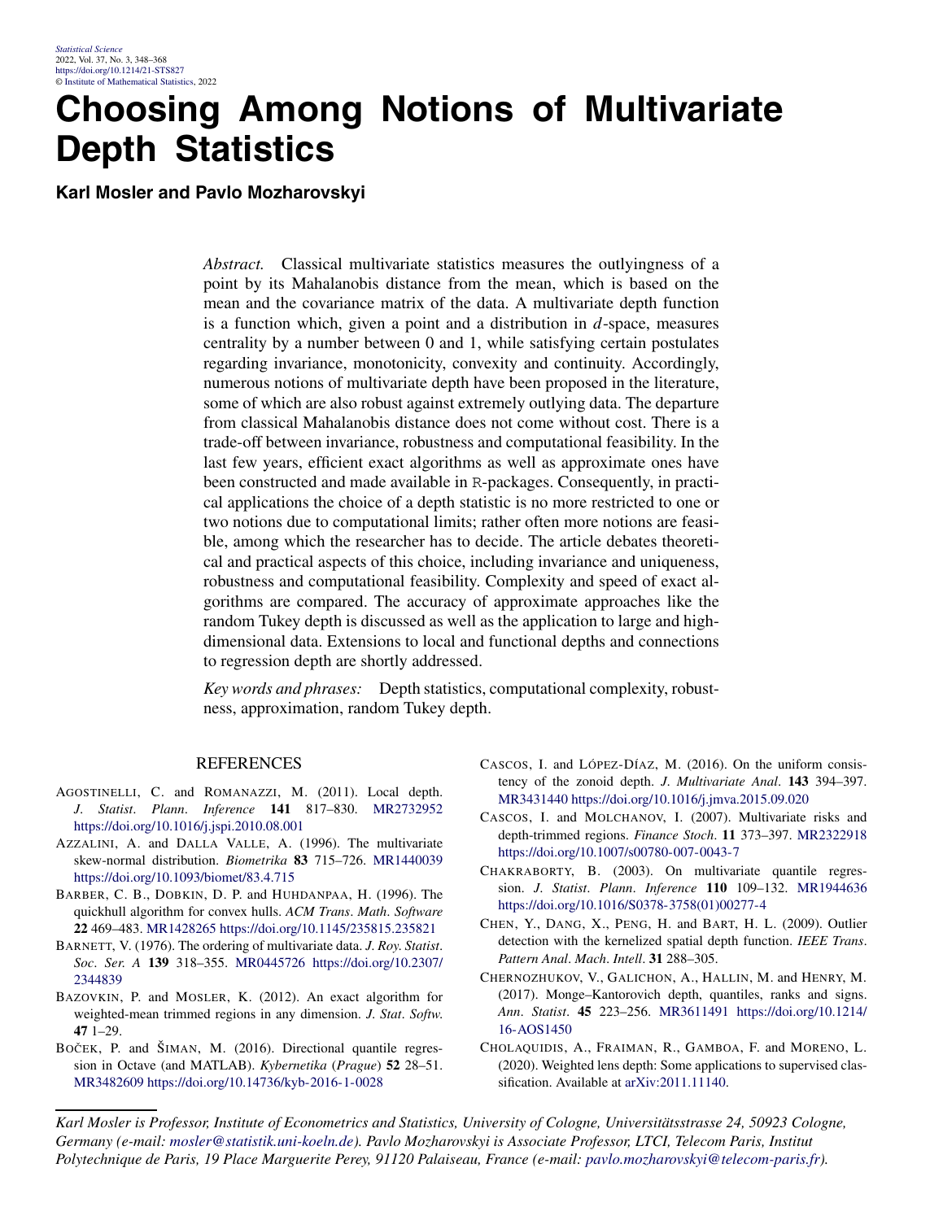# Choosing Among Notions of Multivariate Depth Statistics

**Karl Mosler and Pavlo Mozharovskyi**

*Abstract.* Classical multivariate statistics measures the outlyingness of a point by its Mahalanobis distance from the mean, which is based on the mean and the covariance matrix of the data. A multivariate depth function is a function which, given a point and a distribution in $d$-space, measures centrality by a number between 0 and 1, while satisfying certain postulates regarding invariance, monotonicity, convexity and continuity. Accordingly, numerous notions of multivariate depth have been proposed in the literature, some of which are also robust against extremely outlying data. The departure from classical Mahalanobis distance does not come without cost. There is a trade-off between invariance, robustness and computational feasibility. In the last few years, efficient exact algorithms as well as approximate ones have been constructed and made available in R-packages. Consequently, in practical applications the choice of a depth statistic is no more restricted to one or two notions due to computational limits; rather often more notions are feasible, among which the researcher has to decide. The article debates theoretical and practical aspects of this choice, including invariance and uniqueness, robustness and computational feasibility. Complexity and speed of exact algorithms are compared. The accuracy of approximate approaches like the random Tukey depth is discussed as well as the application to large and high-dimensional data. Extensions to local and functional depths and connections to regression depth are shortly addressed.

*Key words and phrases:* Depth statistics, computational complexity, robustness, approximation, random Tukey depth.

## REFERENCES

AGOSTINELLI, C. and ROMANAZZI, M. (2011). Local depth. *J. Statist. Plann. Inference* **141** 817–830. MR2732952 https://doi.org/10.1016/j.jspi.2010.08.001

AZZALINI, A. and DALLA VALLE, A. (1996). The multivariate skew-normal distribution. *Biometrika* **83** 715–726. MR1440039 https://doi.org/10.1093/biomet/83.4.715

BARBER, C. B., DOBKIN, D. P. and HUHDANPAA, H. (1996). The quickhull algorithm for convex hulls. *ACM Trans. Math. Software* **22** 469–483. MR1428265 https://doi.org/10.1145/235815.235821

BARNETT, V. (1976). The ordering of multivariate data. *J. Roy. Statist. Soc. Ser. A* **139** 318–355. MR0445726 https://doi.org/10.2307/2344839

BAZOVKIN, P. and MOSLER, K. (2012). An exact algorithm for weighted-mean trimmed regions in any dimension. *J. Stat. Softw.* **47** 1–29.

BOČEK, P. and ŠIMAN, M. (2016). Directional quantile regression in Octave (and MATLAB). *Kybernetika* (*Prague*) **52** 28–51. MR3482609 https://doi.org/10.14736/kyb-2016-1-0028

CASCOS, I. and LÓPEZ-DÍAZ, M. (2016). On the uniform consistency of the zonoid depth. *J. Multivariate Anal.* **143** 394–397. MR3431440 https://doi.org/10.1016/j.jmva.2015.09.020

CASCOS, I. and MOLCHANOV, I. (2007). Multivariate risks and depth-trimmed regions. *Finance Stoch.* **11** 373–397. MR2322918 https://doi.org/10.1007/s00780-007-0043-7

CHAKRABORTY, B. (2003). On multivariate quantile regression. *J. Statist. Plann. Inference* **110** 109–132. MR1944636 https://doi.org/10.1016/S0378-3758(01)00277-4

CHEN, Y., DANG, X., PENG, H. and BART, H. L. (2009). Outlier detection with the kernelized spatial depth function. *IEEE Trans. Pattern Anal. Mach. Intell.* **31** 288–305.

CHERNOZHUKOV, V., GALICHON, A., HALLIN, M. and HENRY, M. (2017). Monge–Kantorovich depth, quantiles, ranks and signs. *Ann. Statist.* **45** 223–256. MR3611491 https://doi.org/10.1214/16-AOS1450

CHOLAQUIDIS, A., FRAIMAN, R., GAMBOA, F. and MORENO, L. (2020). Weighted lens depth: Some applications to supervised classification. Available at arXiv:2011.11140.

*Karl Mosler is Professor, Institute of Econometrics and Statistics, University of Cologne, Universitätsstrasse 24, 50923 Cologne, Germany (e-mail: mosler@statistik.uni-koeln.de). Pavlo Mozharovskyi is Associate Professor, LTCI, Telecom Paris, Institut Polytechnique de Paris, 19 Place Marguerite Perey, 91120 Palaiseau, France (e-mail: pavlo.mozharovskyi@telecom-paris.fr).*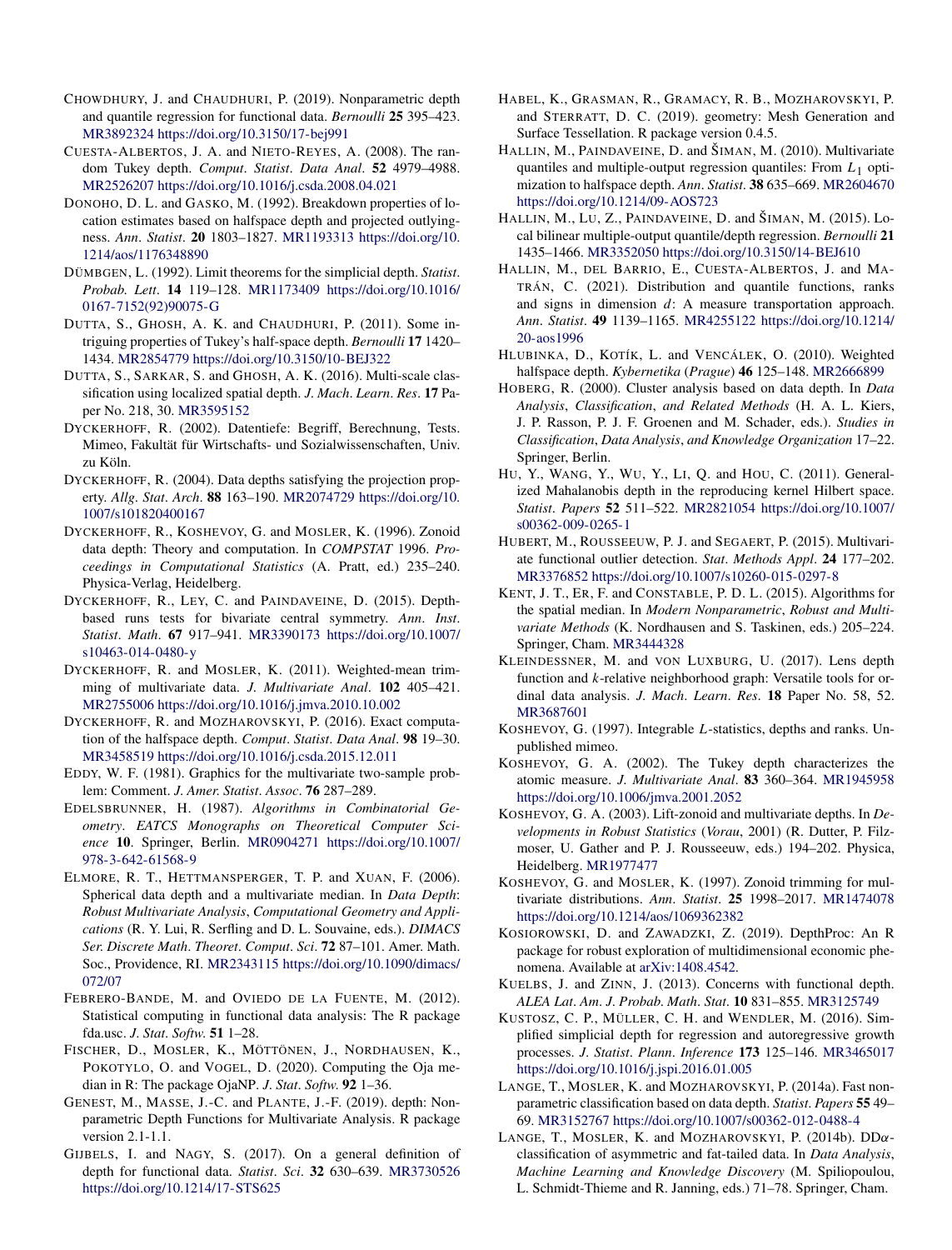CHOWDHURY, J. and CHAUDHURI, P. (2019). Nonparametric depth and quantile regression for functional data. *Bernoulli* **25** 395–423. MR3892324 https://doi.org/10.3150/17-bej991

CUESTA-ALBERTOS, J. A. and NIETO-REYES, A. (2008). The random Tukey depth. *Comput. Statist. Data Anal.* **52** 4979–4988. MR2526207 https://doi.org/10.1016/j.csda.2008.04.021

DONOHO, D. L. and GASKO, M. (1992). Breakdown properties of location estimates based on halfspace depth and projected outlyingness. *Ann. Statist.* **20** 1803–1827. MR1193313 https://doi.org/10.1214/aos/1176348890

DÜMBGEN, L. (1992). Limit theorems for the simplicial depth. *Statist. Probab. Lett.* **14** 119–128. MR1173409 https://doi.org/10.1016/0167-7152(92)90075-G

DUTTA, S., GHOSH, A. K. and CHAUDHURI, P. (2011). Some intriguing properties of Tukey's half-space depth. *Bernoulli* **17** 1420–1434. MR2854779 https://doi.org/10.3150/10-BEJ322

DUTTA, S., SARKAR, S. and GHOSH, A. K. (2016). Multi-scale classification using localized spatial depth. *J. Mach. Learn. Res.* **17** Paper No. 218, 30. MR3595152

DYCKERHOFF, R. (2002). Datentiefe: Begriff, Berechnung, Tests. Mimeo, Fakultät für Wirtschafts- und Sozialwissenschaften, Univ. zu Köln.

DYCKERHOFF, R. (2004). Data depths satisfying the projection property. *Allg. Stat. Arch.* **88** 163–190. MR2074729 https://doi.org/10.1007/s101820400167

DYCKERHOFF, R., KOSHEVOY, G. and MOSLER, K. (1996). Zonoid data depth: Theory and computation. In *COMPSTAT* 1996. *Proceedings in Computational Statistics* (A. Pratt, ed.) 235–240. Physica-Verlag, Heidelberg.

DYCKERHOFF, R., LEY, C. and PAINDAVEINE, D. (2015). Depth-based runs tests for bivariate central symmetry. *Ann. Inst. Statist. Math.* **67** 917–941. MR3390173 https://doi.org/10.1007/s10463-014-0480-y

DYCKERHOFF, R. and MOSLER, K. (2011). Weighted-mean trimming of multivariate data. *J. Multivariate Anal.* **102** 405–421. MR2755006 https://doi.org/10.1016/j.jmva.2010.10.002

DYCKERHOFF, R. and MOZHAROVSKYI, P. (2016). Exact computation of the halfspace depth. *Comput. Statist. Data Anal.* **98** 19–30. MR3458519 https://doi.org/10.1016/j.csda.2015.12.011

EDDY, W. F. (1981). Graphics for the multivariate two-sample problem: Comment. *J. Amer. Statist. Assoc.* **76** 287–289.

EDELSBRUNNER, H. (1987). *Algorithms in Combinatorial Geometry*. *EATCS Monographs on Theoretical Computer Science* **10**. Springer, Berlin. MR0904271 https://doi.org/10.1007/978-3-642-61568-9

ELMORE, R. T., HETTMANSPERGER, T. P. and XUAN, F. (2006). Spherical data depth and a multivariate median. In *Data Depth: Robust Multivariate Analysis, Computational Geometry and Applications* (R. Y. Lui, R. Serfling and D. L. Souvaine, eds.). *DIMACS Ser. Discrete Math. Theoret. Comput. Sci.* **72** 87–101. Amer. Math. Soc., Providence, RI. MR2343115 https://doi.org/10.1090/dimacs/072/07

FEBRERO-BANDE, M. and OVIEDO DE LA FUENTE, M. (2012). Statistical computing in functional data analysis: The R package fda.usc. *J. Stat. Softw.* **51** 1–28.

FISCHER, D., MOSLER, K., MÖTTÖNEN, J., NORDHAUSEN, K., POKOTYLO, O. and VOGEL, D. (2020). Computing the Oja median in R: The package OjaNP. *J. Stat. Softw.* **92** 1–36.

GENEST, M., MASSE, J.-C. and PLANTE, J.-F. (2019). depth: Nonparametric Depth Functions for Multivariate Analysis. R package version 2.1-1.1.

GIJBELS, I. and NAGY, S. (2017). On a general definition of depth for functional data. *Statist. Sci.* **32** 630–639. MR3730526 https://doi.org/10.1214/17-STS625

HABEL, K., GRASMAN, R., GRAMACY, R. B., MOZHAROVSKYI, P. and STERRATT, D. C. (2019). geometry: Mesh Generation and Surface Tessellation. R package version 0.4.5.

HALLIN, M., PAINDAVEINE, D. and ŠIMAN, M. (2010). Multivariate quantiles and multiple-output regression quantiles: From $L_1$ optimization to halfspace depth. *Ann. Statist.* **38** 635–669. MR2604670 https://doi.org/10.1214/09-AOS723

HALLIN, M., LU, Z., PAINDAVEINE, D. and ŠIMAN, M. (2015). Local bilinear multiple-output quantile/depth regression. *Bernoulli* **21** 1435–1466. MR3352050 https://doi.org/10.3150/14-BEJ610

HALLIN, M., DEL BARRIO, E., CUESTA-ALBERTOS, J. and MATRÁN, C. (2021). Distribution and quantile functions, ranks and signs in dimension $d$: A measure transportation approach. *Ann. Statist.* **49** 1139–1165. MR4255122 https://doi.org/10.1214/20-aos1996

HLUBINKA, D., KOTÍK, L. and VENCÁLEK, O. (2010). Weighted halfspace depth. *Kybernetika* (*Prague*) **46** 125–148. MR2666899

HOBERG, R. (2000). Cluster analysis based on data depth. In *Data Analysis, Classification, and Related Methods* (H. A. L. Kiers, J. P. Rasson, P. J. F. Groenen and M. Schader, eds.). *Studies in Classification, Data Analysis, and Knowledge Organization* 17–22. Springer, Berlin.

HU, Y., WANG, Y., WU, Y., LI, Q. and HOU, C. (2011). Generalized Mahalanobis depth in the reproducing kernel Hilbert space. *Statist. Papers* **52** 511–522. MR2821054 https://doi.org/10.1007/s00362-009-0265-1

HUBERT, M., ROUSSEEUW, P. J. and SEGAERT, P. (2015). Multivariate functional outlier detection. *Stat. Methods Appl.* **24** 177–202. MR3376852 https://doi.org/10.1007/s10260-015-0297-8

KENT, J. T., ER, F. and CONSTABLE, P. D. L. (2015). Algorithms for the spatial median. In *Modern Nonparametric, Robust and Multivariate Methods* (K. Nordhausen and S. Taskinen, eds.) 205–224. Springer, Cham. MR3444328

KLEINDESSNER, M. and VON LUXBURG, U. (2017). Lens depth function and $k$-relative neighborhood graph: Versatile tools for ordinal data analysis. *J. Mach. Learn. Res.* **18** Paper No. 58, 52. MR3687601

KOSHEVOY, G. (1997). Integrable $L$-statistics, depths and ranks. Unpublished mimeo.

KOSHEVOY, G. A. (2002). The Tukey depth characterizes the atomic measure. *J. Multivariate Anal.* **83** 360–364. MR1945958 https://doi.org/10.1006/jmva.2001.2052

KOSHEVOY, G. A. (2003). Lift-zonoid and multivariate depths. In *Developments in Robust Statistics* (*Vorau*, 2001) (R. Dutter, P. Filzmoser, U. Gather and P. J. Rousseeuw, eds.) 194–202. Physica, Heidelberg. MR1977477

KOSHEVOY, G. and MOSLER, K. (1997). Zonoid trimming for multivariate distributions. *Ann. Statist.* **25** 1998–2017. MR1474078 https://doi.org/10.1214/aos/1069362382

KOSIOROWSKI, D. and ZAWADZKI, Z. (2019). DepthProc: An R package for robust exploration of multidimensional economic phenomena. Available at arXiv:1408.4542.

KUELBS, J. and ZINN, J. (2013). Concerns with functional depth. *ALEA Lat. Am. J. Probab. Math. Stat.* **10** 831–855. MR3125749

KUSTOSZ, C. P., MÜLLER, C. H. and WENDLER, M. (2016). Simplified simplicial depth for regression and autoregressive growth processes. *J. Statist. Plann. Inference* **173** 125–146. MR3465017 https://doi.org/10.1016/j.jspi.2016.01.005

LANGE, T., MOSLER, K. and MOZHAROVSKYI, P. (2014a). Fast nonparametric classification based on data depth. *Statist. Papers* **55** 49–69. MR3152767 https://doi.org/10.1007/s00362-012-0488-4

LANGE, T., MOSLER, K. and MOZHAROVSKYI, P. (2014b). DD$\alpha$-classification of asymmetric and fat-tailed data. In *Data Analysis, Machine Learning and Knowledge Discovery* (M. Spiliopoulou, L. Schmidt-Thieme and R. Janning, eds.) 71–78. Springer, Cham.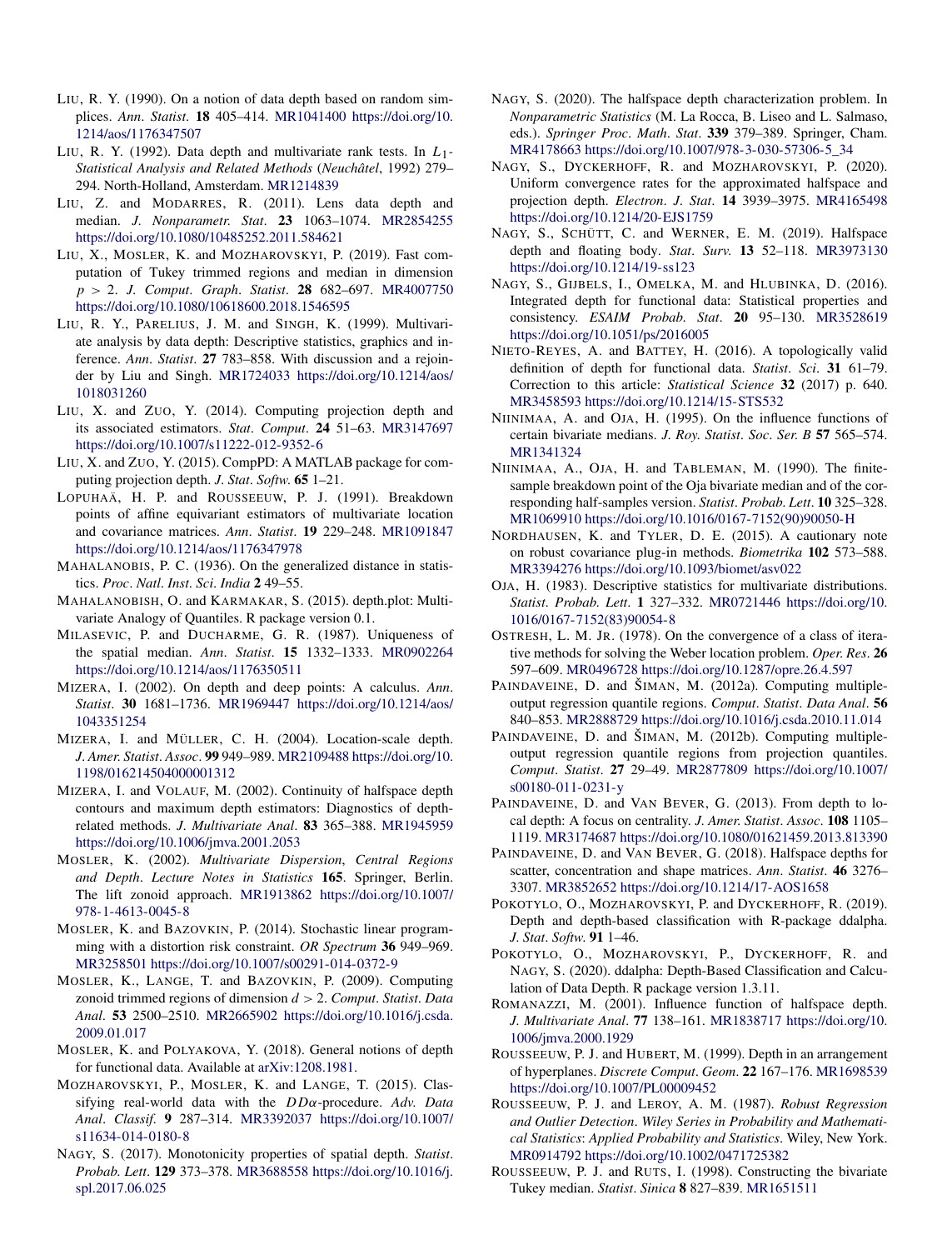LIU, R. Y. (1990). On a notion of data depth based on random simplices. *Ann. Statist.* **18** 405–414. MR1041400 https://doi.org/10.1214/aos/1176347507

LIU, R. Y. (1992). Data depth and multivariate rank tests. In *$L_1$-Statistical Analysis and Related Methods* (*Neuchâtel*, 1992) 279–294. North-Holland, Amsterdam. MR1214839

LIU, Z. and MODARRES, R. (2011). Lens data depth and median. *J. Nonparametr. Stat.* **23** 1063–1074. MR2854255 https://doi.org/10.1080/10485252.2011.584621

LIU, X., MOSLER, K. and MOZHAROVSKYI, P. (2019). Fast computation of Tukey trimmed regions and median in dimension $p > 2$. *J. Comput. Graph. Statist.* **28** 682–697. MR4007750 https://doi.org/10.1080/10618600.2018.1546595

LIU, R. Y., PARELIUS, J. M. and SINGH, K. (1999). Multivariate analysis by data depth: Descriptive statistics, graphics and inference. *Ann. Statist.* **27** 783–858. With discussion and a rejoinder by Liu and Singh. MR1724033 https://doi.org/10.1214/aos/1018031260

LIU, X. and ZUO, Y. (2014). Computing projection depth and its associated estimators. *Stat. Comput.* **24** 51–63. MR3147697 https://doi.org/10.1007/s11222-012-9352-6

LIU, X. and ZUO, Y. (2015). CompPD: A MATLAB package for computing projection depth. *J. Stat. Softw.* **65** 1–21.

LOPUHAÄ, H. P. and ROUSSEEUW, P. J. (1991). Breakdown points of affine equivariant estimators of multivariate location and covariance matrices. *Ann. Statist.* **19** 229–248. MR1091847 https://doi.org/10.1214/aos/1176347978

MAHALANOBIS, P. C. (1936). On the generalized distance in statistics. *Proc. Natl. Inst. Sci. India* **2** 49–55.

MAHALANOBISH, O. and KARMAKAR, S. (2015). depth.plot: Multivariate Analogy of Quantiles. R package version 0.1.

MILASEVIC, P. and DUCHARME, G. R. (1987). Uniqueness of the spatial median. *Ann. Statist.* **15** 1332–1333. MR0902264 https://doi.org/10.1214/aos/1176350511

MIZERA, I. (2002). On depth and deep points: A calculus. *Ann. Statist.* **30** 1681–1736. MR1969447 https://doi.org/10.1214/aos/1043351254

MIZERA, I. and MÜLLER, C. H. (2004). Location-scale depth. *J. Amer. Statist. Assoc.* **99** 949–989. MR2109488 https://doi.org/10.1198/016214504000001312

MIZERA, I. and VOLAUF, M. (2002). Continuity of halfspace depth contours and maximum depth estimators: Diagnostics of depth-related methods. *J. Multivariate Anal.* **83** 365–388. MR1945959 https://doi.org/10.1006/jmva.2001.2053

MOSLER, K. (2002). *Multivariate Dispersion, Central Regions and Depth*. *Lecture Notes in Statistics* **165**. Springer, Berlin. The lift zonoid approach. MR1913862 https://doi.org/10.1007/978-1-4613-0045-8

MOSLER, K. and BAZOVKIN, P. (2014). Stochastic linear programming with a distortion risk constraint. *OR Spectrum* **36** 949–969. MR3258501 https://doi.org/10.1007/s00291-014-0372-9

MOSLER, K., LANGE, T. and BAZOVKIN, P. (2009). Computing zonoid trimmed regions of dimension $d > 2$. *Comput. Statist. Data Anal.* **53** 2500–2510. MR2665902 https://doi.org/10.1016/j.csda.2009.01.017

MOSLER, K. and POLYAKOVA, Y. (2018). General notions of depth for functional data. Available at arXiv:1208.1981.

MOZHAROVSKYI, P., MOSLER, K. and LANGE, T. (2015). Classifying real-world data with the $DD\alpha$-procedure. *Adv. Data Anal. Classif.* **9** 287–314. MR3392037 https://doi.org/10.1007/s11634-014-0180-8

NAGY, S. (2017). Monotonicity properties of spatial depth. *Statist. Probab. Lett.* **129** 373–378. MR3688558 https://doi.org/10.1016/j.spl.2017.06.025

NAGY, S. (2020). The halfspace depth characterization problem. In *Nonparametric Statistics* (M. La Rocca, B. Liseo and L. Salmaso, eds.). *Springer Proc. Math. Stat.* **339** 379–389. Springer, Cham. MR4178663 https://doi.org/10.1007/978-3-030-57306-5_34

NAGY, S., DYCKERHOFF, R. and MOZHAROVSKYI, P. (2020). Uniform convergence rates for the approximated halfspace and projection depth. *Electron. J. Stat.* **14** 3939–3975. MR4165498 https://doi.org/10.1214/20-EJS1759

NAGY, S., SCHÜTT, C. and WERNER, E. M. (2019). Halfspace depth and floating body. *Stat. Surv.* **13** 52–118. MR3973130 https://doi.org/10.1214/19-ss123

NAGY, S., GIJBELS, I., OMELKA, M. and HLUBINKA, D. (2016). Integrated depth for functional data: Statistical properties and consistency. *ESAIM Probab. Stat.* **20** 95–130. MR3528619 https://doi.org/10.1051/ps/2016005

NIETO-REYES, A. and BATTEY, H. (2016). A topologically valid definition of depth for functional data. *Statist. Sci.* **31** 61–79. Correction to this article: *Statistical Science* **32** (2017) p. 640. MR3458593 https://doi.org/10.1214/15-STS532

NIINIMAA, A. and OJA, H. (1995). On the influence functions of certain bivariate medians. *J. Roy. Statist. Soc. Ser. B* **57** 565–574. MR1341324

NIINIMAA, A., OJA, H. and TABLEMAN, M. (1990). The finite-sample breakdown point of the Oja bivariate median and of the corresponding half-samples version. *Statist. Probab. Lett.* **10** 325–328. MR1069910 https://doi.org/10.1016/0167-7152(90)90050-H

NORDHAUSEN, K. and TYLER, D. E. (2015). A cautionary note on robust covariance plug-in methods. *Biometrika* **102** 573–588. MR3394276 https://doi.org/10.1093/biomet/asv022

OJA, H. (1983). Descriptive statistics for multivariate distributions. *Statist. Probab. Lett.* **1** 327–332. MR0721446 https://doi.org/10.1016/0167-7152(83)90054-8

OSTRESH, L. M. JR. (1978). On the convergence of a class of iterative methods for solving the Weber location problem. *Oper. Res.* **26** 597–609. MR0496728 https://doi.org/10.1287/opre.26.4.597

PAINDAVEINE, D. and ŠIMAN, M. (2012a). Computing multiple-output regression quantile regions. *Comput. Statist. Data Anal.* **56** 840–853. MR2888729 https://doi.org/10.1016/j.csda.2010.11.014

PAINDAVEINE, D. and ŠIMAN, M. (2012b). Computing multiple-output regression quantile regions from projection quantiles. *Comput. Statist.* **27** 29–49. MR2877809 https://doi.org/10.1007/s00180-011-0231-y

PAINDAVEINE, D. and VAN BEVER, G. (2013). From depth to local depth: A focus on centrality. *J. Amer. Statist. Assoc.* **108** 1105–1119. MR3174687 https://doi.org/10.1080/01621459.2013.813390

PAINDAVEINE, D. and VAN BEVER, G. (2018). Halfspace depths for scatter, concentration and shape matrices. *Ann. Statist.* **46** 3276–3307. MR3852652 https://doi.org/10.1214/17-AOS1658

POKOTYLO, O., MOZHAROVSKYI, P. and DYCKERHOFF, R. (2019). Depth and depth-based classification with R-package ddalpha. *J. Stat. Softw.* **91** 1–46.

POKOTYLO, O., MOZHAROVSKYI, P., DYCKERHOFF, R. and NAGY, S. (2020). ddalpha: Depth-Based Classification and Calculation of Data Depth. R package version 1.3.11.

ROMANAZZI, M. (2001). Influence function of halfspace depth. *J. Multivariate Anal.* **77** 138–161. MR1838717 https://doi.org/10.1006/jmva.2000.1929

ROUSSEEUW, P. J. and HUBERT, M. (1999). Depth in an arrangement of hyperplanes. *Discrete Comput. Geom.* **22** 167–176. MR1698539 https://doi.org/10.1007/PL00009452

ROUSSEEUW, P. J. and LEROY, A. M. (1987). *Robust Regression and Outlier Detection*. *Wiley Series in Probability and Mathematical Statistics*: *Applied Probability and Statistics*. Wiley, New York. MR0914792 https://doi.org/10.1002/0471725382

ROUSSEEUW, P. J. and RUTS, I. (1998). Constructing the bivariate Tukey median. *Statist. Sinica* **8** 827–839. MR1651511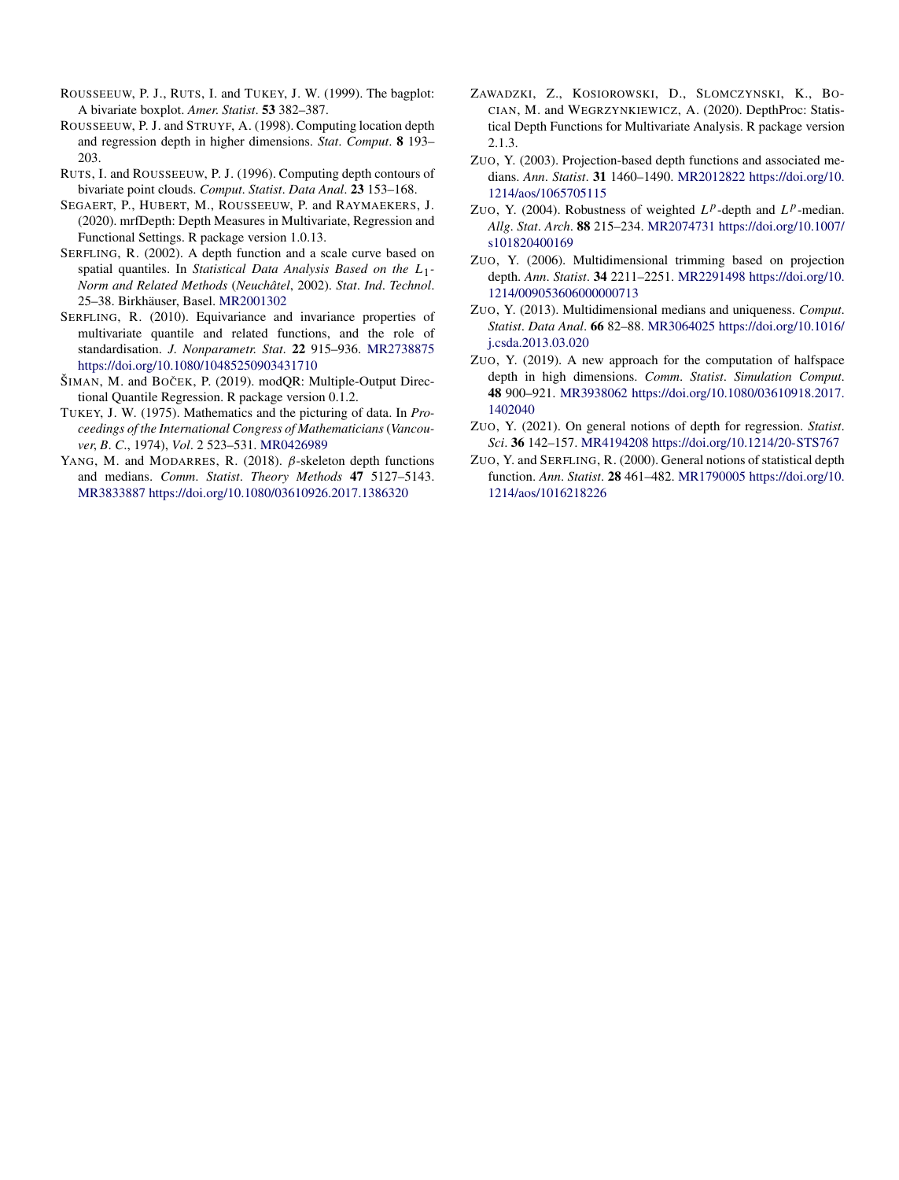ROUSSEEUW, P. J., RUTS, I. and TUKEY, J. W. (1999). The bagplot: A bivariate boxplot. *Amer. Statist.* **53** 382–387.

ROUSSEEUW, P. J. and STRUYF, A. (1998). Computing location depth and regression depth in higher dimensions. *Stat. Comput.* **8** 193–203.

RUTS, I. and ROUSSEEUW, P. J. (1996). Computing depth contours of bivariate point clouds. *Comput. Statist. Data Anal.* **23** 153–168.

SEGAERT, P., HUBERT, M., ROUSSEEUW, P. and RAYMAEKERS, J. (2020). mrfDepth: Depth Measures in Multivariate, Regression and Functional Settings. R package version 1.0.13.

SERFLING, R. (2002). A depth function and a scale curve based on spatial quantiles. In *Statistical Data Analysis Based on the $L_1$-Norm and Related Methods* (*Neuchâtel*, 2002). *Stat. Ind. Technol.* 25–38. Birkhäuser, Basel. MR2001302

SERFLING, R. (2010). Equivariance and invariance properties of multivariate quantile and related functions, and the role of standardisation. *J. Nonparametr. Stat.* **22** 915–936. MR2738875 https://doi.org/10.1080/10485250903431710

ŠIMAN, M. and BOČEK, P. (2019). modQR: Multiple-Output Directional Quantile Regression. R package version 0.1.2.

TUKEY, J. W. (1975). Mathematics and the picturing of data. In *Proceedings of the International Congress of Mathematicians* (*Vancouver, B. C.*, 1974), *Vol.* 2 523–531. MR0426989

YANG, M. and MODARRES, R. (2018). $\beta$-skeleton depth functions and medians. *Comm. Statist. Theory Methods* **47** 5127–5143. MR3833887 https://doi.org/10.1080/03610926.2017.1386320

ZAWADZKI, Z., KOSIOROWSKI, D., SLOMCZYNSKI, K., BOCIAN, M. and WEGRZYNKIEWICZ, A. (2020). DepthProc: Statistical Depth Functions for Multivariate Analysis. R package version 2.1.3.

ZUO, Y. (2003). Projection-based depth functions and associated medians. *Ann. Statist.* **31** 1460–1490. MR2012822 https://doi.org/10.1214/aos/1065705115

ZUO, Y. (2004). Robustness of weighted $L^p$-depth and $L^p$-median. *Allg. Stat. Arch.* **88** 215–234. MR2074731 https://doi.org/10.1007/s101820400169

ZUO, Y. (2006). Multidimensional trimming based on projection depth. *Ann. Statist.* **34** 2211–2251. MR2291498 https://doi.org/10.1214/009053606000000713

ZUO, Y. (2013). Multidimensional medians and uniqueness. *Comput. Statist. Data Anal.* **66** 82–88. MR3064025 https://doi.org/10.1016/j.csda.2013.03.020

ZUO, Y. (2019). A new approach for the computation of halfspace depth in high dimensions. *Comm. Statist. Simulation Comput.* **48** 900–921. MR3938062 https://doi.org/10.1080/03610918.2017.1402040

ZUO, Y. (2021). On general notions of depth for regression. *Statist. Sci.* **36** 142–157. MR4194208 https://doi.org/10.1214/20-STS767

ZUO, Y. and SERFLING, R. (2000). General notions of statistical depth function. *Ann. Statist.* **28** 461–482. MR1790005 https://doi.org/10.1214/aos/1016218226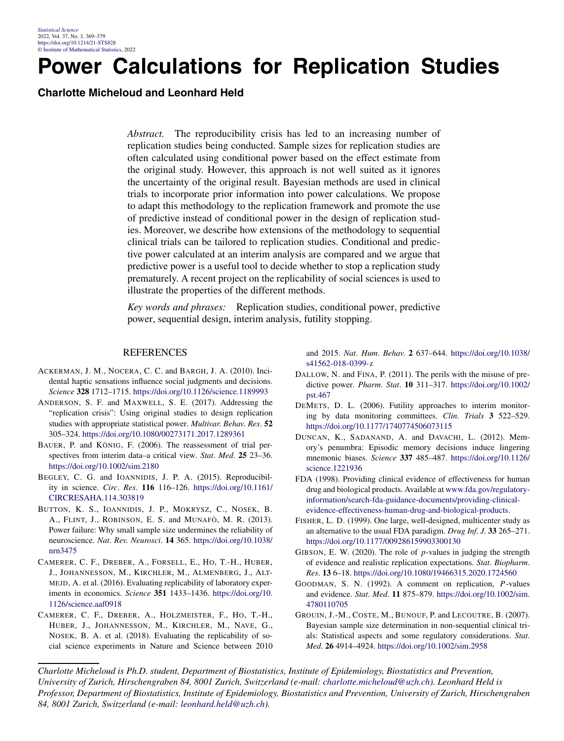# Power Calculations for Replication Studies

**Charlotte Micheloud and Leonhard Held**

*Abstract.* The reproducibility crisis has led to an increasing number of replication studies being conducted. Sample sizes for replication studies are often calculated using conditional power based on the effect estimate from the original study. However, this approach is not well suited as it ignores the uncertainty of the original result. Bayesian methods are used in clinical trials to incorporate prior information into power calculations. We propose to adapt this methodology to the replication framework and promote the use of predictive instead of conditional power in the design of replication studies. Moreover, we describe how extensions of the methodology to sequential clinical trials can be tailored to replication studies. Conditional and predictive power calculated at an interim analysis are compared and we argue that predictive power is a useful tool to decide whether to stop a replication study prematurely. A recent project on the replicability of social sciences is used to illustrate the properties of the different methods.

*Key words and phrases:* Replication studies, conditional power, predictive power, sequential design, interim analysis, futility stopping.

## REFERENCES

Ackerman, J. M., Nocera, C. C. and Bargh, J. A. (2010). Incidental haptic sensations influence social judgments and decisions. *Science* **328** 1712–1715. https://doi.org/10.1126/science.1189993

Anderson, S. F. and Maxwell, S. E. (2017). Addressing the "replication crisis": Using original studies to design replication studies with appropriate statistical power. *Multivar. Behav. Res.* **52** 305–324. https://doi.org/10.1080/00273171.2017.1289361

Bauer, P. and König, F. (2006). The reassessment of trial perspectives from interim data–a critical view. *Stat. Med.* **25** 23–36. https://doi.org/10.1002/sim.2180

Begley, C. G. and Ioannidis, J. P. A. (2015). Reproducibility in science. *Circ. Res.* **116** 116–126. https://doi.org/10.1161/CIRCRESAHA.114.303819

Button, K. S., Ioannidis, J. P., Mokrysz, C., Nosek, B. A., Flint, J., Robinson, E. S. and Munafò, M. R. (2013). Power failure: Why small sample size undermines the reliability of neuroscience. *Nat. Rev. Neurosci.* **14** 365. https://doi.org/10.1038/nrn3475

Camerer, C. F., Dreber, A., Forsell, E., Ho, T.-H., Huber, J., Johannesson, M., Kirchler, M., Almenberg, J., Altmejd, A. et al. (2016). Evaluating replicability of laboratory experiments in economics. *Science* **351** 1433–1436. https://doi.org/10.1126/science.aaf0918

Camerer, C. F., Dreber, A., Holzmeister, F., Ho, T.-H., Huber, J., Johannesson, M., Kirchler, M., Nave, G., Nosek, B. A. et al. (2018). Evaluating the replicability of social science experiments in Nature and Science between 2010 and 2015. *Nat. Hum. Behav.* **2** 637–644. https://doi.org/10.1038/s41562-018-0399-z

Dallow, N. and Fina, P. (2011). The perils with the misuse of predictive power. *Pharm. Stat.* **10** 311–317. https://doi.org/10.1002/pst.467

DeMets, D. L. (2006). Futility approaches to interim monitoring by data monitoring committees. *Clin. Trials* **3** 522–529. https://doi.org/10.1177/1740774506073115

Duncan, K., Sadanand, A. and Davachi, L. (2012). Memory's penumbra: Episodic memory decisions induce lingering mnemonic biases. *Science* **337** 485–487. https://doi.org/10.1126/science.1221936

FDA (1998). Providing clinical evidence of effectiveness for human drug and biological products. Available at www.fda.gov/regulatory-information/search-fda-guidance-documents/providing-clinical-evidence-effectiveness-human-drug-and-biological-products.

Fisher, L. D. (1999). One large, well-designed, multicenter study as an alternative to the usual FDA paradigm. *Drug Inf. J.* **33** 265–271. https://doi.org/10.1177/009286159903300130

Gibson, E. W. (2020). The role of *p*-values in judging the strength of evidence and realistic replication expectations. *Stat. Biopharm. Res.* **13** 6–18. https://doi.org/10.1080/19466315.2020.1724560

Goodman, S. N. (1992). A comment on replication, *P*-values and evidence. *Stat. Med.* **11** 875–879. https://doi.org/10.1002/sim.4780110705

Grouin, J.-M., Coste, M., Bunouf, P. and Lecoutre, B. (2007). Bayesian sample size determination in non-sequential clinical trials: Statistical aspects and some regulatory considerations. *Stat. Med.* **26** 4914–4924. https://doi.org/10.1002/sim.2958

*Charlotte Micheloud is Ph.D. student, Department of Biostatistics, Institute of Epidemiology, Biostatistics and Prevention, University of Zurich, Hirschengraben 84, 8001 Zurich, Switzerland (e-mail: charlotte.micheloud@uzh.ch). Leonhard Held is Professor, Department of Biostatistics, Institute of Epidemiology, Biostatistics and Prevention, University of Zurich, Hirschengraben 84, 8001 Zurich, Switzerland (e-mail: leonhard.held@uzh.ch).*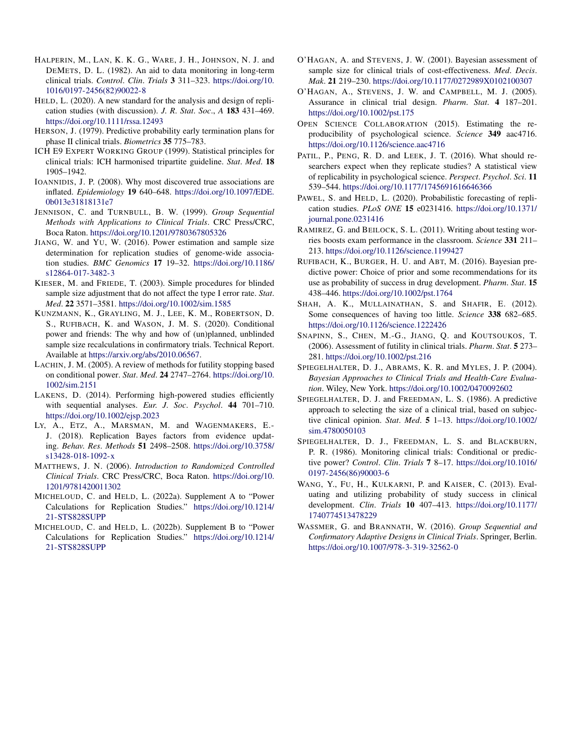HALPERIN, M., LAN, K. K. G., WARE, J. H., JOHNSON, N. J. and DEMETS, D. L. (1982). An aid to data monitoring in long-term clinical trials. *Control. Clin. Trials* **3** 311–323. https://doi.org/10.1016/0197-2456(82)90022-8

HELD, L. (2020). A new standard for the analysis and design of replication studies (with discussion). *J. R. Stat. Soc., A* **183** 431–469. https://doi.org/10.1111/rssa.12493

HERSON, J. (1979). Predictive probability early termination plans for phase II clinical trials. *Biometrics* **35** 775–783.

ICH E9 EXPERT WORKING GROUP (1999). Statistical principles for clinical trials: ICH harmonised tripartite guideline. *Stat. Med.* **18** 1905–1942.

IOANNIDIS, J. P. (2008). Why most discovered true associations are inflated. *Epidemiology* **19** 640–648. https://doi.org/10.1097/EDE.0b013e31818131e7

JENNISON, C. and TURNBULL, B. W. (1999). *Group Sequential Methods with Applications to Clinical Trials*. CRC Press/CRC, Boca Raton. https://doi.org/10.1201/9780367805326

JIANG, W. and YU, W. (2016). Power estimation and sample size determination for replication studies of genome-wide association studies. *BMC Genomics* **17** 19–32. https://doi.org/10.1186/s12864-017-3482-3

KIESER, M. and FRIEDE, T. (2003). Simple procedures for blinded sample size adjustment that do not affect the type I error rate. *Stat. Med.* **22** 3571–3581. https://doi.org/10.1002/sim.1585

KUNZMANN, K., GRAYLING, M. J., LEE, K. M., ROBERTSON, D. S., RUFIBACH, K. and WASON, J. M. S. (2020). Conditional power and friends: The why and how of (un)planned, unblinded sample size recalculations in confirmatory trials. Technical Report. Available at https://arxiv.org/abs/2010.06567.

LACHIN, J. M. (2005). A review of methods for futility stopping based on conditional power. *Stat. Med.* **24** 2747–2764. https://doi.org/10.1002/sim.2151

LAKENS, D. (2014). Performing high-powered studies efficiently with sequential analyses. *Eur. J. Soc. Psychol.* **44** 701–710. https://doi.org/10.1002/ejsp.2023

LY, A., ETZ, A., MARSMAN, M. and WAGENMAKERS, E.-J. (2018). Replication Bayes factors from evidence updating. *Behav. Res. Methods* **51** 2498–2508. https://doi.org/10.3758/s13428-018-1092-x

MATTHEWS, J. N. (2006). *Introduction to Randomized Controlled Clinical Trials*. CRC Press/CRC, Boca Raton. https://doi.org/10.1201/9781420011302

MICHELOUD, C. and HELD, L. (2022a). Supplement A to "Power Calculations for Replication Studies." https://doi.org/10.1214/21-STS828SUPP

MICHELOUD, C. and HELD, L. (2022b). Supplement B to "Power Calculations for Replication Studies." https://doi.org/10.1214/21-STS828SUPP

O'HAGAN, A. and STEVENS, J. W. (2001). Bayesian assessment of sample size for clinical trials of cost-effectiveness. *Med. Decis. Mak.* **21** 219–230. https://doi.org/10.1177/0272989X0102100307

O'HAGAN, A., STEVENS, J. W. and CAMPBELL, M. J. (2005). Assurance in clinical trial design. *Pharm. Stat.* **4** 187–201. https://doi.org/10.1002/pst.175

OPEN SCIENCE COLLABORATION (2015). Estimating the reproducibility of psychological science. *Science* **349** aac4716. https://doi.org/10.1126/science.aac4716

PATIL, P., PENG, R. D. and LEEK, J. T. (2016). What should researchers expect when they replicate studies? A statistical view of replicability in psychological science. *Perspect. Psychol. Sci.* **11** 539–544. https://doi.org/10.1177/1745691616646366

PAWEL, S. and HELD, L. (2020). Probabilistic forecasting of replication studies. *PLoS ONE* **15** e0231416. https://doi.org/10.1371/journal.pone.0231416

RAMIREZ, G. and BEILOCK, S. L. (2011). Writing about testing worries boosts exam performance in the classroom. *Science* **331** 211–213. https://doi.org/10.1126/science.1199427

RUFIBACH, K., BURGER, H. U. and ABT, M. (2016). Bayesian predictive power: Choice of prior and some recommendations for its use as probability of success in drug development. *Pharm. Stat.* **15** 438–446. https://doi.org/10.1002/pst.1764

SHAH, A. K., MULLAINATHAN, S. and SHAFIR, E. (2012). Some consequences of having too little. *Science* **338** 682–685. https://doi.org/10.1126/science.1222426

SNAPINN, S., CHEN, M.-G., JIANG, Q. and KOUTSOUKOS, T. (2006). Assessment of futility in clinical trials. *Pharm. Stat.* **5** 273–281. https://doi.org/10.1002/pst.216

SPIEGELHALTER, D. J., ABRAMS, K. R. and MYLES, J. P. (2004). *Bayesian Approaches to Clinical Trials and Health-Care Evaluation*. Wiley, New York. https://doi.org/10.1002/0470092602

SPIEGELHALTER, D. J. and FREEDMAN, L. S. (1986). A predictive approach to selecting the size of a clinical trial, based on subjective clinical opinion. *Stat. Med.* **5** 1–13. https://doi.org/10.1002/sim.4780050103

SPIEGELHALTER, D. J., FREEDMAN, L. S. and BLACKBURN, P. R. (1986). Monitoring clinical trials: Conditional or predictive power? *Control. Clin. Trials* **7** 8–17. https://doi.org/10.1016/0197-2456(86)90003-6

WANG, Y., FU, H., KULKARNI, P. and KAISER, C. (2013). Evaluating and utilizing probability of study success in clinical development. *Clin. Trials* **10** 407–413. https://doi.org/10.1177/1740774513478229

WASSMER, G. and BRANNATH, W. (2016). *Group Sequential and Confirmatory Adaptive Designs in Clinical Trials*. Springer, Berlin. https://doi.org/10.1007/978-3-319-32562-0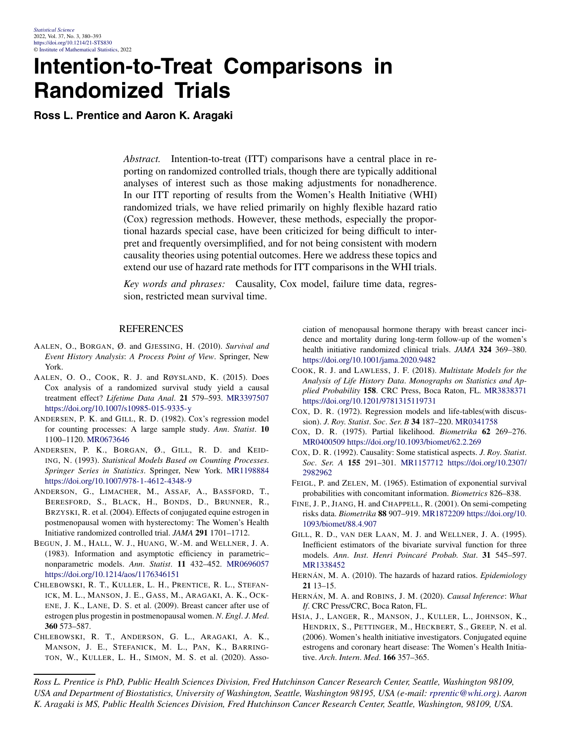# Intention-to-Treat Comparisons in Randomized Trials

**Ross L. Prentice and Aaron K. Aragaki**

*Abstract.* Intention-to-treat (ITT) comparisons have a central place in reporting on randomized controlled trials, though there are typically additional analyses of interest such as those making adjustments for nonadherence. In our ITT reporting of results from the Women's Health Initiative (WHI) randomized trials, we have relied primarily on highly flexible hazard ratio (Cox) regression methods. However, these methods, especially the proportional hazards special case, have been criticized for being difficult to interpret and frequently oversimplified, and for not being consistent with modern causality theories using potential outcomes. Here we address these topics and extend our use of hazard rate methods for ITT comparisons in the WHI trials.

*Key words and phrases:* Causality, Cox model, failure time data, regression, restricted mean survival time.

## REFERENCES

AALEN, O., BORGAN, Ø. and GJESSING, H. (2010). *Survival and Event History Analysis*: *A Process Point of View*. Springer, New York.

AALEN, O. O., COOK, R. J. and RØYSLAND, K. (2015). Does Cox analysis of a randomized survival study yield a causal treatment effect? *Lifetime Data Anal*. **21** 579–593. MR3397507 https://doi.org/10.1007/s10985-015-9335-y

ANDERSEN, P. K. and GILL, R. D. (1982). Cox's regression model for counting processes: A large sample study. *Ann*. *Statist*. **10** 1100–1120. MR0673646

ANDERSEN, P. K., BORGAN, Ø., GILL, R. D. and KEIDING, N. (1993). *Statistical Models Based on Counting Processes*. *Springer Series in Statistics*. Springer, New York. MR1198884 https://doi.org/10.1007/978-1-4612-4348-9

ANDERSON, G., LIMACHER, M., ASSAF, A., BASSFORD, T., BERESFORD, S., BLACK, H., BONDS, D., BRUNNER, R., BRZYSKI, R. et al. (2004). Effects of conjugated equine estrogen in postmenopausal women with hysterectomy: The Women's Health Initiative randomized controlled trial. *JAMA* **291** 1701–1712.

BEGUN, J. M., HALL, W. J., HUANG, W.-M. and WELLNER, J. A. (1983). Information and asymptotic efficiency in parametric–nonparametric models. *Ann*. *Statist*. **11** 432–452. MR0696057 https://doi.org/10.1214/aos/1176346151

CHLEBOWSKI, R. T., KULLER, L. H., PRENTICE, R. L., STEFANICK, M. L., MANSON, J. E., GASS, M., ARAGAKI, A. K., OCKENE, J. K., LANE, D. S. et al. (2009). Breast cancer after use of estrogen plus progestin in postmenopausal women. *N*. *Engl*. *J*. *Med*. **360** 573–587.

CHLEBOWSKI, R. T., ANDERSON, G. L., ARAGAKI, A. K., MANSON, J. E., STEFANICK, M. L., PAN, K., BARRINGTON, W., KULLER, L. H., SIMON, M. S. et al. (2020). Association of menopausal hormone therapy with breast cancer incidence and mortality during long-term follow-up of the women's health initiative randomized clinical trials. *JAMA* **324** 369–380. https://doi.org/10.1001/jama.2020.9482

COOK, R. J. and LAWLESS, J. F. (2018). *Multistate Models for the Analysis of Life History Data*. *Monographs on Statistics and Applied Probability* **158**. CRC Press, Boca Raton, FL. MR3838371 https://doi.org/10.1201/9781315119731

COX, D. R. (1972). Regression models and life-tables(with discussion). *J*. *Roy*. *Statist*. *Soc*. *Ser*. *B* **34** 187–220. MR0341758

COX, D. R. (1975). Partial likelihood. *Biometrika* **62** 269–276. MR0400509 https://doi.org/10.1093/biomet/62.2.269

COX, D. R. (1992). Causality: Some statistical aspects. *J*. *Roy*. *Statist*. *Soc*. *Ser*. *A* **155** 291–301. MR1157712 https://doi.org/10.2307/2982962

FEIGL, P. and ZELEN, M. (1965). Estimation of exponential survival probabilities with concomitant information. *Biometrics* 826–838.

FINE, J. P., JIANG, H. and CHAPPELL, R. (2001). On semi-competing risks data. *Biometrika* **88** 907–919. MR1872209 https://doi.org/10.1093/biomet/88.4.907

GILL, R. D., VAN DER LAAN, M. J. and WELLNER, J. A. (1995). Inefficient estimators of the bivariate survival function for three models. *Ann*. *Inst*. *Henri Poincaré Probab*. *Stat*. **31** 545–597. MR1338452

HERNÁN, M. A. (2010). The hazards of hazard ratios. *Epidemiology* **21** 13–15.

HERNÁN, M. A. and ROBINS, J. M. (2020). *Causal Inference*: *What If*. CRC Press/CRC, Boca Raton, FL.

HSIA, J., LANGER, R., MANSON, J., KULLER, L., JOHNSON, K., HENDRIX, S., PETTINGER, M., HECKBERT, S., GREEP, N. et al. (2006). Women's health initiative investigators. Conjugated equine estrogens and coronary heart disease: The Women's Health Initiative. *Arch*. *Intern*. *Med*. **166** 357–365.

---

*Ross L. Prentice is PhD, Public Health Sciences Division, Fred Hutchinson Cancer Research Center, Seattle, Washington 98109, USA and Department of Biostatistics, University of Washington, Seattle, Washington 98195, USA (e-mail: rprentic@whi.org). Aaron K. Aragaki is MS, Public Health Sciences Division, Fred Hutchinson Cancer Research Center, Seattle, Washington, 98109, USA.*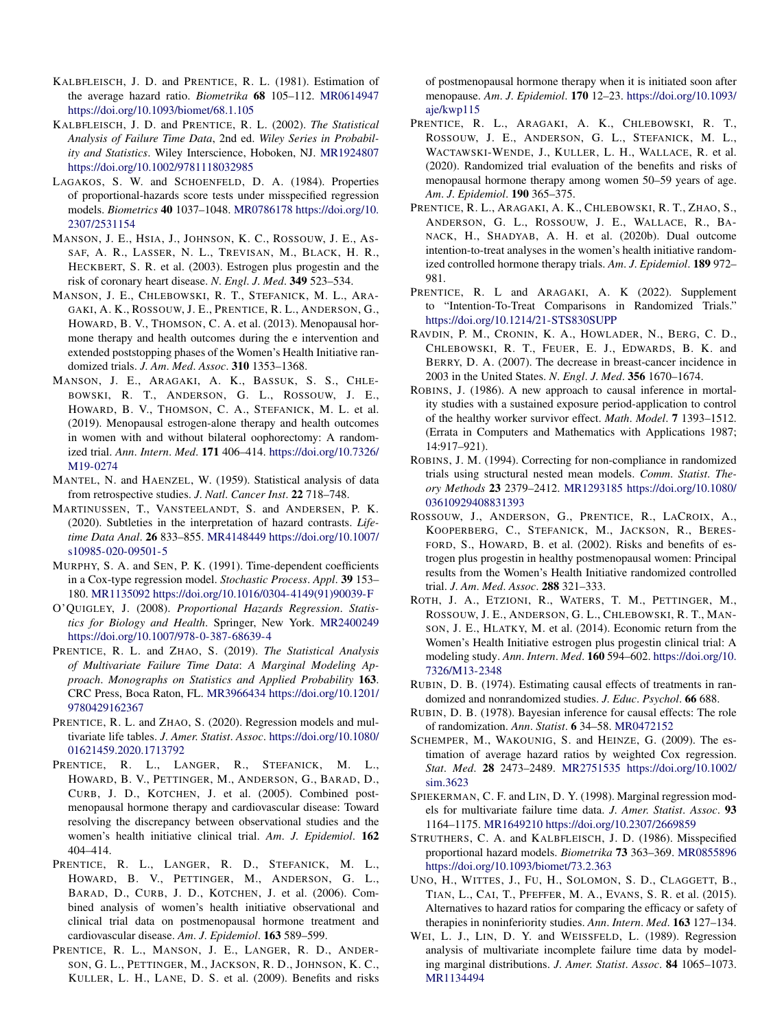Kalbfleisch, J. D. and Prentice, R. L. (1981). Estimation of the average hazard ratio. *Biometrika* **68** 105–112. MR0614947 https://doi.org/10.1093/biomet/68.1.105

Kalbfleisch, J. D. and Prentice, R. L. (2002). *The Statistical Analysis of Failure Time Data*, 2nd ed. *Wiley Series in Probability and Statistics*. Wiley Interscience, Hoboken, NJ. MR1924807 https://doi.org/10.1002/9781118032985

Lagakos, S. W. and Schoenfeld, D. A. (1984). Properties of proportional-hazards score tests under misspecified regression models. *Biometrics* **40** 1037–1048. MR0786178 https://doi.org/10.2307/2531154

Manson, J. E., Hsia, J., Johnson, K. C., Rossouw, J. E., Assaf, A. R., Lasser, N. L., Trevisan, M., Black, H. R., Heckbert, S. R. et al. (2003). Estrogen plus progestin and the risk of coronary heart disease. *N. Engl. J. Med*. **349** 523–534.

Manson, J. E., Chlebowski, R. T., Stefanick, M. L., Aragaki, A. K., Rossouw, J. E., Prentice, R. L., Anderson, G., Howard, B. V., Thomson, C. A. et al. (2013). Menopausal hormone therapy and health outcomes during the e intervention and extended poststopping phases of the Women's Health Initiative randomized trials. *J. Am. Med. Assoc*. **310** 1353–1368.

Manson, J. E., Aragaki, A. K., Bassuk, S. S., Chlebowski, R. T., Anderson, G. L., Rossouw, J. E., Howard, B. V., Thomson, C. A., Stefanick, M. L. et al. (2019). Menopausal estrogen-alone therapy and health outcomes in women with and without bilateral oophorectomy: A randomized trial. *Ann. Intern. Med*. **171** 406–414. https://doi.org/10.7326/M19-0274

Mantel, N. and Haenzel, W. (1959). Statistical analysis of data from retrospective studies. *J. Natl. Cancer Inst*. **22** 718–748.

Martinussen, T., Vansteelandt, S. and Andersen, P. K. (2020). Subtleties in the interpretation of hazard contrasts. *Lifetime Data Anal*. **26** 833–855. MR4148449 https://doi.org/10.1007/s10985-020-09501-5

Murphy, S. A. and Sen, P. K. (1991). Time-dependent coefficients in a Cox-type regression model. *Stochastic Process. Appl*. **39** 153–180. MR1135092 https://doi.org/10.1016/0304-4149(91)90039-F

O'Quigley, J. (2008). *Proportional Hazards Regression*. *Statistics for Biology and Health*. Springer, New York. MR2400249 https://doi.org/10.1007/978-0-387-68639-4

Prentice, R. L. and Zhao, S. (2019). *The Statistical Analysis of Multivariate Failure Time Data*: *A Marginal Modeling Approach*. *Monographs on Statistics and Applied Probability* **163**. CRC Press, Boca Raton, FL. MR3966434 https://doi.org/10.1201/9780429162367

Prentice, R. L. and Zhao, S. (2020). Regression models and multivariate life tables. *J. Amer. Statist. Assoc*. https://doi.org/10.1080/01621459.2020.1713792

Prentice, R. L., Langer, R., Stefanick, M. L., Howard, B. V., Pettinger, M., Anderson, G., Barad, D., Curb, J. D., Kotchen, J. et al. (2005). Combined postmenopausal hormone therapy and cardiovascular disease: Toward resolving the discrepancy between observational studies and the women's health initiative clinical trial. *Am. J. Epidemiol*. **162** 404–414.

Prentice, R. L., Langer, R. D., Stefanick, M. L., Howard, B. V., Pettinger, M., Anderson, G. L., Barad, D., Curb, J. D., Kotchen, J. et al. (2006). Combined analysis of women's health initiative observational and clinical trial data on postmenopausal hormone treatment and cardiovascular disease. *Am. J. Epidemiol*. **163** 589–599.

Prentice, R. L., Manson, J. E., Langer, R. D., Anderson, G. L., Pettinger, M., Jackson, R. D., Johnson, K. C., Kuller, L. H., Lane, D. S. et al. (2009). Benefits and risks of postmenopausal hormone therapy when it is initiated soon after menopause. *Am. J. Epidemiol*. **170** 12–23. https://doi.org/10.1093/aje/kwp115

Prentice, R. L., Aragaki, A. K., Chlebowski, R. T., Rossouw, J. E., Anderson, G. L., Stefanick, M. L., Wactawski-Wende, J., Kuller, L. H., Wallace, R. et al. (2020). Randomized trial evaluation of the benefits and risks of menopausal hormone therapy among women 50–59 years of age. *Am. J. Epidemiol*. **190** 365–375.

Prentice, R. L., Aragaki, A. K., Chlebowski, R. T., Zhao, S., Anderson, G. L., Rossouw, J. E., Wallace, R., Banack, H., Shadyab, A. H. et al. (2020b). Dual outcome intention-to-treat analyses in the women's health initiative randomized controlled hormone therapy trials. *Am. J. Epidemiol*. **189** 972–981.

Prentice, R. L and Aragaki, A. K (2022). Supplement to "Intention-To-Treat Comparisons in Randomized Trials." https://doi.org/10.1214/21-STS830SUPP

Ravdin, P. M., Cronin, K. A., Howlader, N., Berg, C. D., Chlebowski, R. T., Feuer, E. J., Edwards, B. K. and Berry, D. A. (2007). The decrease in breast-cancer incidence in 2003 in the United States. *N. Engl. J. Med*. **356** 1670–1674.

Robins, J. (1986). A new approach to causal inference in mortality studies with a sustained exposure period-application to control of the healthy worker survivor effect. *Math. Model*. **7** 1393–1512. (Errata in Computers and Mathematics with Applications 1987; 14:917–921).

Robins, J. M. (1994). Correcting for non-compliance in randomized trials using structural nested mean models. *Comm. Statist. Theory Methods* **23** 2379–2412. MR1293185 https://doi.org/10.1080/03610929408831393

Rossouw, J., Anderson, G., Prentice, R., LaCroix, A., Kooperberg, C., Stefanick, M., Jackson, R., Beresford, S., Howard, B. et al. (2002). Risks and benefits of estrogen plus progestin in healthy postmenopausal women: Principal results from the Women's Health Initiative randomized controlled trial. *J. Am. Med. Assoc*. **288** 321–333.

Roth, J. A., Etzioni, R., Waters, T. M., Pettinger, M., Rossouw, J. E., Anderson, G. L., Chlebowski, R. T., Manson, J. E., Hlatky, M. et al. (2014). Economic return from the Women's Health Initiative estrogen plus progestin clinical trial: A modeling study. *Ann. Intern. Med*. **160** 594–602. https://doi.org/10.7326/M13-2348

Rubin, D. B. (1974). Estimating causal effects of treatments in randomized and nonrandomized studies. *J. Educ. Psychol*. **66** 688.

Rubin, D. B. (1978). Bayesian inference for causal effects: The role of randomization. *Ann. Statist*. **6** 34–58. MR0472152

Schemper, M., Wakounig, S. and Heinze, G. (2009). The estimation of average hazard ratios by weighted Cox regression. *Stat. Med*. **28** 2473–2489. MR2751535 https://doi.org/10.1002/sim.3623

Spiekerman, C. F. and Lin, D. Y. (1998). Marginal regression models for multivariate failure time data. *J. Amer. Statist. Assoc*. **93** 1164–1175. MR1649210 https://doi.org/10.2307/2669859

Struthers, C. A. and Kalbfleisch, J. D. (1986). Misspecified proportional hazard models. *Biometrika* **73** 363–369. MR0855896 https://doi.org/10.1093/biomet/73.2.363

Uno, H., Wittes, J., Fu, H., Solomon, S. D., Claggett, B., Tian, L., Cai, T., Pfeffer, M. A., Evans, S. R. et al. (2015). Alternatives to hazard ratios for comparing the efficacy or safety of therapies in noninferiority studies. *Ann. Intern. Med*. **163** 127–134.

Wei, L. J., Lin, D. Y. and Weissfeld, L. (1989). Regression analysis of multivariate incomplete failure time data by modeling marginal distributions. *J. Amer. Statist. Assoc*. **84** 1065–1073. MR1134494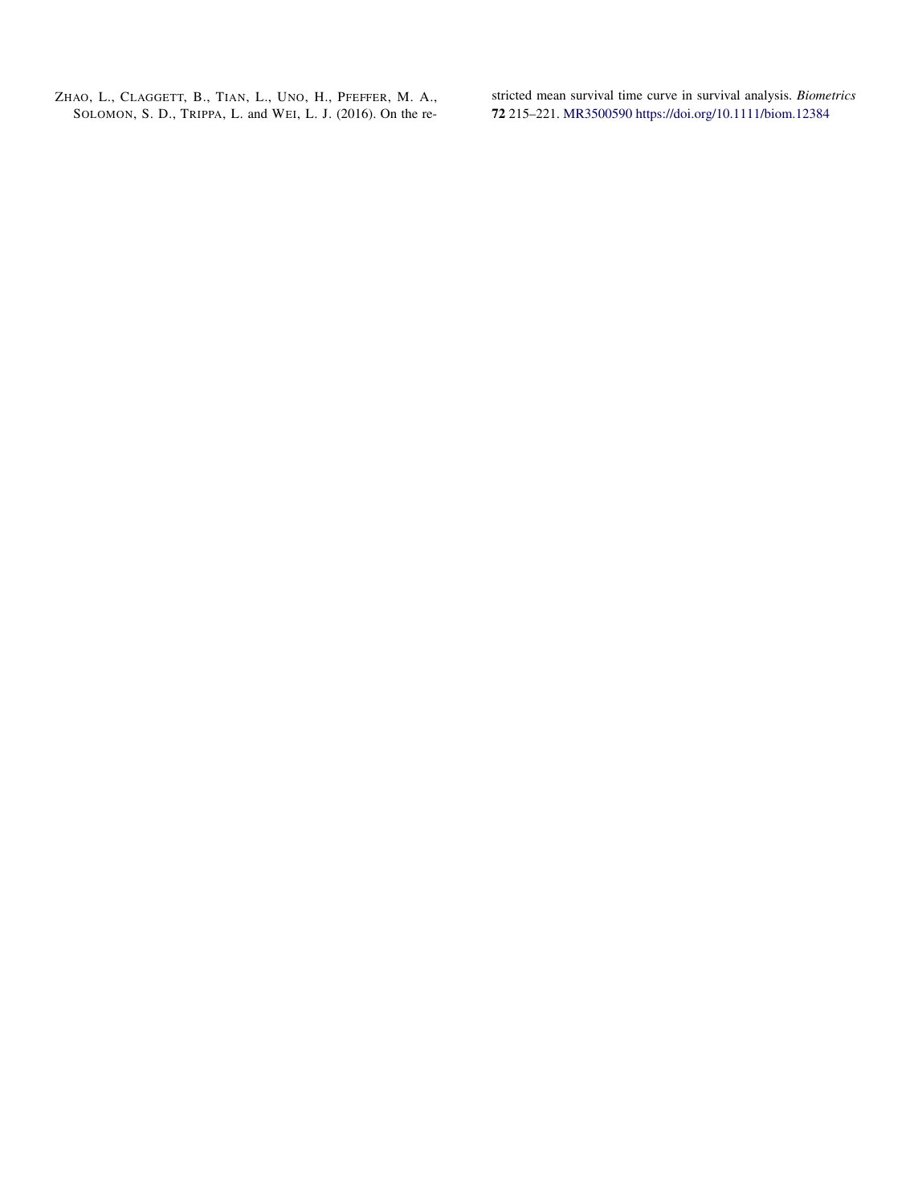Zhao, L., Claggett, B., Tian, L., Uno, H., Pfeffer, M. A., Solomon, S. D., Trippa, L. and Wei, L. J. (2016). On the restricted mean survival time curve in survival analysis. *Biometrics* **72** 215–221. MR3500590 https://doi.org/10.1111/biom.12384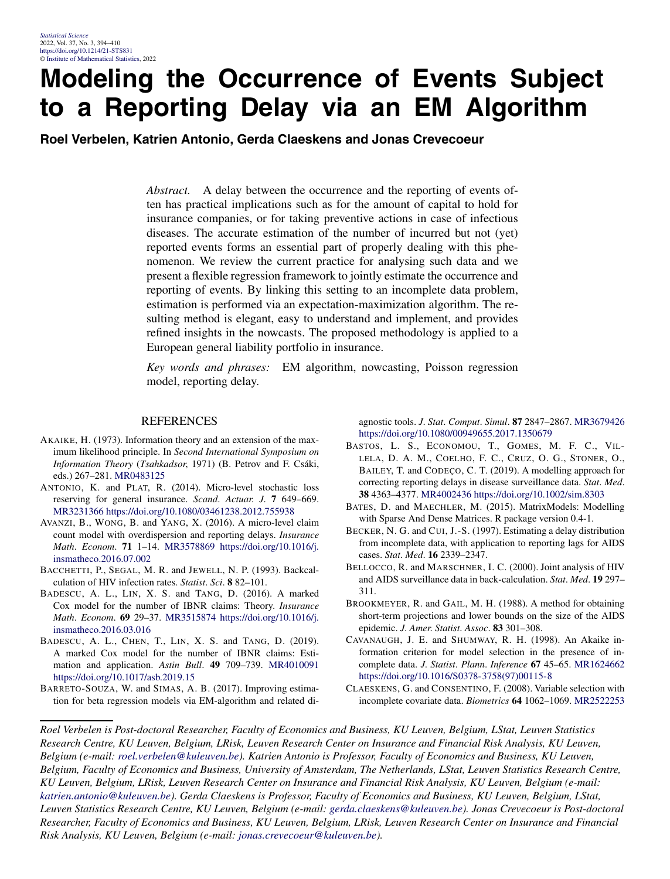# Modeling the Occurrence of Events Subject to a Reporting Delay via an EM Algorithm

**Roel Verbelen, Katrien Antonio, Gerda Claeskens and Jonas Crevecoeur**

*Abstract.* A delay between the occurrence and the reporting of events often has practical implications such as for the amount of capital to hold for insurance companies, or for taking preventive actions in case of infectious diseases. The accurate estimation of the number of incurred but not (yet) reported events forms an essential part of properly dealing with this phenomenon. We review the current practice for analysing such data and we present a flexible regression framework to jointly estimate the occurrence and reporting of events. By linking this setting to an incomplete data problem, estimation is performed via an expectation-maximization algorithm. The resulting method is elegant, easy to understand and implement, and provides refined insights in the nowcasts. The proposed methodology is applied to a European general liability portfolio in insurance.

*Key words and phrases:* EM algorithm, nowcasting, Poisson regression model, reporting delay.

## REFERENCES

AKAIKE, H. (1973). Information theory and an extension of the maximum likelihood principle. In *Second International Symposium on Information Theory* (*Tsahkadsor*, 1971) (B. Petrov and F. Csáki, eds.) 267–281. MR0483125

ANTONIO, K. and PLAT, R. (2014). Micro-level stochastic loss reserving for general insurance. *Scand. Actuar. J.* **7** 649–669. MR3231366 https://doi.org/10.1080/03461238.2012.755938

AVANZI, B., WONG, B. and YANG, X. (2016). A micro-level claim count model with overdispersion and reporting delays. *Insurance Math. Econom.* **71** 1–14. MR3578869 https://doi.org/10.1016/j.insmatheco.2016.07.002

BACCHETTI, P., SEGAL, M. R. and JEWELL, N. P. (1993). Backcalculation of HIV infection rates. *Statist. Sci.* **8** 82–101.

BADESCU, A. L., LIN, X. S. and TANG, D. (2016). A marked Cox model for the number of IBNR claims: Theory. *Insurance Math. Econom.* **69** 29–37. MR3515874 https://doi.org/10.1016/j.insmatheco.2016.03.016

BADESCU, A. L., CHEN, T., LIN, X. S. and TANG, D. (2019). A marked Cox model for the number of IBNR claims: Estimation and application. *Astin Bull.* **49** 709–739. MR4010091 https://doi.org/10.1017/asb.2019.15

BARRETO-SOUZA, W. and SIMAS, A. B. (2017). Improving estimation for beta regression models via EM-algorithm and related diagnostic tools. *J. Stat. Comput. Simul.* **87** 2847–2867. MR3679426 https://doi.org/10.1080/00949655.2017.1350679

BASTOS, L. S., ECONOMOU, T., GOMES, M. F. C., VILLELA, D. A. M., COELHO, F. C., CRUZ, O. G., STONER, O., BAILEY, T. and CODEÇO, C. T. (2019). A modelling approach for correcting reporting delays in disease surveillance data. *Stat. Med.* **38** 4363–4377. MR4002436 https://doi.org/10.1002/sim.8303

BATES, D. and MAECHLER, M. (2015). MatrixModels: Modelling with Sparse And Dense Matrices. R package version 0.4-1.

BECKER, N. G. and CUI, J.-S. (1997). Estimating a delay distribution from incomplete data, with application to reporting lags for AIDS cases. *Stat. Med.* **16** 2339–2347.

BELLOCCO, R. and MARSCHNER, I. C. (2000). Joint analysis of HIV and AIDS surveillance data in back-calculation. *Stat. Med.* **19** 297–311.

BROOKMEYER, R. and GAIL, M. H. (1988). A method for obtaining short-term projections and lower bounds on the size of the AIDS epidemic. *J. Amer. Statist. Assoc.* **83** 301–308.

CAVANAUGH, J. E. and SHUMWAY, R. H. (1998). An Akaike information criterion for model selection in the presence of incomplete data. *J. Statist. Plann. Inference* **67** 45–65. MR1624662 https://doi.org/10.1016/S0378-3758(97)00115-8

CLAESKENS, G. and CONSENTINO, F. (2008). Variable selection with incomplete covariate data. *Biometrics* **64** 1062–1069. MR2522253

*Roel Verbelen is Post-doctoral Researcher, Faculty of Economics and Business, KU Leuven, Belgium, LStat, Leuven Statistics Research Centre, KU Leuven, Belgium, LRisk, Leuven Research Center on Insurance and Financial Risk Analysis, KU Leuven, Belgium (e-mail: roel.verbelen@kuleuven.be). Katrien Antonio is Professor, Faculty of Economics and Business, KU Leuven, Belgium, Faculty of Economics and Business, University of Amsterdam, The Netherlands, LStat, Leuven Statistics Research Centre, KU Leuven, Belgium, LRisk, Leuven Research Center on Insurance and Financial Risk Analysis, KU Leuven, Belgium (e-mail: katrien.antonio@kuleuven.be). Gerda Claeskens is Professor, Faculty of Economics and Business, KU Leuven, Belgium, LStat, Leuven Statistics Research Centre, KU Leuven, Belgium (e-mail: gerda.claeskens@kuleuven.be). Jonas Crevecoeur is Post-doctoral Researcher, Faculty of Economics and Business, KU Leuven, Belgium, LRisk, Leuven Research Center on Insurance and Financial Risk Analysis, KU Leuven, Belgium (e-mail: jonas.crevecoeur@kuleuven.be).*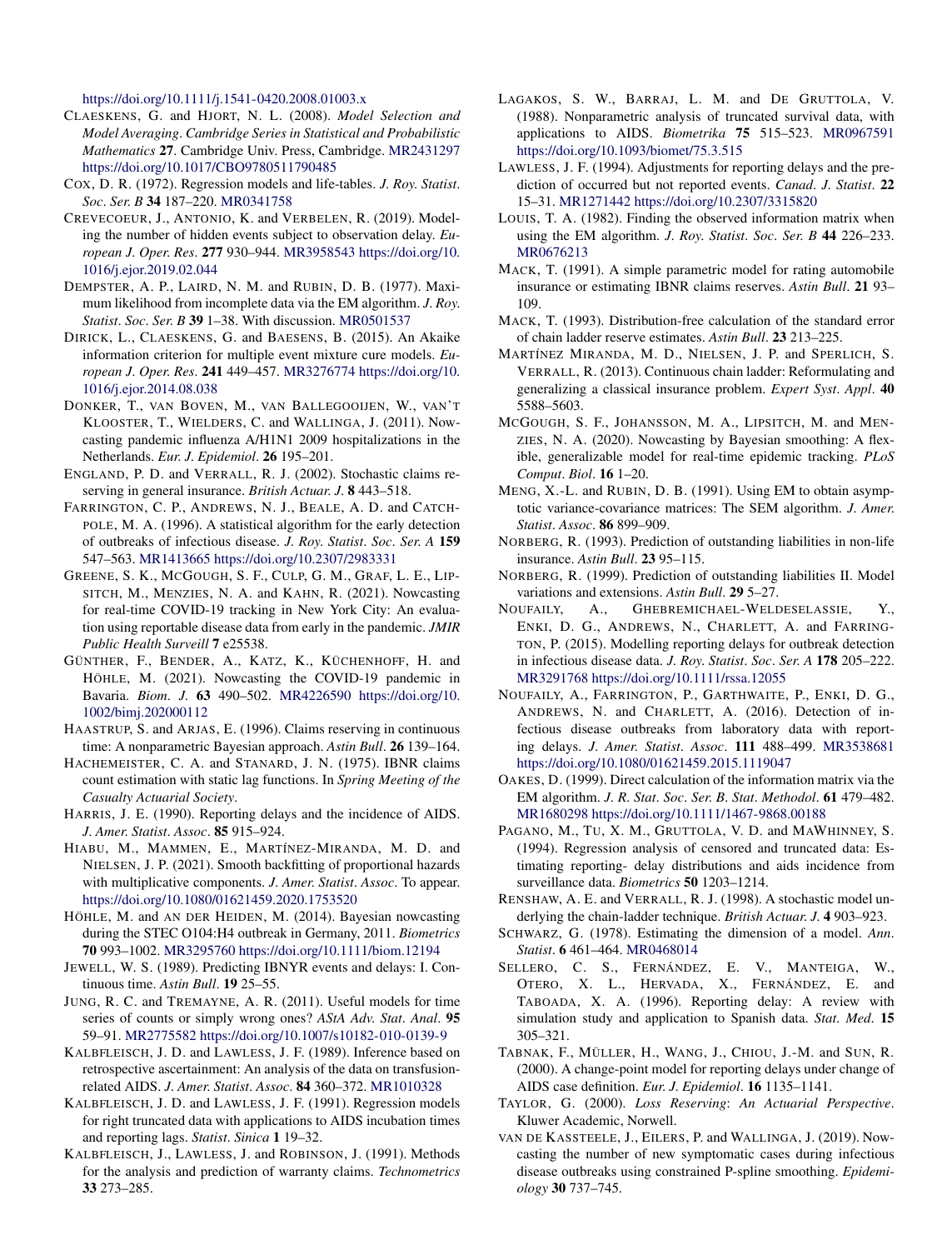https://doi.org/10.1111/j.1541-0420.2008.01003.x

CLAESKENS, G. and HJORT, N. L. (2008). *Model Selection and Model Averaging*. *Cambridge Series in Statistical and Probabilistic Mathematics* **27**. Cambridge Univ. Press, Cambridge. MR2431297 https://doi.org/10.1017/CBO9780511790485

COX, D. R. (1972). Regression models and life-tables. *J. Roy. Statist. Soc. Ser. B* **34** 187–220. MR0341758

CREVECOEUR, J., ANTONIO, K. and VERBELEN, R. (2019). Modeling the number of hidden events subject to observation delay. *European J. Oper. Res.* **277** 930–944. MR3958543 https://doi.org/10.1016/j.ejor.2019.02.044

DEMPSTER, A. P., LAIRD, N. M. and RUBIN, D. B. (1977). Maximum likelihood from incomplete data via the EM algorithm. *J. Roy. Statist. Soc. Ser. B* **39** 1–38. With discussion. MR0501537

DIRICK, L., CLAESKENS, G. and BAESENS, B. (2015). An Akaike information criterion for multiple event mixture cure models. *European J. Oper. Res.* **241** 449–457. MR3276774 https://doi.org/10.1016/j.ejor.2014.08.038

DONKER, T., VAN BOVEN, M., VAN BALLEGOOIJEN, W., VAN'T KLOOSTER, T., WIELDERS, C. and WALLINGA, J. (2011). Nowcasting pandemic influenza A/H1N1 2009 hospitalizations in the Netherlands. *Eur. J. Epidemiol.* **26** 195–201.

ENGLAND, P. D. and VERRALL, R. J. (2002). Stochastic claims reserving in general insurance. *British Actuar. J.* **8** 443–518.

FARRINGTON, C. P., ANDREWS, N. J., BEALE, A. D. and CATCHPOLE, M. A. (1996). A statistical algorithm for the early detection of outbreaks of infectious disease. *J. Roy. Statist. Soc. Ser. A* **159** 547–563. MR1413665 https://doi.org/10.2307/2983331

GREENE, S. K., MCGOUGH, S. F., CULP, G. M., GRAF, L. E., LIPSITCH, M., MENZIES, N. A. and KAHN, R. (2021). Nowcasting for real-time COVID-19 tracking in New York City: An evaluation using reportable disease data from early in the pandemic. *JMIR Public Health Surveill* **7** e25538.

GÜNTHER, F., BENDER, A., KATZ, K., KÜCHENHOFF, H. and HÖHLE, M. (2021). Nowcasting the COVID-19 pandemic in Bavaria. *Biom. J.* **63** 490–502. MR4226590 https://doi.org/10.1002/bimj.202000112

HAASTRUP, S. and ARJAS, E. (1996). Claims reserving in continuous time: A nonparametric Bayesian approach. *Astin Bull.* **26** 139–164.

HACHEMEISTER, C. A. and STANARD, J. N. (1975). IBNR claims count estimation with static lag functions. In *Spring Meeting of the Casualty Actuarial Society*.

HARRIS, J. E. (1990). Reporting delays and the incidence of AIDS. *J. Amer. Statist. Assoc.* **85** 915–924.

HIABU, M., MAMMEN, E., MARTÍNEZ-MIRANDA, M. D. and NIELSEN, J. P. (2021). Smooth backfitting of proportional hazards with multiplicative components. *J. Amer. Statist. Assoc.* To appear. https://doi.org/10.1080/01621459.2020.1753520

HÖHLE, M. and AN DER HEIDEN, M. (2014). Bayesian nowcasting during the STEC O104:H4 outbreak in Germany, 2011. *Biometrics* **70** 993–1002. MR3295760 https://doi.org/10.1111/biom.12194

JEWELL, W. S. (1989). Predicting IBNYR events and delays: I. Continuous time. *Astin Bull.* **19** 25–55.

JUNG, R. C. and TREMAYNE, A. R. (2011). Useful models for time series of counts or simply wrong ones? *AStA Adv. Stat. Anal.* **95** 59–91. MR2775582 https://doi.org/10.1007/s10182-010-0139-9

KALBFLEISCH, J. D. and LAWLESS, J. F. (1989). Inference based on retrospective ascertainment: An analysis of the data on transfusion-related AIDS. *J. Amer. Statist. Assoc.* **84** 360–372. MR1010328

KALBFLEISCH, J. D. and LAWLESS, J. F. (1991). Regression models for right truncated data with applications to AIDS incubation times and reporting lags. *Statist. Sinica* **1** 19–32.

KALBFLEISCH, J., LAWLESS, J. and ROBINSON, J. (1991). Methods for the analysis and prediction of warranty claims. *Technometrics* **33** 273–285.

LAGAKOS, S. W., BARRAJ, L. M. and DE GRUTTOLA, V. (1988). Nonparametric analysis of truncated survival data, with applications to AIDS. *Biometrika* **75** 515–523. MR0967591 https://doi.org/10.1093/biomet/75.3.515

LAWLESS, J. F. (1994). Adjustments for reporting delays and the prediction of occurred but not reported events. *Canad. J. Statist.* **22** 15–31. MR1271442 https://doi.org/10.2307/3315820

LOUIS, T. A. (1982). Finding the observed information matrix when using the EM algorithm. *J. Roy. Statist. Soc. Ser. B* **44** 226–233. MR0676213

MACK, T. (1991). A simple parametric model for rating automobile insurance or estimating IBNR claims reserves. *Astin Bull.* **21** 93–109.

MACK, T. (1993). Distribution-free calculation of the standard error of chain ladder reserve estimates. *Astin Bull.* **23** 213–225.

MARTÍNEZ MIRANDA, M. D., NIELSEN, J. P. and SPERLICH, S. VERRALL, R. (2013). Continuous chain ladder: Reformulating and generalizing a classical insurance problem. *Expert Syst. Appl.* **40** 5588–5603.

MCGOUGH, S. F., JOHANSSON, M. A., LIPSITCH, M. and MENZIES, N. A. (2020). Nowcasting by Bayesian smoothing: A flexible, generalizable model for real-time epidemic tracking. *PLoS Comput. Biol.* **16** 1–20.

MENG, X.-L. and RUBIN, D. B. (1991). Using EM to obtain asymptotic variance-covariance matrices: The SEM algorithm. *J. Amer. Statist. Assoc.* **86** 899–909.

NORBERG, R. (1993). Prediction of outstanding liabilities in non-life insurance. *Astin Bull.* **23** 95–115.

NORBERG, R. (1999). Prediction of outstanding liabilities II. Model variations and extensions. *Astin Bull.* **29** 5–27.

NOUFAILY, A., GHEBREMICHAEL-WELDESELASSIE, Y., ENKI, D. G., ANDREWS, N., CHARLETT, A. and FARRINGTON, P. (2015). Modelling reporting delays for outbreak detection in infectious disease data. *J. Roy. Statist. Soc. Ser. A* **178** 205–222. MR3291768 https://doi.org/10.1111/rssa.12055

NOUFAILY, A., FARRINGTON, P., GARTHWAITE, P., ENKI, D. G., ANDREWS, N. and CHARLETT, A. (2016). Detection of infectious disease outbreaks from laboratory data with reporting delays. *J. Amer. Statist. Assoc.* **111** 488–499. MR3538681 https://doi.org/10.1080/01621459.2015.1119047

OAKES, D. (1999). Direct calculation of the information matrix via the EM algorithm. *J. R. Stat. Soc. Ser. B. Stat. Methodol.* **61** 479–482. MR1680298 https://doi.org/10.1111/1467-9868.00188

PAGANO, M., TU, X. M., GRUTTOLA, V. D. and MAWHINNEY, S. (1994). Regression analysis of censored and truncated data: Estimating reporting- delay distributions and aids incidence from surveillance data. *Biometrics* **50** 1203–1214.

RENSHAW, A. E. and VERRALL, R. J. (1998). A stochastic model underlying the chain-ladder technique. *British Actuar. J.* **4** 903–923.

SCHWARZ, G. (1978). Estimating the dimension of a model. *Ann. Statist.* **6** 461–464. MR0468014

SELLERO, C. S., FERNÁNDEZ, E. V., MANTEIGA, W., OTERO, X. L., HERVADA, X., FERNÁNDEZ, E. and TABOADA, X. A. (1996). Reporting delay: A review with simulation study and application to Spanish data. *Stat. Med.* **15** 305–321.

TABNAK, F., MÜLLER, H., WANG, J., CHIOU, J.-M. and SUN, R. (2000). A change-point model for reporting delays under change of AIDS case definition. *Eur. J. Epidemiol.* **16** 1135–1141.

TAYLOR, G. (2000). *Loss Reserving*: *An Actuarial Perspective*. Kluwer Academic, Norwell.

VAN DE KASSTEELE, J., EILERS, P. and WALLINGA, J. (2019). Nowcasting the number of new symptomatic cases during infectious disease outbreaks using constrained P-spline smoothing. *Epidemiology* **30** 737–745.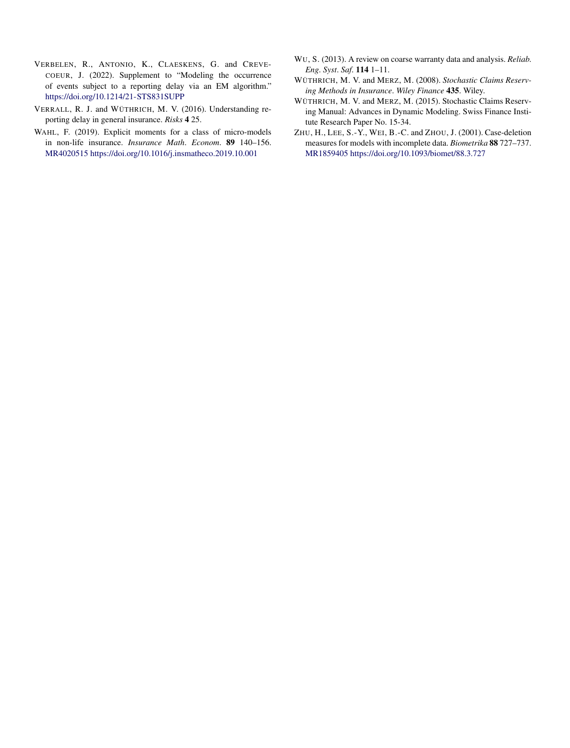VERBELEN, R., ANTONIO, K., CLAESKENS, G. and CREVECOEUR, J. (2022). Supplement to "Modeling the occurrence of events subject to a reporting delay via an EM algorithm." https://doi.org/10.1214/21-STS831SUPP

VERRALL, R. J. and WÜTHRICH, M. V. (2016). Understanding reporting delay in general insurance. *Risks* **4** 25.

WAHL, F. (2019). Explicit moments for a class of micro-models in non-life insurance. *Insurance Math. Econom.* **89** 140–156. MR4020515 https://doi.org/10.1016/j.insmatheco.2019.10.001

WU, S. (2013). A review on coarse warranty data and analysis. *Reliab. Eng. Syst. Saf.* **114** 1–11.

WÜTHRICH, M. V. and MERZ, M. (2008). *Stochastic Claims Reserving Methods in Insurance*. *Wiley Finance* **435**. Wiley.

WÜTHRICH, M. V. and MERZ, M. (2015). Stochastic Claims Reserving Manual: Advances in Dynamic Modeling. Swiss Finance Institute Research Paper No. 15-34.

ZHU, H., LEE, S.-Y., WEI, B.-C. and ZHOU, J. (2001). Case-deletion measures for models with incomplete data. *Biometrika* **88** 727–737. MR1859405 https://doi.org/10.1093/biomet/88.3.727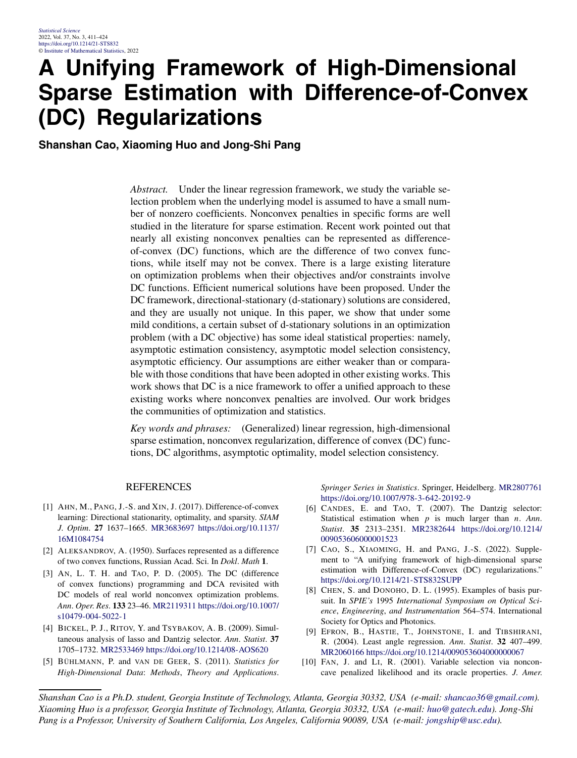# A Unifying Framework of High-Dimensional Sparse Estimation with Difference-of-Convex (DC) Regularizations

**Shanshan Cao, Xiaoming Huo and Jong-Shi Pang**

*Abstract.* Under the linear regression framework, we study the variable selection problem when the underlying model is assumed to have a small number of nonzero coefficients. Nonconvex penalties in specific forms are well studied in the literature for sparse estimation. Recent work pointed out that nearly all existing nonconvex penalties can be represented as difference-of-convex (DC) functions, which are the difference of two convex functions, while itself may not be convex. There is a large existing literature on optimization problems when their objectives and/or constraints involve DC functions. Efficient numerical solutions have been proposed. Under the DC framework, directional-stationary (d-stationary) solutions are considered, and they are usually not unique. In this paper, we show that under some mild conditions, a certain subset of d-stationary solutions in an optimization problem (with a DC objective) has some ideal statistical properties: namely, asymptotic estimation consistency, asymptotic model selection consistency, asymptotic efficiency. Our assumptions are either weaker than or comparable with those conditions that have been adopted in other existing works. This work shows that DC is a nice framework to offer a unified approach to these existing works where nonconvex penalties are involved. Our work bridges the communities of optimization and statistics.

*Key words and phrases:* (Generalized) linear regression, high-dimensional sparse estimation, nonconvex regularization, difference of convex (DC) functions, DC algorithms, asymptotic optimality, model selection consistency.

## REFERENCES

[1] Ahn, M., Pang, J.-S. and Xin, J. (2017). Difference-of-convex learning: Directional stationarity, optimality, and sparsity. *SIAM J. Optim.* **27** 1637–1665. MR3683697 https://doi.org/10.1137/16M1084754

[2] Aleksandrov, A. (1950). Surfaces represented as a difference of two convex functions, Russian Acad. Sci. In *Dokl. Math* **1**.

[3] An, L. T. H. and Tao, P. D. (2005). The DC (difference of convex functions) programming and DCA revisited with DC models of real world nonconvex optimization problems. *Ann. Oper. Res.* **133** 23–46. MR2119311 https://doi.org/10.1007/s10479-004-5022-1

[4] Bickel, P. J., Ritov, Y. and Tsybakov, A. B. (2009). Simultaneous analysis of lasso and Dantzig selector. *Ann. Statist.* **37** 1705–1732. MR2533469 https://doi.org/10.1214/08-AOS620

[5] Bühlmann, P. and van de Geer, S. (2011). *Statistics for High-Dimensional Data: Methods, Theory and Applications. Springer Series in Statistics*. Springer, Heidelberg. MR2807761 https://doi.org/10.1007/978-3-642-20192-9

[6] Candes, E. and Tao, T. (2007). The Dantzig selector: Statistical estimation when $p$ is much larger than $n$. *Ann. Statist.* **35** 2313–2351. MR2382644 https://doi.org/10.1214/009053606000001523

[7] Cao, S., Xiaoming, H. and Pang, J.-S. (2022). Supplement to "A unifying framework of high-dimensional sparse estimation with Difference-of-Convex (DC) regularizations." https://doi.org/10.1214/21-STS832SUPP

[8] Chen, S. and Donoho, D. L. (1995). Examples of basis pursuit. In *SPIE's* 1995 *International Symposium on Optical Science, Engineering, and Instrumentation* 564–574. International Society for Optics and Photonics.

[9] Efron, B., Hastie, T., Johnstone, I. and Tibshirani, R. (2004). Least angle regression. *Ann. Statist.* **32** 407–499. MR2060166 https://doi.org/10.1214/009053604000000067

[10] Fan, J. and Li, R. (2001). Variable selection via nonconcave penalized likelihood and its oracle properties. *J. Amer.*

*Shanshan Cao is a Ph.D. student, Georgia Institute of Technology, Atlanta, Georgia 30332, USA (e-mail: shancao36@gmail.com). Xiaoming Huo is a professor, Georgia Institute of Technology, Atlanta, Georgia 30332, USA (e-mail: huo@gatech.edu). Jong-Shi Pang is a Professor, University of Southern California, Los Angeles, California 90089, USA (e-mail: jongship@usc.edu).*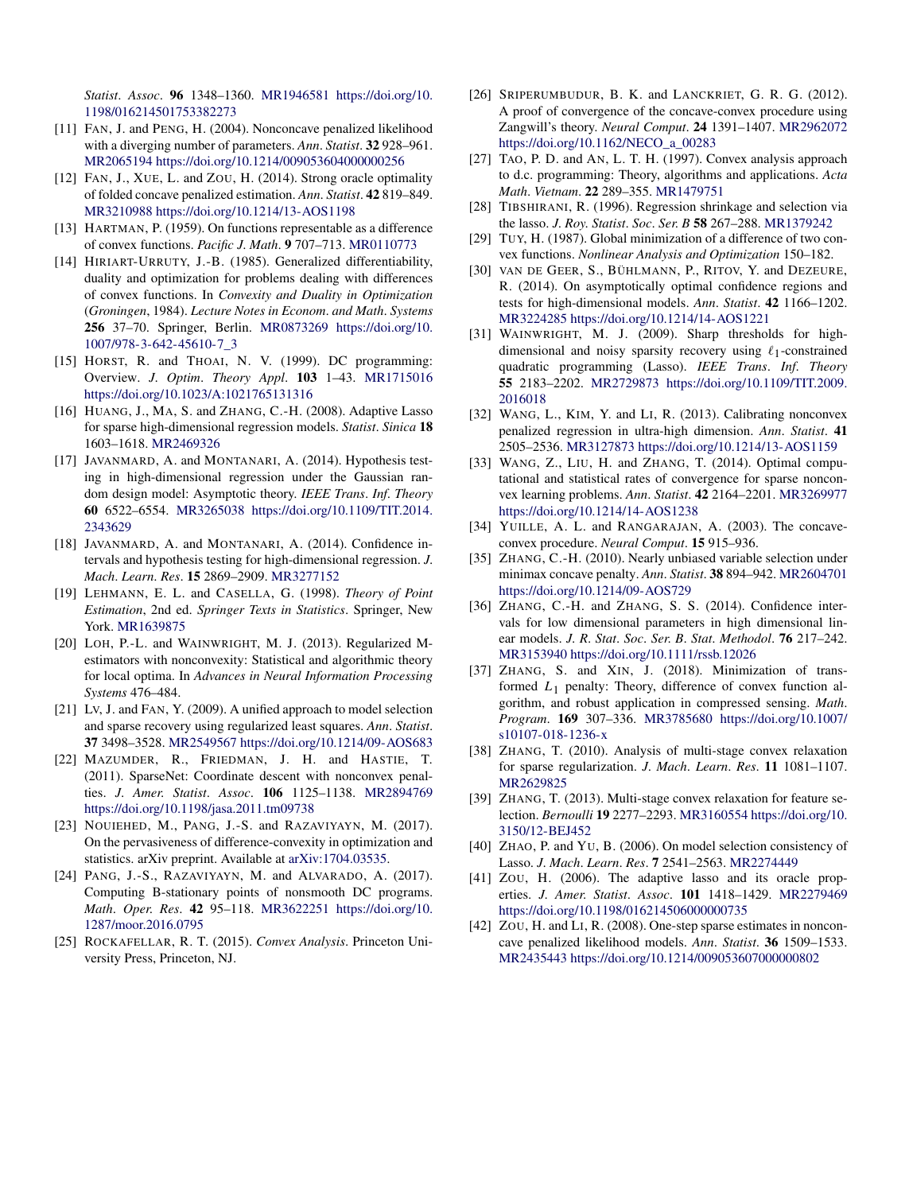*Statist*. *Assoc*. **96** 1348–1360. MR1946581 https://doi.org/10.1198/016214501753382273

[11] FAN, J. and PENG, H. (2004). Nonconcave penalized likelihood with a diverging number of parameters. *Ann*. *Statist*. **32** 928–961. MR2065194 https://doi.org/10.1214/009053604000000256

[12] FAN, J., XUE, L. and ZOU, H. (2014). Strong oracle optimality of folded concave penalized estimation. *Ann*. *Statist*. **42** 819–849. MR3210988 https://doi.org/10.1214/13-AOS1198

[13] HARTMAN, P. (1959). On functions representable as a difference of convex functions. *Pacific J*. *Math*. **9** 707–713. MR0110773

[14] HIRIART-URRUTY, J.-B. (1985). Generalized differentiability, duality and optimization for problems dealing with differences of convex functions. In *Convexity and Duality in Optimization* (*Groningen*, 1984). *Lecture Notes in Econom*. *and Math*. *Systems* **256** 37–70. Springer, Berlin. MR0873269 https://doi.org/10.1007/978-3-642-45610-7_3

[15] HORST, R. and THOAI, N. V. (1999). DC programming: Overview. *J*. *Optim*. *Theory Appl*. **103** 1–43. MR1715016 https://doi.org/10.1023/A:1021765131316

[16] HUANG, J., MA, S. and ZHANG, C.-H. (2008). Adaptive Lasso for sparse high-dimensional regression models. *Statist*. *Sinica* **18** 1603–1618. MR2469326

[17] JAVANMARD, A. and MONTANARI, A. (2014). Hypothesis testing in high-dimensional regression under the Gaussian random design model: Asymptotic theory. *IEEE Trans*. *Inf*. *Theory* **60** 6522–6554. MR3265038 https://doi.org/10.1109/TIT.2014.2343629

[18] JAVANMARD, A. and MONTANARI, A. (2014). Confidence intervals and hypothesis testing for high-dimensional regression. *J*. *Mach*. *Learn*. *Res*. **15** 2869–2909. MR3277152

[19] LEHMANN, E. L. and CASELLA, G. (1998). *Theory of Point Estimation*, 2nd ed. *Springer Texts in Statistics*. Springer, New York. MR1639875

[20] LOH, P.-L. and WAINWRIGHT, M. J. (2013). Regularized M-estimators with nonconvexity: Statistical and algorithmic theory for local optima. In *Advances in Neural Information Processing Systems* 476–484.

[21] LV, J. and FAN, Y. (2009). A unified approach to model selection and sparse recovery using regularized least squares. *Ann*. *Statist*. **37** 3498–3528. MR2549567 https://doi.org/10.1214/09-AOS683

[22] MAZUMDER, R., FRIEDMAN, J. H. and HASTIE, T. (2011). SparseNet: Coordinate descent with nonconvex penalties. *J*. *Amer*. *Statist*. *Assoc*. **106** 1125–1138. MR2894769 https://doi.org/10.1198/jasa.2011.tm09738

[23] NOUIEHED, M., PANG, J.-S. and RAZAVIYAYN, M. (2017). On the pervasiveness of difference-convexity in optimization and statistics. arXiv preprint. Available at arXiv:1704.03535.

[24] PANG, J.-S., RAZAVIYAYN, M. and ALVARADO, A. (2017). Computing B-stationary points of nonsmooth DC programs. *Math*. *Oper*. *Res*. **42** 95–118. MR3622251 https://doi.org/10.1287/moor.2016.0795

[25] ROCKAFELLAR, R. T. (2015). *Convex Analysis*. Princeton University Press, Princeton, NJ.

[26] SRIPERUMBUDUR, B. K. and LANCKRIET, G. R. G. (2012). A proof of convergence of the concave-convex procedure using Zangwill's theory. *Neural Comput*. **24** 1391–1407. MR2962072 https://doi.org/10.1162/NECO_a_00283

[27] TAO, P. D. and AN, L. T. H. (1997). Convex analysis approach to d.c. programming: Theory, algorithms and applications. *Acta Math*. *Vietnam*. **22** 289–355. MR1479751

[28] TIBSHIRANI, R. (1996). Regression shrinkage and selection via the lasso. *J*. *Roy*. *Statist*. *Soc*. *Ser*. *B* **58** 267–288. MR1379242

[29] TUY, H. (1987). Global minimization of a difference of two convex functions. *Nonlinear Analysis and Optimization* 150–182.

[30] VAN DE GEER, S., BÜHLMANN, P., RITOV, Y. and DEZEURE, R. (2014). On asymptotically optimal confidence regions and tests for high-dimensional models. *Ann*. *Statist*. **42** 1166–1202. MR3224285 https://doi.org/10.1214/14-AOS1221

[31] WAINWRIGHT, M. J. (2009). Sharp thresholds for high-dimensional and noisy sparsity recovery using $\ell_1$-constrained quadratic programming (Lasso). *IEEE Trans*. *Inf*. *Theory* **55** 2183–2202. MR2729873 https://doi.org/10.1109/TIT.2009.2016018

[32] WANG, L., KIM, Y. and LI, R. (2013). Calibrating nonconvex penalized regression in ultra-high dimension. *Ann*. *Statist*. **41** 2505–2536. MR3127873 https://doi.org/10.1214/13-AOS1159

[33] WANG, Z., LIU, H. and ZHANG, T. (2014). Optimal computational and statistical rates of convergence for sparse nonconvex learning problems. *Ann*. *Statist*. **42** 2164–2201. MR3269977 https://doi.org/10.1214/14-AOS1238

[34] YUILLE, A. L. and RANGARAJAN, A. (2003). The concave-convex procedure. *Neural Comput*. **15** 915–936.

[35] ZHANG, C.-H. (2010). Nearly unbiased variable selection under minimax concave penalty. *Ann*. *Statist*. **38** 894–942. MR2604701 https://doi.org/10.1214/09-AOS729

[36] ZHANG, C.-H. and ZHANG, S. S. (2014). Confidence intervals for low dimensional parameters in high dimensional linear models. *J*. *R*. *Stat*. *Soc*. *Ser*. *B*. *Stat*. *Methodol*. **76** 217–242. MR3153940 https://doi.org/10.1111/rssb.12026

[37] ZHANG, S. and XIN, J. (2018). Minimization of transformed $L_1$ penalty: Theory, difference of convex function algorithm, and robust application in compressed sensing. *Math*. *Program*. **169** 307–336. MR3785680 https://doi.org/10.1007/s10107-018-1236-x

[38] ZHANG, T. (2010). Analysis of multi-stage convex relaxation for sparse regularization. *J*. *Mach*. *Learn*. *Res*. **11** 1081–1107. MR2629825

[39] ZHANG, T. (2013). Multi-stage convex relaxation for feature selection. *Bernoulli* **19** 2277–2293. MR3160554 https://doi.org/10.3150/12-BEJ452

[40] ZHAO, P. and YU, B. (2006). On model selection consistency of Lasso. *J*. *Mach*. *Learn*. *Res*. **7** 2541–2563. MR2274449

[41] ZOU, H. (2006). The adaptive lasso and its oracle properties. *J*. *Amer*. *Statist*. *Assoc*. **101** 1418–1429. MR2279469 https://doi.org/10.1198/016214506000000735

[42] ZOU, H. and LI, R. (2008). One-step sparse estimates in nonconcave penalized likelihood models. *Ann*. *Statist*. **36** 1509–1533. MR2435443 https://doi.org/10.1214/009053607000000802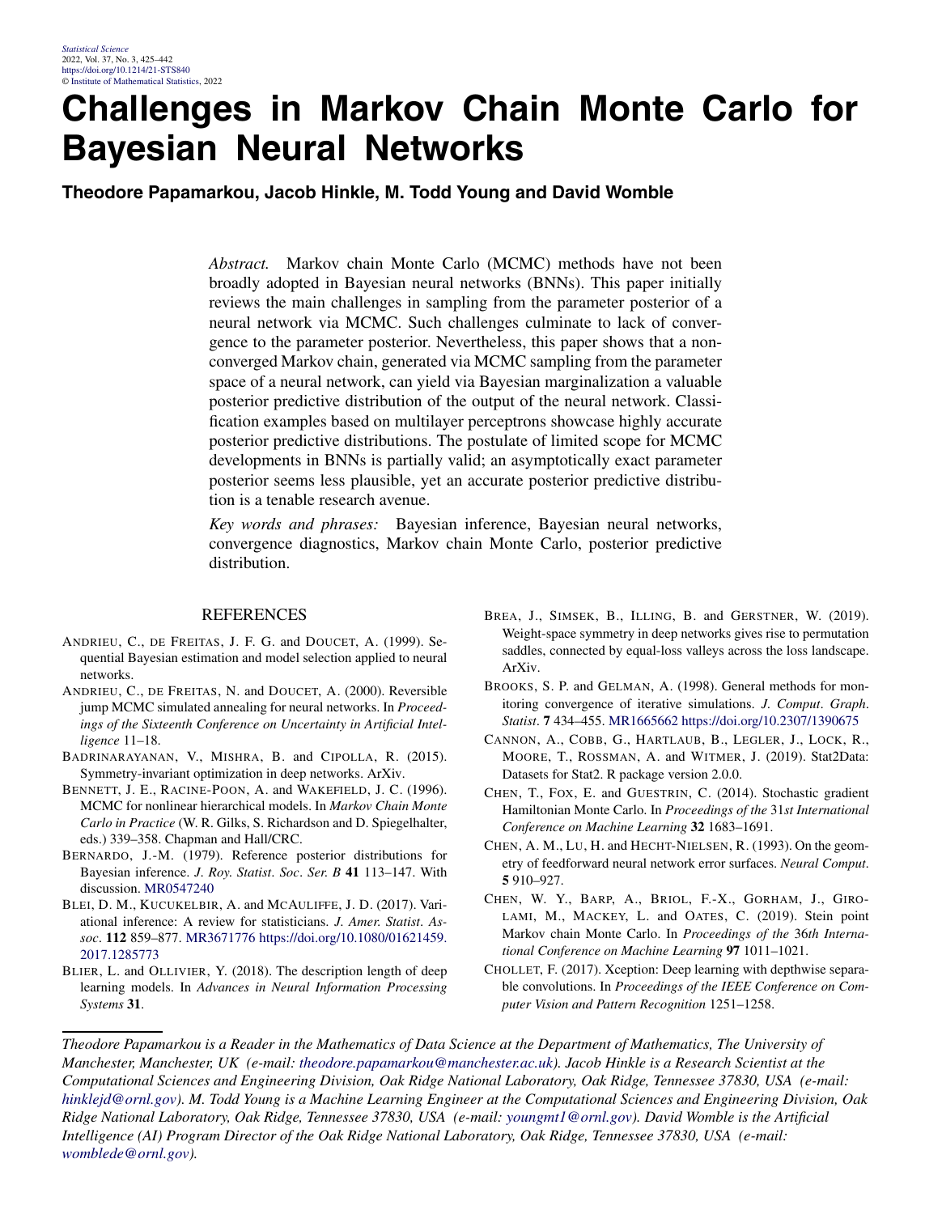# Challenges in Markov Chain Monte Carlo for Bayesian Neural Networks

**Theodore Papamarkou, Jacob Hinkle, M. Todd Young and David Womble**

*Abstract.* Markov chain Monte Carlo (MCMC) methods have not been broadly adopted in Bayesian neural networks (BNNs). This paper initially reviews the main challenges in sampling from the parameter posterior of a neural network via MCMC. Such challenges culminate to lack of convergence to the parameter posterior. Nevertheless, this paper shows that a non-converged Markov chain, generated via MCMC sampling from the parameter space of a neural network, can yield via Bayesian marginalization a valuable posterior predictive distribution of the output of the neural network. Classification examples based on multilayer perceptrons showcase highly accurate posterior predictive distributions. The postulate of limited scope for MCMC developments in BNNs is partially valid; an asymptotically exact parameter posterior seems less plausible, yet an accurate posterior predictive distribution is a tenable research avenue.

*Key words and phrases:* Bayesian inference, Bayesian neural networks, convergence diagnostics, Markov chain Monte Carlo, posterior predictive distribution.

## REFERENCES

ANDRIEU, C., DE FREITAS, J. F. G. and DOUCET, A. (1999). Sequential Bayesian estimation and model selection applied to neural networks.

ANDRIEU, C., DE FREITAS, N. and DOUCET, A. (2000). Reversible jump MCMC simulated annealing for neural networks. In *Proceedings of the Sixteenth Conference on Uncertainty in Artificial Intelligence* 11–18.

BADRINARAYANAN, V., MISHRA, B. and CIPOLLA, R. (2015). Symmetry-invariant optimization in deep networks. ArXiv.

BENNETT, J. E., RACINE-POON, A. and WAKEFIELD, J. C. (1996). MCMC for nonlinear hierarchical models. In *Markov Chain Monte Carlo in Practice* (W. R. Gilks, S. Richardson and D. Spiegelhalter, eds.) 339–358. Chapman and Hall/CRC.

BERNARDO, J.-M. (1979). Reference posterior distributions for Bayesian inference. *J. Roy. Statist. Soc. Ser. B* **41** 113–147. With discussion. MR0547240

BLEI, D. M., KUCUKELBIR, A. and MCAULIFFE, J. D. (2017). Variational inference: A review for statisticians. *J. Amer. Statist. Assoc.* **112** 859–877. MR3671776 https://doi.org/10.1080/01621459.2017.1285773

BLIER, L. and OLLIVIER, Y. (2018). The description length of deep learning models. In *Advances in Neural Information Processing Systems* **31**.

BREA, J., SIMSEK, B., ILLING, B. and GERSTNER, W. (2019). Weight-space symmetry in deep networks gives rise to permutation saddles, connected by equal-loss valleys across the loss landscape. ArXiv.

BROOKS, S. P. and GELMAN, A. (1998). General methods for monitoring convergence of iterative simulations. *J. Comput. Graph. Statist.* **7** 434–455. MR1665662 https://doi.org/10.2307/1390675

CANNON, A., COBB, G., HARTLAUB, B., LEGLER, J., LOCK, R., MOORE, T., ROSSMAN, A. and WITMER, J. (2019). Stat2Data: Datasets for Stat2. R package version 2.0.0.

CHEN, T., FOX, E. and GUESTRIN, C. (2014). Stochastic gradient Hamiltonian Monte Carlo. In *Proceedings of the 31st International Conference on Machine Learning* **32** 1683–1691.

CHEN, A. M., LU, H. and HECHT-NIELSEN, R. (1993). On the geometry of feedforward neural network error surfaces. *Neural Comput.* **5** 910–927.

CHEN, W. Y., BARP, A., BRIOL, F.-X., GORHAM, J., GIROLAMI, M., MACKEY, L. and OATES, C. (2019). Stein point Markov chain Monte Carlo. In *Proceedings of the 36th International Conference on Machine Learning* **97** 1011–1021.

CHOLLET, F. (2017). Xception: Deep learning with depthwise separable convolutions. In *Proceedings of the IEEE Conference on Computer Vision and Pattern Recognition* 1251–1258.

---

*Theodore Papamarkou is a Reader in the Mathematics of Data Science at the Department of Mathematics, The University of Manchester, Manchester, UK (e-mail: theodore.papamarkou@manchester.ac.uk). Jacob Hinkle is a Research Scientist at the Computational Sciences and Engineering Division, Oak Ridge National Laboratory, Oak Ridge, Tennessee 37830, USA (e-mail: hinklejd@ornl.gov). M. Todd Young is a Machine Learning Engineer at the Computational Sciences and Engineering Division, Oak Ridge National Laboratory, Oak Ridge, Tennessee 37830, USA (e-mail: youngmt1@ornl.gov). David Womble is the Artificial Intelligence (AI) Program Director of the Oak Ridge National Laboratory, Oak Ridge, Tennessee 37830, USA (e-mail: womblede@ornl.gov).*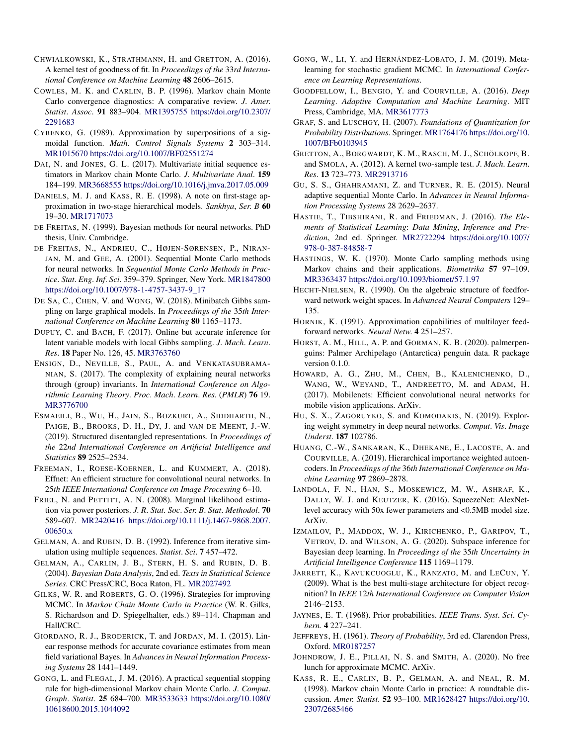CHWIALKOWSKI, K., STRATHMANN, H. and GRETTON, A. (2016). A kernel test of goodness of fit. In *Proceedings of the 33rd International Conference on Machine Learning* **48** 2606–2615.

COWLES, M. K. and CARLIN, B. P. (1996). Markov chain Monte Carlo convergence diagnostics: A comparative review. *J. Amer. Statist. Assoc.* **91** 883–904. MR1395755 https://doi.org/10.2307/2291683

CYBENKO, G. (1989). Approximation by superpositions of a sigmoidal function. *Math. Control Signals Systems* **2** 303–314. MR1015670 https://doi.org/10.1007/BF02551274

DAI, N. and JONES, G. L. (2017). Multivariate initial sequence estimators in Markov chain Monte Carlo. *J. Multivariate Anal.* **159** 184–199. MR3668555 https://doi.org/10.1016/j.jmva.2017.05.009

DANIELS, M. J. and KASS, R. E. (1998). A note on first-stage approximation in two-stage hierarchical models. *Sankhya, Ser. B* **60** 19–30. MR1717073

DE FREITAS, N. (1999). Bayesian methods for neural networks. PhD thesis, Univ. Cambridge.

DE FREITAS, N., ANDRIEU, C., HØJEN-SØRENSEN, P., NIRANJAN, M. and GEE, A. (2001). Sequential Monte Carlo methods for neural networks. In *Sequential Monte Carlo Methods in Practice. Stat. Eng. Inf. Sci.* 359–379. Springer, New York. MR1847800 https://doi.org/10.1007/978-1-4757-3437-9_17

DE SA, C., CHEN, V. and WONG, W. (2018). Minibatch Gibbs sampling on large graphical models. In *Proceedings of the 35th International Conference on Machine Learning* **80** 1165–1173.

DUPUY, C. and BACH, F. (2017). Online but accurate inference for latent variable models with local Gibbs sampling. *J. Mach. Learn. Res.* **18** Paper No. 126, 45. MR3763760

ENSIGN, D., NEVILLE, S., PAUL, A. and VENKATASUBRAMANIAN, S. (2017). The complexity of explaining neural networks through (group) invariants. In *International Conference on Algorithmic Learning Theory. Proc. Mach. Learn. Res.* (*PMLR*) **76** 19. MR3776700

ESMAEILI, B., WU, H., JAIN, S., BOZKURT, A., SIDDHARTH, N., PAIGE, B., BROOKS, D. H., DY, J. and VAN DE MEENT, J.-W. (2019). Structured disentangled representations. In *Proceedings of the 22nd International Conference on Artificial Intelligence and Statistics* **89** 2525–2534.

FREEMAN, I., ROESE-KOERNER, L. and KUMMERT, A. (2018). Effnet: An efficient structure for convolutional neural networks. In *25th IEEE International Conference on Image Processing* 6–10.

FRIEL, N. and PETTITT, A. N. (2008). Marginal likelihood estimation via power posteriors. *J. R. Stat. Soc. Ser. B. Stat. Methodol.* **70** 589–607. MR2420416 https://doi.org/10.1111/j.1467-9868.2007.00650.x

GELMAN, A. and RUBIN, D. B. (1992). Inference from iterative simulation using multiple sequences. *Statist. Sci.* **7** 457–472.

GELMAN, A., CARLIN, J. B., STERN, H. S. and RUBIN, D. B. (2004). *Bayesian Data Analysis*, 2nd ed. *Texts in Statistical Science Series*. CRC Press/CRC, Boca Raton, FL. MR2027492

GILKS, W. R. and ROBERTS, G. O. (1996). Strategies for improving MCMC. In *Markov Chain Monte Carlo in Practice* (W. R. Gilks, S. Richardson and D. Spiegelhalter, eds.) 89–114. Chapman and Hall/CRC.

GIORDANO, R. J., BRODERICK, T. and JORDAN, M. I. (2015). Linear response methods for accurate covariance estimates from mean field variational Bayes. In *Advances in Neural Information Processing Systems* 28 1441–1449.

GONG, L. and FLEGAL, J. M. (2016). A practical sequential stopping rule for high-dimensional Markov chain Monte Carlo. *J. Comput. Graph. Statist.* **25** 684–700. MR3533633 https://doi.org/10.1080/10618600.2015.1044092

GONG, W., LI, Y. and HERNÁNDEZ-LOBATO, J. M. (2019). Meta-learning for stochastic gradient MCMC. In *International Conference on Learning Representations*.

GOODFELLOW, I., BENGIO, Y. and COURVILLE, A. (2016). *Deep Learning. Adaptive Computation and Machine Learning*. MIT Press, Cambridge, MA. MR3617773

GRAF, S. and LUSCHGY, H. (2007). *Foundations of Quantization for Probability Distributions*. Springer. MR1764176 https://doi.org/10.1007/BFb0103945

GRETTON, A., BORGWARDT, K. M., RASCH, M. J., SCHÖLKOPF, B. and SMOLA, A. (2012). A kernel two-sample test. *J. Mach. Learn. Res.* **13** 723–773. MR2913716

GU, S. S., GHAHRAMANI, Z. and TURNER, R. E. (2015). Neural adaptive sequential Monte Carlo. In *Advances in Neural Information Processing Systems* 28 2629–2637.

HASTIE, T., TIBSHIRANI, R. and FRIEDMAN, J. (2016). *The Elements of Statistical Learning: Data Mining, Inference and Prediction*, 2nd ed. Springer. MR2722294 https://doi.org/10.1007/978-0-387-84858-7

HASTINGS, W. K. (1970). Monte Carlo sampling methods using Markov chains and their applications. *Biometrika* **57** 97–109. MR3363437 https://doi.org/10.1093/biomet/57.1.97

HECHT-NIELSEN, R. (1990). On the algebraic structure of feedforward network weight spaces. In *Advanced Neural Computers* 129–135.

HORNIK, K. (1991). Approximation capabilities of multilayer feedforward networks. *Neural Netw.* **4** 251–257.

HORST, A. M., HILL, A. P. and GORMAN, K. B. (2020). palmerpenguins: Palmer Archipelago (Antarctica) penguin data. R package version 0.1.0.

HOWARD, A. G., ZHU, M., CHEN, B., KALENICHENKO, D., WANG, W., WEYAND, T., ANDREETTO, M. and ADAM, H. (2017). Mobilenets: Efficient convolutional neural networks for mobile vision applications. ArXiv.

HU, S. X., ZAGORUYKO, S. and KOMODAKIS, N. (2019). Exploring weight symmetry in deep neural networks. *Comput. Vis. Image Underst.* **187** 102786.

HUANG, C.-W., SANKARAN, K., DHEKANE, E., LACOSTE, A. and COURVILLE, A. (2019). Hierarchical importance weighted autoencoders. In *Proceedings of the 36th International Conference on Machine Learning* **97** 2869–2878.

IANDOLA, F. N., HAN, S., MOSKEWICZ, M. W., ASHRAF, K., DALLY, W. J. and KEUTZER, K. (2016). SqueezeNet: AlexNet-level accuracy with 50x fewer parameters and <0.5MB model size. ArXiv.

IZMAILOV, P., MADDOX, W. J., KIRICHENKO, P., GARIPOV, T., VETROV, D. and WILSON, A. G. (2020). Subspace inference for Bayesian deep learning. In *Proceedings of the 35th Uncertainty in Artificial Intelligence Conference* **115** 1169–1179.

JARRETT, K., KAVUKCUOGLU, K., RANZATO, M. and LECUN, Y. (2009). What is the best multi-stage architecture for object recognition? In *IEEE 12th International Conference on Computer Vision* 2146–2153.

JAYNES, E. T. (1968). Prior probabilities. *IEEE Trans. Syst. Sci. Cybern.* **4** 227–241.

JEFFREYS, H. (1961). *Theory of Probability*, 3rd ed. Clarendon Press, Oxford. MR0187257

JOHNDROW, J. E., PILLAI, N. S. and SMITH, A. (2020). No free lunch for approximate MCMC. ArXiv.

KASS, R. E., CARLIN, B. P., GELMAN, A. and NEAL, R. M. (1998). Markov chain Monte Carlo in practice: A roundtable discussion. *Amer. Statist.* **52** 93–100. MR1628427 https://doi.org/10.2307/2685466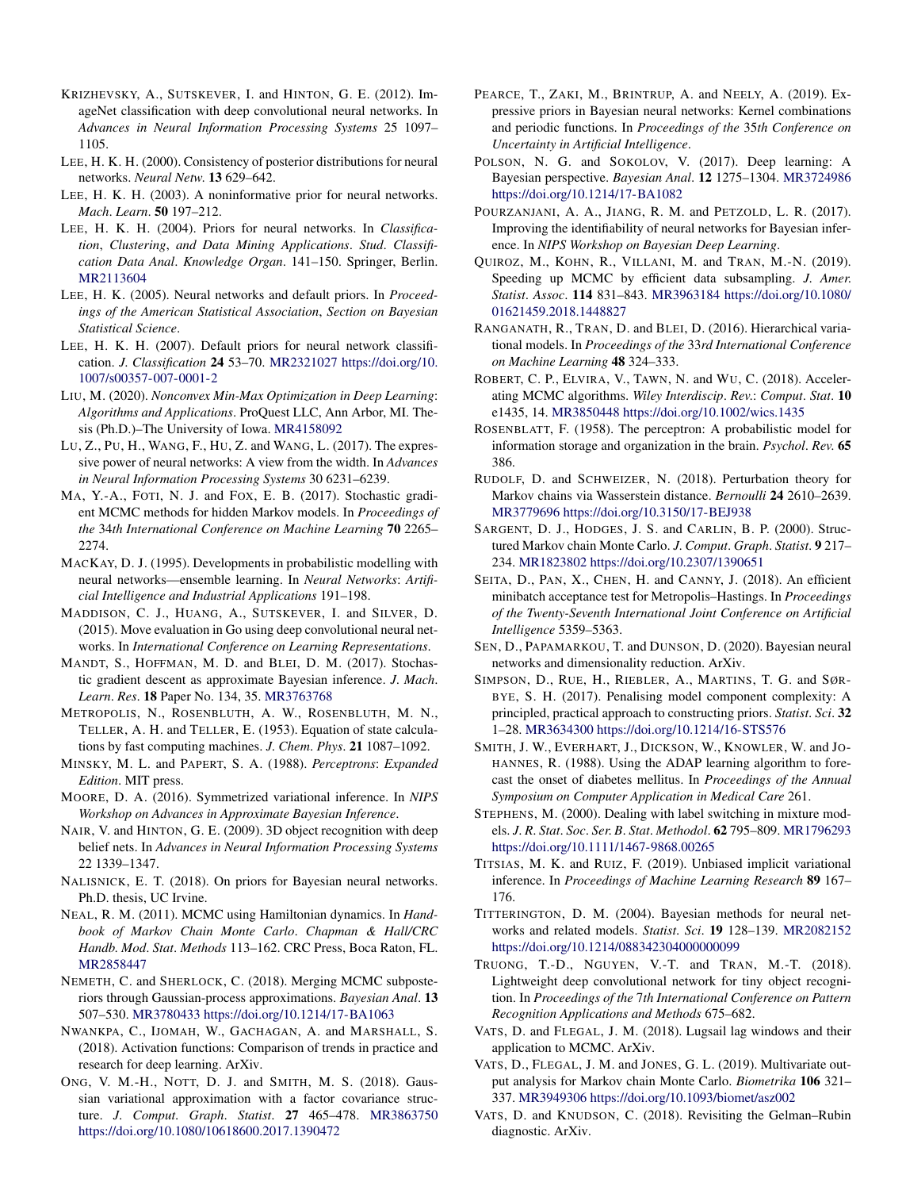KRIZHEVSKY, A., SUTSKEVER, I. and HINTON, G. E. (2012). ImageNet classification with deep convolutional neural networks. In *Advances in Neural Information Processing Systems* 25 1097–1105.

LEE, H. K. H. (2000). Consistency of posterior distributions for neural networks. *Neural Netw.* **13** 629–642.

LEE, H. K. H. (2003). A noninformative prior for neural networks. *Mach. Learn.* **50** 197–212.

LEE, H. K. H. (2004). Priors for neural networks. In *Classification, Clustering, and Data Mining Applications*. *Stud. Classification Data Anal. Knowledge Organ.* 141–150. Springer, Berlin. MR2113604

LEE, H. K. (2005). Neural networks and default priors. In *Proceedings of the American Statistical Association, Section on Bayesian Statistical Science*.

LEE, H. K. H. (2007). Default priors for neural network classification. *J. Classification* **24** 53–70. MR2321027 https://doi.org/10.1007/s00357-007-0001-2

LIU, M. (2020). *Nonconvex Min-Max Optimization in Deep Learning: Algorithms and Applications*. ProQuest LLC, Ann Arbor, MI. Thesis (Ph.D.)–The University of Iowa. MR4158092

LU, Z., PU, H., WANG, F., HU, Z. and WANG, L. (2017). The expressive power of neural networks: A view from the width. In *Advances in Neural Information Processing Systems* 30 6231–6239.

MA, Y.-A., FOTI, N. J. and FOX, E. B. (2017). Stochastic gradient MCMC methods for hidden Markov models. In *Proceedings of the 34th International Conference on Machine Learning* **70** 2265–2274.

MACKAY, D. J. (1995). Developments in probabilistic modelling with neural networks—ensemble learning. In *Neural Networks: Artificial Intelligence and Industrial Applications* 191–198.

MADDISON, C. J., HUANG, A., SUTSKEVER, I. and SILVER, D. (2015). Move evaluation in Go using deep convolutional neural networks. In *International Conference on Learning Representations*.

MANDT, S., HOFFMAN, M. D. and BLEI, D. M. (2017). Stochastic gradient descent as approximate Bayesian inference. *J. Mach. Learn. Res.* **18** Paper No. 134, 35. MR3763768

METROPOLIS, N., ROSENBLUTH, A. W., ROSENBLUTH, M. N., TELLER, A. H. and TELLER, E. (1953). Equation of state calculations by fast computing machines. *J. Chem. Phys.* **21** 1087–1092.

MINSKY, M. L. and PAPERT, S. A. (1988). *Perceptrons: Expanded Edition*. MIT press.

MOORE, D. A. (2016). Symmetrized variational inference. In *NIPS Workshop on Advances in Approximate Bayesian Inference*.

NAIR, V. and HINTON, G. E. (2009). 3D object recognition with deep belief nets. In *Advances in Neural Information Processing Systems* 22 1339–1347.

NALISNICK, E. T. (2018). On priors for Bayesian neural networks. Ph.D. thesis, UC Irvine.

NEAL, R. M. (2011). MCMC using Hamiltonian dynamics. In *Handbook of Markov Chain Monte Carlo*. *Chapman & Hall/CRC Handb. Mod. Stat. Methods* 113–162. CRC Press, Boca Raton, FL. MR2858447

NEMETH, C. and SHERLOCK, C. (2018). Merging MCMC subposteriors through Gaussian-process approximations. *Bayesian Anal.* **13** 507–530. MR3780433 https://doi.org/10.1214/17-BA1063

NWANKPA, C., IJOMAH, W., GACHAGAN, A. and MARSHALL, S. (2018). Activation functions: Comparison of trends in practice and research for deep learning. ArXiv.

ONG, V. M.-H., NOTT, D. J. and SMITH, M. S. (2018). Gaussian variational approximation with a factor covariance structure. *J. Comput. Graph. Statist.* **27** 465–478. MR3863750 https://doi.org/10.1080/10618600.2017.1390472

PEARCE, T., ZAKI, M., BRINTRUP, A. and NEELY, A. (2019). Expressive priors in Bayesian neural networks: Kernel combinations and periodic functions. In *Proceedings of the 35th Conference on Uncertainty in Artificial Intelligence*.

POLSON, N. G. and SOKOLOV, V. (2017). Deep learning: A Bayesian perspective. *Bayesian Anal.* **12** 1275–1304. MR3724986 https://doi.org/10.1214/17-BA1082

POURZANJANI, A. A., JIANG, R. M. and PETZOLD, L. R. (2017). Improving the identifiability of neural networks for Bayesian inference. In *NIPS Workshop on Bayesian Deep Learning*.

QUIROZ, M., KOHN, R., VILLANI, M. and TRAN, M.-N. (2019). Speeding up MCMC by efficient data subsampling. *J. Amer. Statist. Assoc.* **114** 831–843. MR3963184 https://doi.org/10.1080/01621459.2018.1448827

RANGANATH, R., TRAN, D. and BLEI, D. (2016). Hierarchical variational models. In *Proceedings of the 33rd International Conference on Machine Learning* **48** 324–333.

ROBERT, C. P., ELVIRA, V., TAWN, N. and WU, C. (2018). Accelerating MCMC algorithms. *Wiley Interdiscip. Rev.: Comput. Stat.* **10** e1435, 14. MR3850448 https://doi.org/10.1002/wics.1435

ROSENBLATT, F. (1958). The perceptron: A probabilistic model for information storage and organization in the brain. *Psychol. Rev.* **65** 386.

RUDOLF, D. and SCHWEIZER, N. (2018). Perturbation theory for Markov chains via Wasserstein distance. *Bernoulli* **24** 2610–2639. MR3779696 https://doi.org/10.3150/17-BEJ938

SARGENT, D. J., HODGES, J. S. and CARLIN, B. P. (2000). Structured Markov chain Monte Carlo. *J. Comput. Graph. Statist.* **9** 217–234. MR1823802 https://doi.org/10.2307/1390651

SEITA, D., PAN, X., CHEN, H. and CANNY, J. (2018). An efficient minibatch acceptance test for Metropolis–Hastings. In *Proceedings of the Twenty-Seventh International Joint Conference on Artificial Intelligence* 5359–5363.

SEN, D., PAPAMARKOU, T. and DUNSON, D. (2020). Bayesian neural networks and dimensionality reduction. ArXiv.

SIMPSON, D., RUE, H., RIEBLER, A., MARTINS, T. G. and SØRBYE, S. H. (2017). Penalising model component complexity: A principled, practical approach to constructing priors. *Statist. Sci.* **32** 1–28. MR3634300 https://doi.org/10.1214/16-STS576

SMITH, J. W., EVERHART, J., DICKSON, W., KNOWLER, W. and JOHANNES, R. (1988). Using the ADAP learning algorithm to forecast the onset of diabetes mellitus. In *Proceedings of the Annual Symposium on Computer Application in Medical Care* 261.

STEPHENS, M. (2000). Dealing with label switching in mixture models. *J. R. Stat. Soc. Ser. B. Stat. Methodol.* **62** 795–809. MR1796293 https://doi.org/10.1111/1467-9868.00265

TITSIAS, M. K. and RUIZ, F. (2019). Unbiased implicit variational inference. In *Proceedings of Machine Learning Research* **89** 167–176.

TITTERINGTON, D. M. (2004). Bayesian methods for neural networks and related models. *Statist. Sci.* **19** 128–139. MR2082152 https://doi.org/10.1214/088342304000000099

TRUONG, T.-D., NGUYEN, V.-T. and TRAN, M.-T. (2018). Lightweight deep convolutional network for tiny object recognition. In *Proceedings of the 7th International Conference on Pattern Recognition Applications and Methods* 675–682.

VATS, D. and FLEGAL, J. M. (2018). Lugsail lag windows and their application to MCMC. ArXiv.

VATS, D., FLEGAL, J. M. and JONES, G. L. (2019). Multivariate output analysis for Markov chain Monte Carlo. *Biometrika* **106** 321–337. MR3949306 https://doi.org/10.1093/biomet/asz002

VATS, D. and KNUDSON, C. (2018). Revisiting the Gelman–Rubin diagnostic. ArXiv.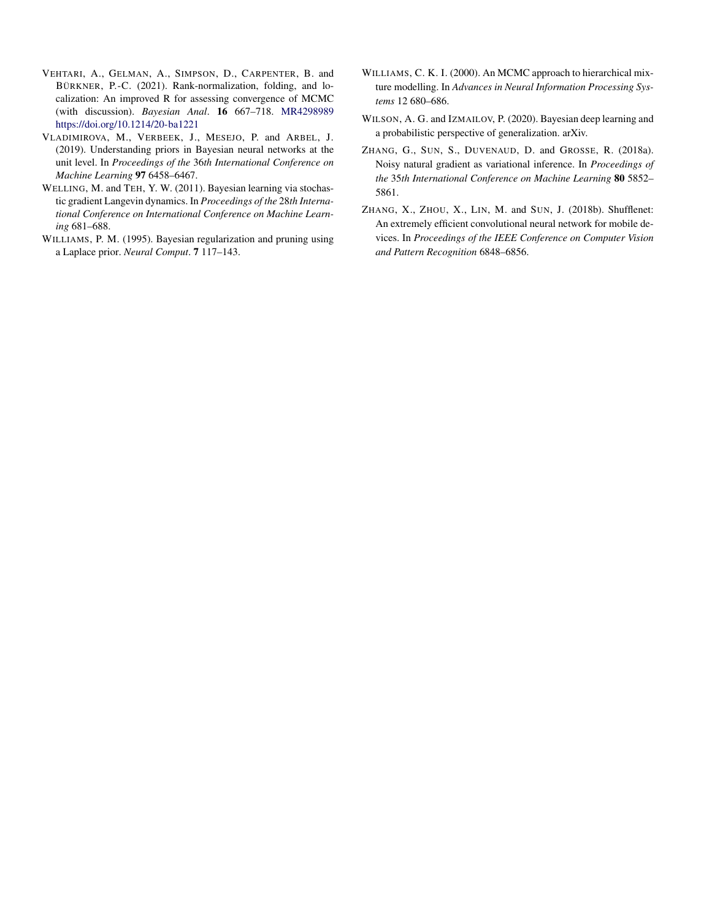VEHTARI, A., GELMAN, A., SIMPSON, D., CARPENTER, B. and BÜRKNER, P.-C. (2021). Rank-normalization, folding, and localization: An improved R for assessing convergence of MCMC (with discussion). *Bayesian Anal*. **16** 667–718. MR4298989 https://doi.org/10.1214/20-ba1221

VLADIMIROVA, M., VERBEEK, J., MESEJO, P. and ARBEL, J. (2019). Understanding priors in Bayesian neural networks at the unit level. In *Proceedings of the* 36*th International Conference on Machine Learning* **97** 6458–6467.

WELLING, M. and TEH, Y. W. (2011). Bayesian learning via stochastic gradient Langevin dynamics. In *Proceedings of the* 28*th International Conference on International Conference on Machine Learning* 681–688.

WILLIAMS, P. M. (1995). Bayesian regularization and pruning using a Laplace prior. *Neural Comput*. **7** 117–143.

WILLIAMS, C. K. I. (2000). An MCMC approach to hierarchical mixture modelling. In *Advances in Neural Information Processing Systems* 12 680–686.

WILSON, A. G. and IZMAILOV, P. (2020). Bayesian deep learning and a probabilistic perspective of generalization. arXiv.

ZHANG, G., SUN, S., DUVENAUD, D. and GROSSE, R. (2018a). Noisy natural gradient as variational inference. In *Proceedings of the* 35*th International Conference on Machine Learning* **80** 5852–5861.

ZHANG, X., ZHOU, X., LIN, M. and SUN, J. (2018b). Shufflenet: An extremely efficient convolutional neural network for mobile devices. In *Proceedings of the IEEE Conference on Computer Vision and Pattern Recognition* 6848–6856.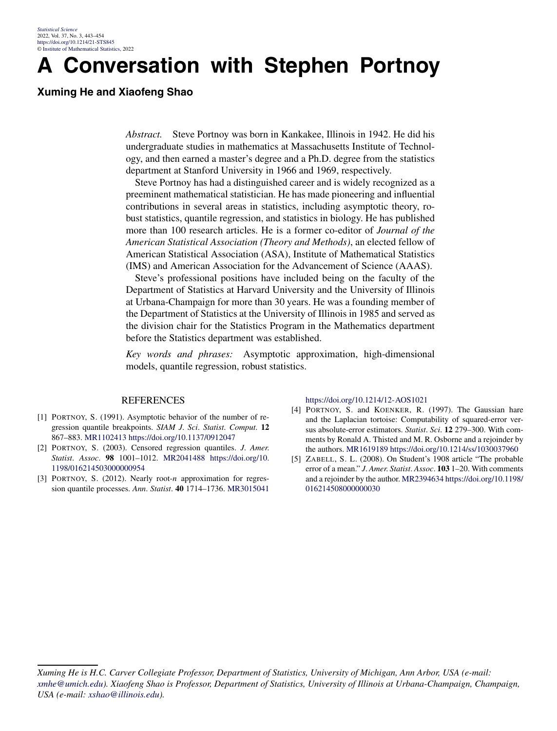# A Conversation with Stephen Portnoy

**Xuming He and Xiaofeng Shao**

*Abstract.* Steve Portnoy was born in Kankakee, Illinois in 1942. He did his undergraduate studies in mathematics at Massachusetts Institute of Technology, and then earned a master's degree and a Ph.D. degree from the statistics department at Stanford University in 1966 and 1969, respectively.

Steve Portnoy has had a distinguished career and is widely recognized as a preeminent mathematical statistician. He has made pioneering and influential contributions in several areas in statistics, including asymptotic theory, robust statistics, quantile regression, and statistics in biology. He has published more than 100 research articles. He is a former co-editor of *Journal of the American Statistical Association (Theory and Methods)*, an elected fellow of American Statistical Association (ASA), Institute of Mathematical Statistics (IMS) and American Association for the Advancement of Science (AAAS).

Steve's professional positions have included being on the faculty of the Department of Statistics at Harvard University and the University of Illinois at Urbana-Champaign for more than 30 years. He was a founding member of the Department of Statistics at the University of Illinois in 1985 and served as the division chair for the Statistics Program in the Mathematics department before the Statistics department was established.

*Key words and phrases:* Asymptotic approximation, high-dimensional models, quantile regression, robust statistics.

## REFERENCES

[1] PORTNOY, S. (1991). Asymptotic behavior of the number of regression quantile breakpoints. *SIAM J. Sci. Statist. Comput.* **12** 867–883. MR1102413 https://doi.org/10.1137/0912047

[2] PORTNOY, S. (2003). Censored regression quantiles. *J. Amer. Statist. Assoc.* **98** 1001–1012. MR2041488 https://doi.org/10.1198/016214503000000954

[3] PORTNOY, S. (2012). Nearly root-$n$ approximation for regression quantile processes. *Ann. Statist.* **40** 1714–1736. MR3015041 https://doi.org/10.1214/12-AOS1021

[4] PORTNOY, S. and KOENKER, R. (1997). The Gaussian hare and the Laplacian tortoise: Computability of squared-error versus absolute-error estimators. *Statist. Sci.* **12** 279–300. With comments by Ronald A. Thisted and M. R. Osborne and a rejoinder by the authors. MR1619189 https://doi.org/10.1214/ss/1030037960

[5] ZABELL, S. L. (2008). On Student's 1908 article "The probable error of a mean." *J. Amer. Statist. Assoc.* **103** 1–20. With comments and a rejoinder by the author. MR2394634 https://doi.org/10.1198/016214508000000030

*Xuming He is H.C. Carver Collegiate Professor, Department of Statistics, University of Michigan, Ann Arbor, USA (e-mail: xmhe@umich.edu). Xiaofeng Shao is Professor, Department of Statistics, University of Illinois at Urbana-Champaign, Champaign, USA (e-mail: xshao@illinois.edu).*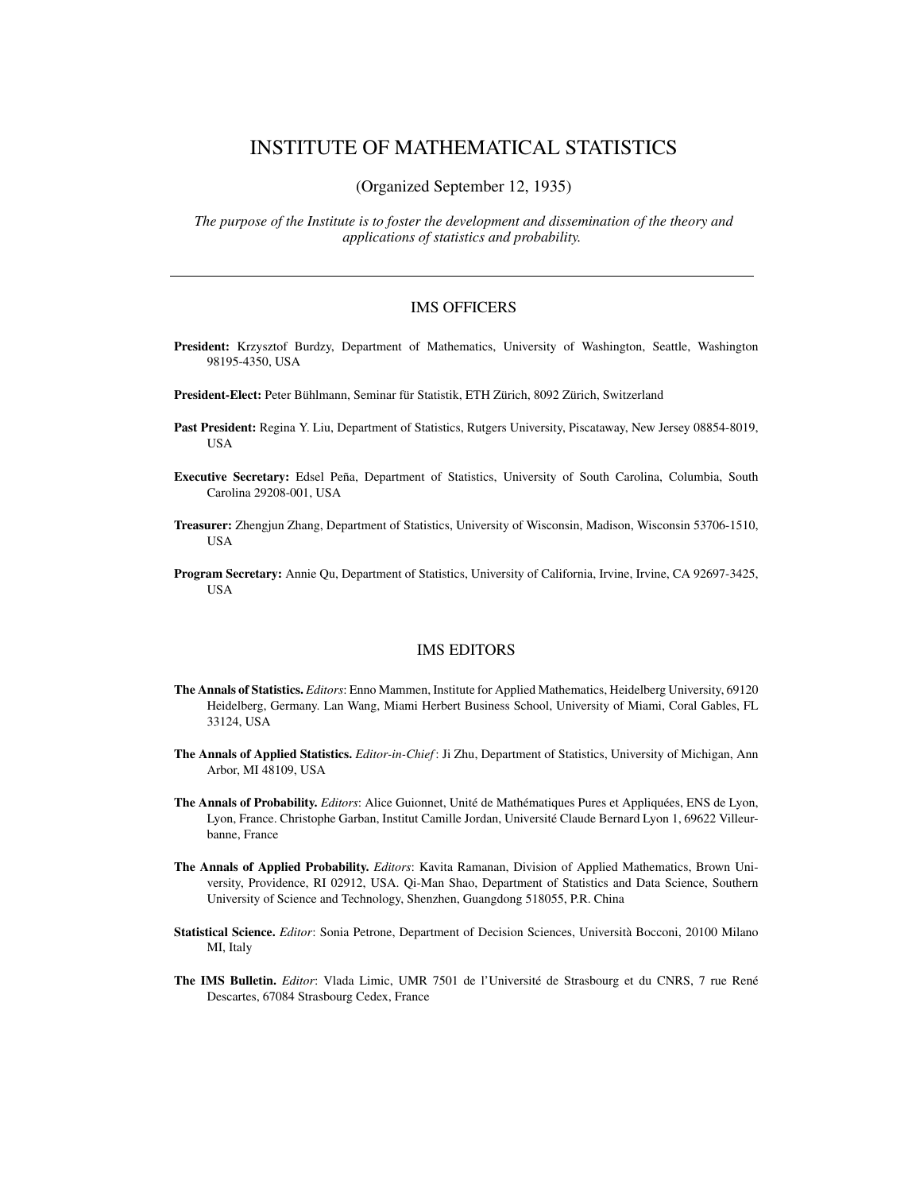# INSTITUTE OF MATHEMATICAL STATISTICS

(Organized September 12, 1935)

*The purpose of the Institute is to foster the development and dissemination of the theory and applications of statistics and probability.*

---

## IMS OFFICERS

**President:** Krzysztof Burdzy, Department of Mathematics, University of Washington, Seattle, Washington 98195-4350, USA

**President-Elect:** Peter Bühlmann, Seminar für Statistik, ETH Zürich, 8092 Zürich, Switzerland

**Past President:** Regina Y. Liu, Department of Statistics, Rutgers University, Piscataway, New Jersey 08854-8019, USA

**Executive Secretary:** Edsel Peña, Department of Statistics, University of South Carolina, Columbia, South Carolina 29208-001, USA

**Treasurer:** Zhengjun Zhang, Department of Statistics, University of Wisconsin, Madison, Wisconsin 53706-1510, USA

**Program Secretary:** Annie Qu, Department of Statistics, University of California, Irvine, Irvine, CA 92697-3425, USA

## IMS EDITORS

**The Annals of Statistics.** *Editors*: Enno Mammen, Institute for Applied Mathematics, Heidelberg University, 69120 Heidelberg, Germany. Lan Wang, Miami Herbert Business School, University of Miami, Coral Gables, FL 33124, USA

**The Annals of Applied Statistics.** *Editor-in-Chief*: Ji Zhu, Department of Statistics, University of Michigan, Ann Arbor, MI 48109, USA

**The Annals of Probability.** *Editors*: Alice Guionnet, Unité de Mathématiques Pures et Appliquées, ENS de Lyon, Lyon, France. Christophe Garban, Institut Camille Jordan, Université Claude Bernard Lyon 1, 69622 Villeurbanne, France

**The Annals of Applied Probability.** *Editors*: Kavita Ramanan, Division of Applied Mathematics, Brown University, Providence, RI 02912, USA. Qi-Man Shao, Department of Statistics and Data Science, Southern University of Science and Technology, Shenzhen, Guangdong 518055, P.R. China

**Statistical Science.** *Editor*: Sonia Petrone, Department of Decision Sciences, Università Bocconi, 20100 Milano MI, Italy

**The IMS Bulletin.** *Editor*: Vlada Limic, UMR 7501 de l'Université de Strasbourg et du CNRS, 7 rue René Descartes, 67084 Strasbourg Cedex, France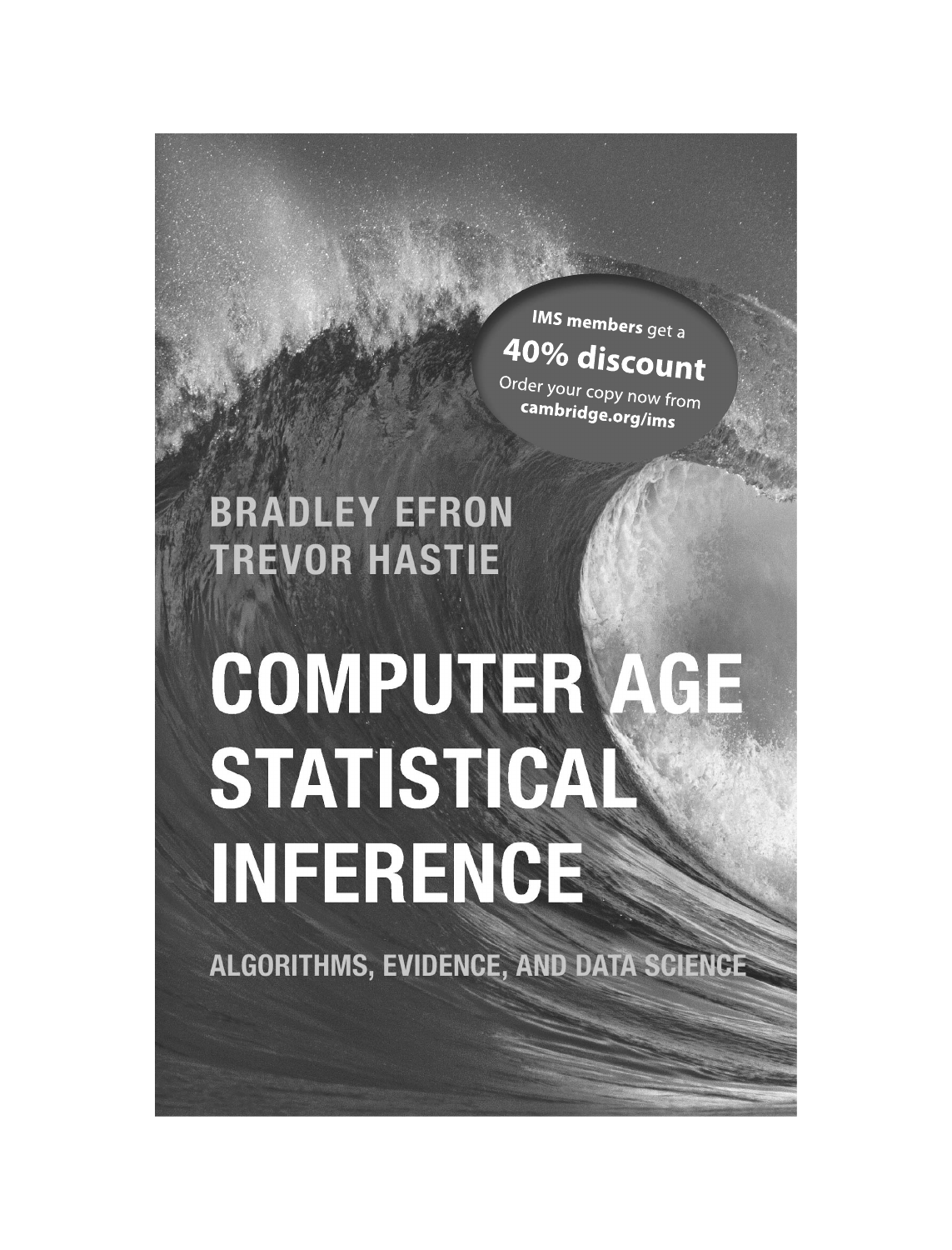IMS members get a

**40% discount**

Order your copy now from

**cambridge.org/ims**

BRADLEY EFRON

TREVOR HASTIE

# COMPUTER AGE STATISTICAL INFERENCE

ALGORITHMS, EVIDENCE, AND DATA SCIENCE